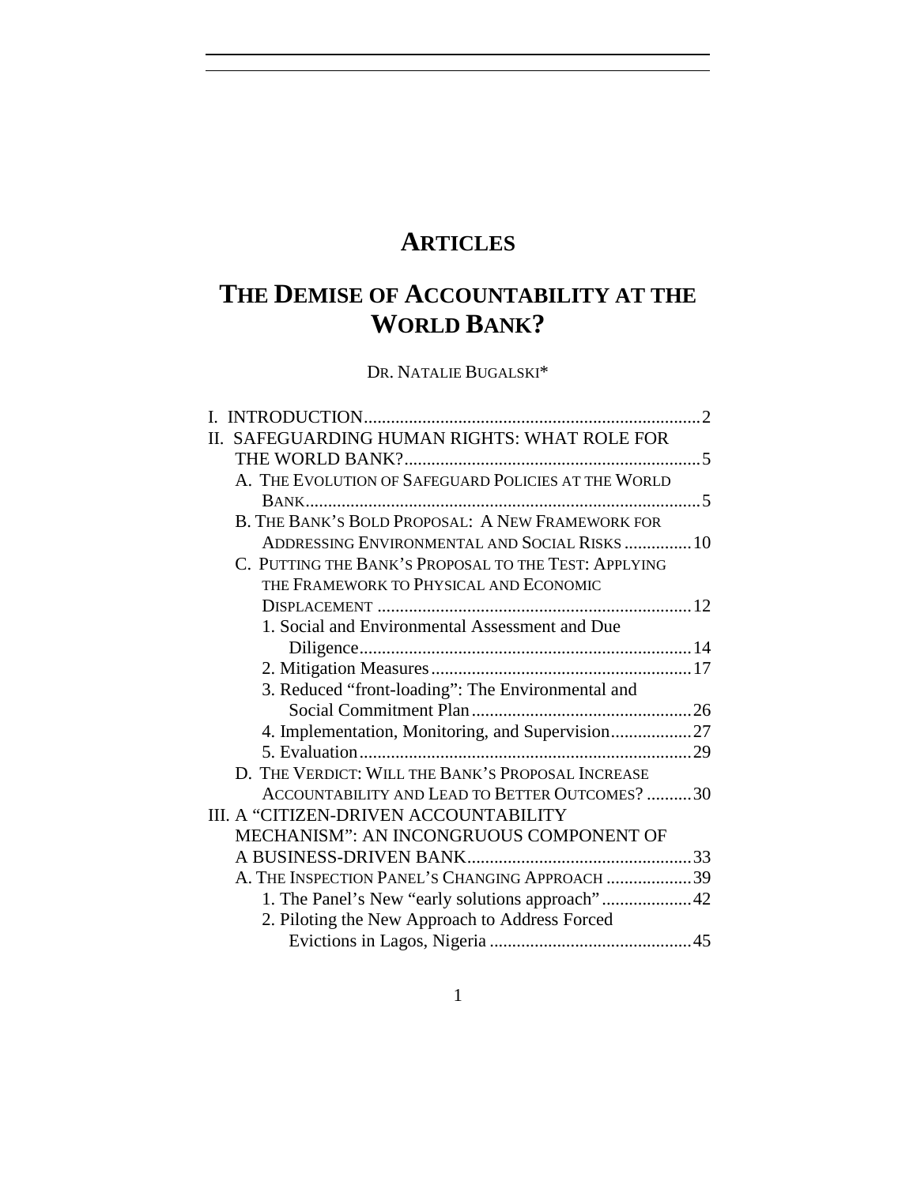# ARTICLES

# THE DEMISE OF ACCOUNTABILITY AT THE WORLD BANK?

DR. NATALIE BUGALSKI*

I. INTRODUCTION ........................................................................ 2
II. SAFEGUARDING HUMAN RIGHTS: WHAT ROLE FOR THE WORLD BANK? ........................................................................ 5
  A. THE EVOLUTION OF SAFEGUARD POLICIES AT THE WORLD BANK ........................................................................ 5
  B. THE BANK'S BOLD PROPOSAL: A NEW FRAMEWORK FOR ADDRESSING ENVIRONMENTAL AND SOCIAL RISKS ............... 10
  C. PUTTING THE BANK'S PROPOSAL TO THE TEST: APPLYING THE FRAMEWORK TO PHYSICAL AND ECONOMIC DISPLACEMENT ........................................................................ 12
    1. Social and Environmental Assessment and Due Diligence ........................................................................ 14
    2. Mitigation Measures ........................................................................ 17
    3. Reduced "front-loading": The Environmental and Social Commitment Plan ........................................................................ 26
    4. Implementation, Monitoring, and Supervision .................. 27
    5. Evaluation ........................................................................ 29
  D. THE VERDICT: WILL THE BANK'S PROPOSAL INCREASE ACCOUNTABILITY AND LEAD TO BETTER OUTCOMES? .......... 30
III. A "CITIZEN-DRIVEN ACCOUNTABILITY MECHANISM": AN INCONGRUOUS COMPONENT OF A BUSINESS-DRIVEN BANK ........................................................................ 33
  A. THE INSPECTION PANEL'S CHANGING APPROACH ................... 39
    1. The Panel's New "early solutions approach" .................... 42
    2. Piloting the New Approach to Address Forced Evictions in Lagos, Nigeria ........................................................................ 45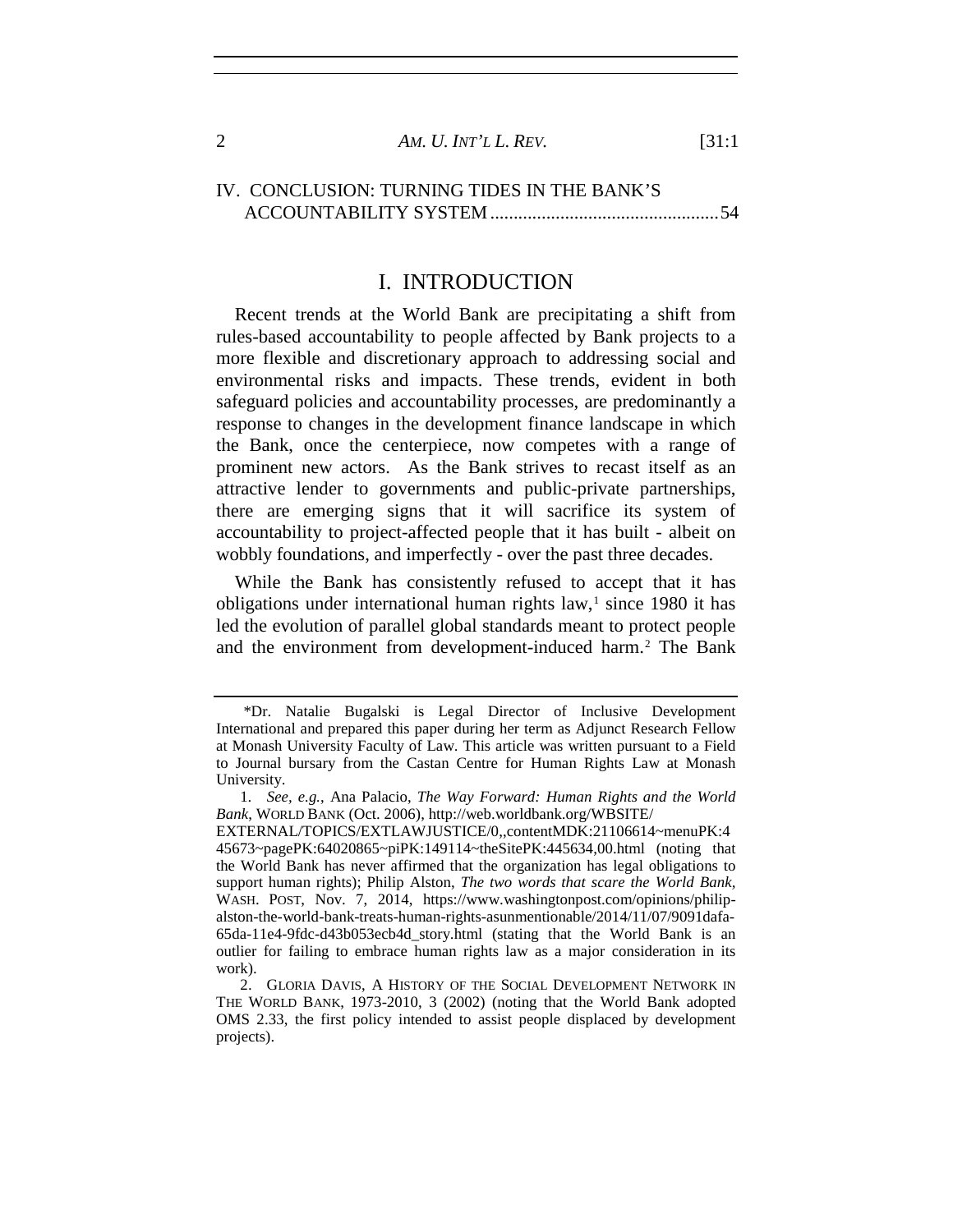IV. CONCLUSION: TURNING TIDES IN THE BANK'S ACCOUNTABILITY SYSTEM ................................................ 54

# I. INTRODUCTION

Recent trends at the World Bank are precipitating a shift from rules-based accountability to people affected by Bank projects to a more flexible and discretionary approach to addressing social and environmental risks and impacts. These trends, evident in both safeguard policies and accountability processes, are predominantly a response to changes in the development finance landscape in which the Bank, once the centerpiece, now competes with a range of prominent new actors. As the Bank strives to recast itself as an attractive lender to governments and public-private partnerships, there are emerging signs that it will sacrifice its system of accountability to project-affected people that it has built - albeit on wobbly foundations, and imperfectly - over the past three decades.

While the Bank has consistently refused to accept that it has obligations under international human rights law,[1] since 1980 it has led the evolution of parallel global standards meant to protect people and the environment from development-induced harm.[2] The Bank

---

*Dr. Natalie Bugalski is Legal Director of Inclusive Development International and prepared this paper during her term as Adjunct Research Fellow at Monash University Faculty of Law. This article was written pursuant to a Field to Journal bursary from the Castan Centre for Human Rights Law at Monash University.

1. *See, e.g.*, Ana Palacio, *The Way Forward: Human Rights and the World Bank*, WORLD BANK (Oct. 2006), http://web.worldbank.org/WBSITE/EXTERNAL/TOPICS/EXTLAWJUSTICE/0,,contentMDK:21106614~menuPK:445673~pagePK:64020865~piPK:149114~theSitePK:445634,00.html (noting that the World Bank has never affirmed that the organization has legal obligations to support human rights); Philip Alston, *The two words that scare the World Bank*, WASH. POST, Nov. 7, 2014, https://www.washingtonpost.com/opinions/philip-alston-the-world-bank-treats-human-rights-asunmentionable/2014/11/07/9091dafa-65da-11e4-9fdc-d43b053ecb4d_story.html (stating that the World Bank is an outlier for failing to embrace human rights law as a major consideration in its work).

2. GLORIA DAVIS, A HISTORY OF THE SOCIAL DEVELOPMENT NETWORK IN THE WORLD BANK, 1973-2010, 3 (2002) (noting that the World Bank adopted OMS 2.33, the first policy intended to assist people displaced by development projects).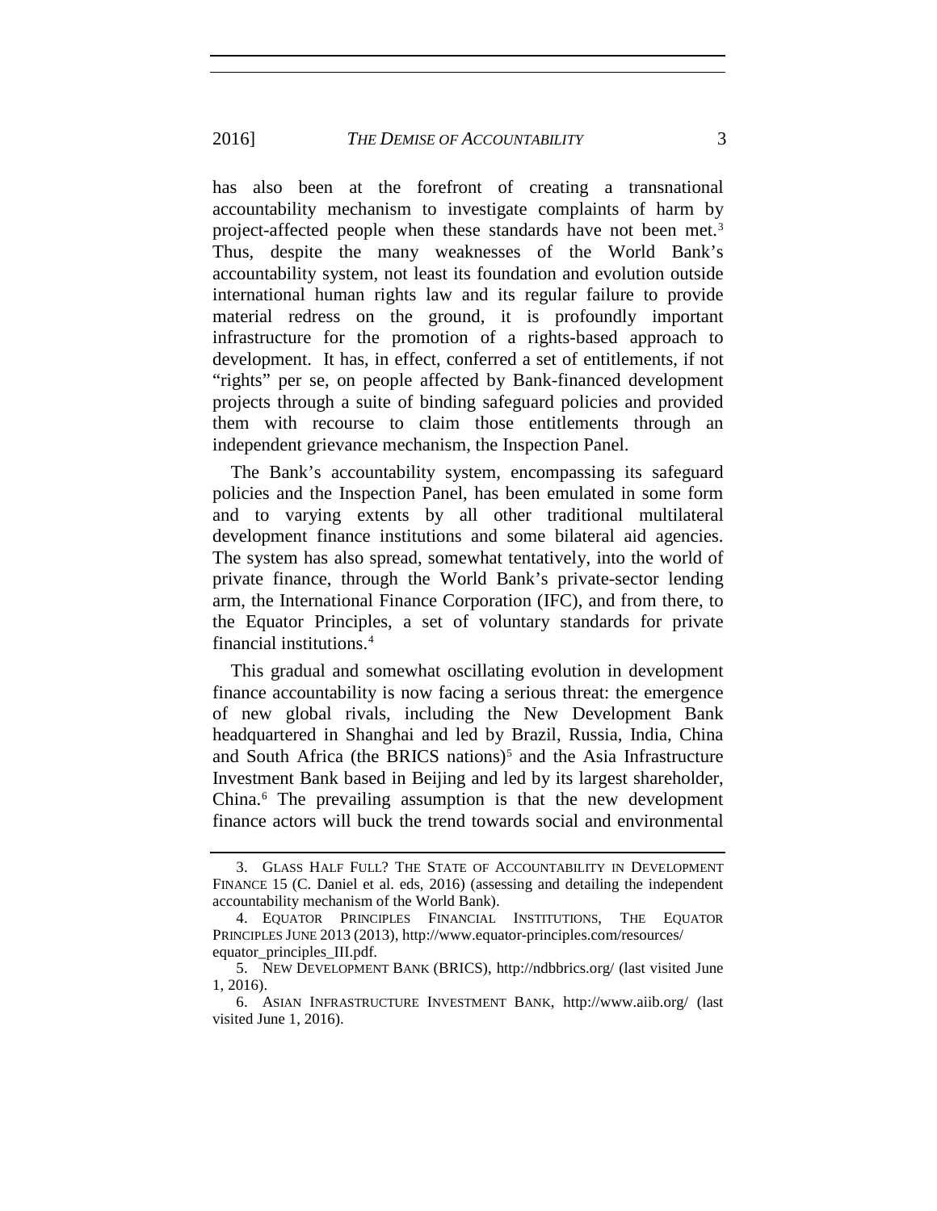has also been at the forefront of creating a transnational accountability mechanism to investigate complaints of harm by project-affected people when these standards have not been met.[3] Thus, despite the many weaknesses of the World Bank's accountability system, not least its foundation and evolution outside international human rights law and its regular failure to provide material redress on the ground, it is profoundly important infrastructure for the promotion of a rights-based approach to development. It has, in effect, conferred a set of entitlements, if not "rights" per se, on people affected by Bank-financed development projects through a suite of binding safeguard policies and provided them with recourse to claim those entitlements through an independent grievance mechanism, the Inspection Panel.

The Bank's accountability system, encompassing its safeguard policies and the Inspection Panel, has been emulated in some form and to varying extents by all other traditional multilateral development finance institutions and some bilateral aid agencies. The system has also spread, somewhat tentatively, into the world of private finance, through the World Bank's private-sector lending arm, the International Finance Corporation (IFC), and from there, to the Equator Principles, a set of voluntary standards for private financial institutions.[4]

This gradual and somewhat oscillating evolution in development finance accountability is now facing a serious threat: the emergence of new global rivals, including the New Development Bank headquartered in Shanghai and led by Brazil, Russia, India, China and South Africa (the BRICS nations)[5] and the Asia Infrastructure Investment Bank based in Beijing and led by its largest shareholder, China.[6] The prevailing assumption is that the new development finance actors will buck the trend towards social and environmental

---

3. GLASS HALF FULL? THE STATE OF ACCOUNTABILITY IN DEVELOPMENT FINANCE 15 (C. Daniel et al. eds, 2016) (assessing and detailing the independent accountability mechanism of the World Bank).

4. EQUATOR PRINCIPLES FINANCIAL INSTITUTIONS, THE EQUATOR PRINCIPLES JUNE 2013 (2013), http://www.equator-principles.com/resources/equator_principles_III.pdf.

5. NEW DEVELOPMENT BANK (BRICS), http://ndbbrics.org/ (last visited June 1, 2016).

6. ASIAN INFRASTRUCTURE INVESTMENT BANK, http://www.aiib.org/ (last visited June 1, 2016).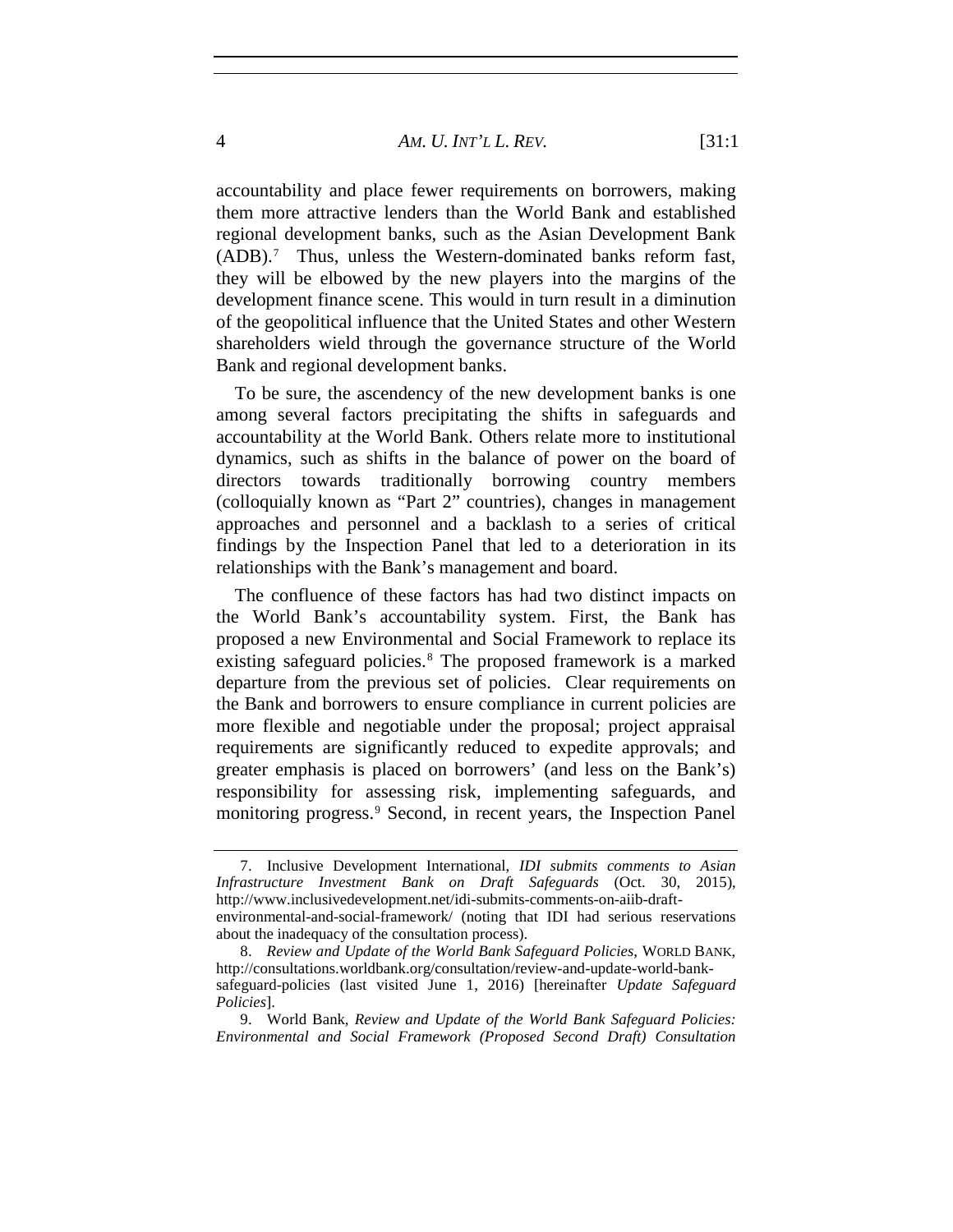accountability and place fewer requirements on borrowers, making them more attractive lenders than the World Bank and established regional development banks, such as the Asian Development Bank (ADB).[7] Thus, unless the Western-dominated banks reform fast, they will be elbowed by the new players into the margins of the development finance scene. This would in turn result in a diminution of the geopolitical influence that the United States and other Western shareholders wield through the governance structure of the World Bank and regional development banks.

To be sure, the ascendency of the new development banks is one among several factors precipitating the shifts in safeguards and accountability at the World Bank. Others relate more to institutional dynamics, such as shifts in the balance of power on the board of directors towards traditionally borrowing country members (colloquially known as "Part 2" countries), changes in management approaches and personnel and a backlash to a series of critical findings by the Inspection Panel that led to a deterioration in its relationships with the Bank's management and board.

The confluence of these factors has had two distinct impacts on the World Bank's accountability system. First, the Bank has proposed a new Environmental and Social Framework to replace its existing safeguard policies.[8] The proposed framework is a marked departure from the previous set of policies. Clear requirements on the Bank and borrowers to ensure compliance in current policies are more flexible and negotiable under the proposal; project appraisal requirements are significantly reduced to expedite approvals; and greater emphasis is placed on borrowers' (and less on the Bank's) responsibility for assessing risk, implementing safeguards, and monitoring progress.[9] Second, in recent years, the Inspection Panel

---

7. Inclusive Development International, *IDI submits comments to Asian Infrastructure Investment Bank on Draft Safeguards* (Oct. 30, 2015), http://www.inclusivedevelopment.net/idi-submits-comments-on-aiib-draft-environmental-and-social-framework/ (noting that IDI had serious reservations about the inadequacy of the consultation process).

8. *Review and Update of the World Bank Safeguard Policies*, WORLD BANK, http://consultations.worldbank.org/consultation/review-and-update-world-bank-safeguard-policies (last visited June 1, 2016) [hereinafter *Update Safeguard Policies*].

9. World Bank, *Review and Update of the World Bank Safeguard Policies: Environmental and Social Framework (Proposed Second Draft) Consultation*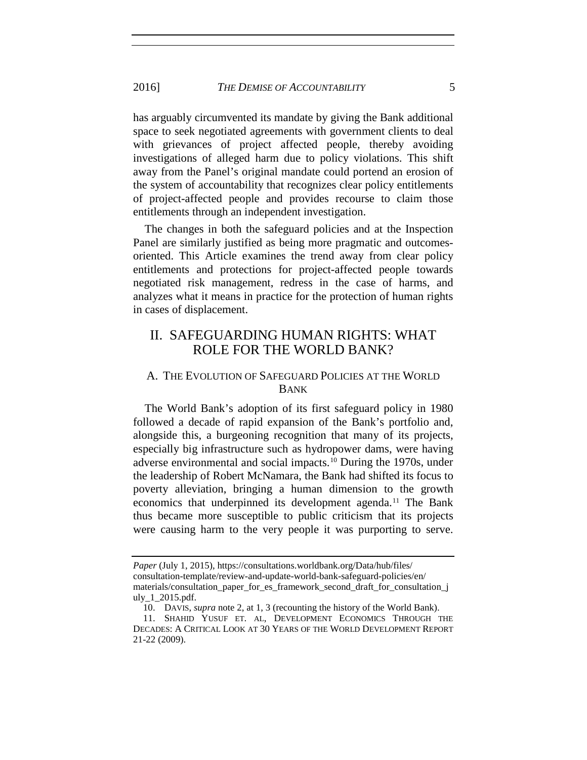has arguably circumvented its mandate by giving the Bank additional space to seek negotiated agreements with government clients to deal with grievances of project affected people, thereby avoiding investigations of alleged harm due to policy violations. This shift away from the Panel's original mandate could portend an erosion of the system of accountability that recognizes clear policy entitlements of project-affected people and provides recourse to claim those entitlements through an independent investigation.

The changes in both the safeguard policies and at the Inspection Panel are similarly justified as being more pragmatic and outcomes-oriented. This Article examines the trend away from clear policy entitlements and protections for project-affected people towards negotiated risk management, redress in the case of harms, and analyzes what it means in practice for the protection of human rights in cases of displacement.

## II. SAFEGUARDING HUMAN RIGHTS: WHAT ROLE FOR THE WORLD BANK?

### A. THE EVOLUTION OF SAFEGUARD POLICIES AT THE WORLD BANK

The World Bank's adoption of its first safeguard policy in 1980 followed a decade of rapid expansion of the Bank's portfolio and, alongside this, a burgeoning recognition that many of its projects, especially big infrastructure such as hydropower dams, were having adverse environmental and social impacts.[10] During the 1970s, under the leadership of Robert McNamara, the Bank had shifted its focus to poverty alleviation, bringing a human dimension to the growth economics that underpinned its development agenda.[11] The Bank thus became more susceptible to public criticism that its projects were causing harm to the very people it was purporting to serve.

---

*Paper* (July 1, 2015), https://consultations.worldbank.org/Data/hub/files/consultation-template/review-and-update-world-bank-safeguard-policies/en/materials/consultation_paper_for_es_framework_second_draft_for_consultation_july_1_2015.pdf.

10. DAVIS, *supra* note 2, at 1, 3 (recounting the history of the World Bank).

11. SHAHID YUSUF ET. AL, DEVELOPMENT ECONOMICS THROUGH THE DECADES: A CRITICAL LOOK AT 30 YEARS OF THE WORLD DEVELOPMENT REPORT 21-22 (2009).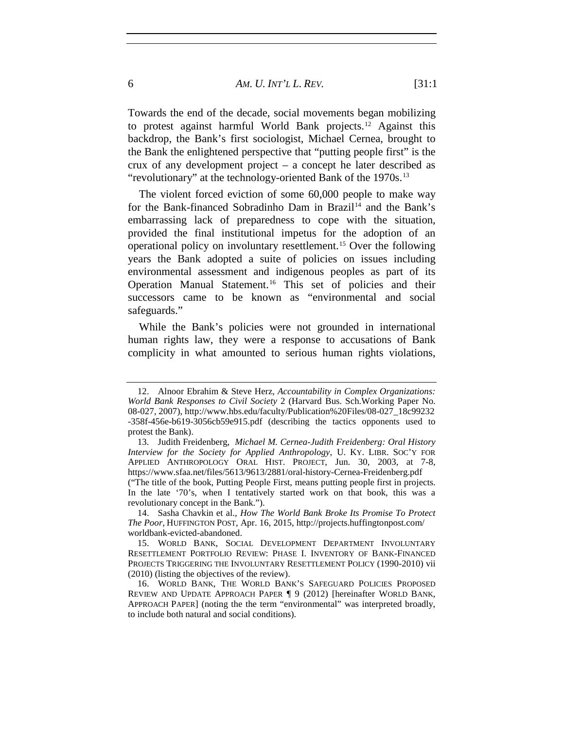Towards the end of the decade, social movements began mobilizing to protest against harmful World Bank projects.[12] Against this backdrop, the Bank's first sociologist, Michael Cernea, brought to the Bank the enlightened perspective that "putting people first" is the crux of any development project – a concept he later described as "revolutionary" at the technology-oriented Bank of the 1970s.[13]

The violent forced eviction of some 60,000 people to make way for the Bank-financed Sobradinho Dam in Brazil[14] and the Bank's embarrassing lack of preparedness to cope with the situation, provided the final institutional impetus for the adoption of an operational policy on involuntary resettlement.[15] Over the following years the Bank adopted a suite of policies on issues including environmental assessment and indigenous peoples as part of its Operation Manual Statement.[16] This set of policies and their successors came to be known as "environmental and social safeguards."

While the Bank's policies were not grounded in international human rights law, they were a response to accusations of Bank complicity in what amounted to serious human rights violations,

---

12. Alnoor Ebrahim & Steve Herz, *Accountability in Complex Organizations: World Bank Responses to Civil Society* 2 (Harvard Bus. Sch.Working Paper No. 08-027, 2007), http://www.hbs.edu/faculty/Publication%20Files/08-027_18c99232-358f-456e-b619-3056cb59e915.pdf (describing the tactics opponents used to protest the Bank).

13. Judith Freidenberg, *Michael M. Cernea-Judith Freidenberg: Oral History Interview for the Society for Applied Anthropology*, U. KY. LIBR. SOC'Y FOR APPLIED ANTHROPOLOGY ORAL HIST. PROJECT, Jun. 30, 2003, at 7-8, https://www.sfaa.net/files/5613/9613/2881/oral-history-Cernea-Freidenberg.pdf ("The title of the book, Putting People First, means putting people first in projects. In the late '70's, when I tentatively started work on that book, this was a revolutionary concept in the Bank.").

14. Sasha Chavkin et al., *How The World Bank Broke Its Promise To Protect The Poor*, HUFFINGTON POST, Apr. 16, 2015, http://projects.huffingtonpost.com/worldbank-evicted-abandoned.

15. WORLD BANK, SOCIAL DEVELOPMENT DEPARTMENT INVOLUNTARY RESETTLEMENT PORTFOLIO REVIEW: PHASE I. INVENTORY OF BANK-FINANCED PROJECTS TRIGGERING THE INVOLUNTARY RESETTLEMENT POLICY (1990-2010) vii (2010) (listing the objectives of the review).

16. WORLD BANK, THE WORLD BANK'S SAFEGUARD POLICIES PROPOSED REVIEW AND UPDATE APPROACH PAPER ¶ 9 (2012) [hereinafter WORLD BANK, APPROACH PAPER] (noting the the term "environmental" was interpreted broadly, to include both natural and social conditions).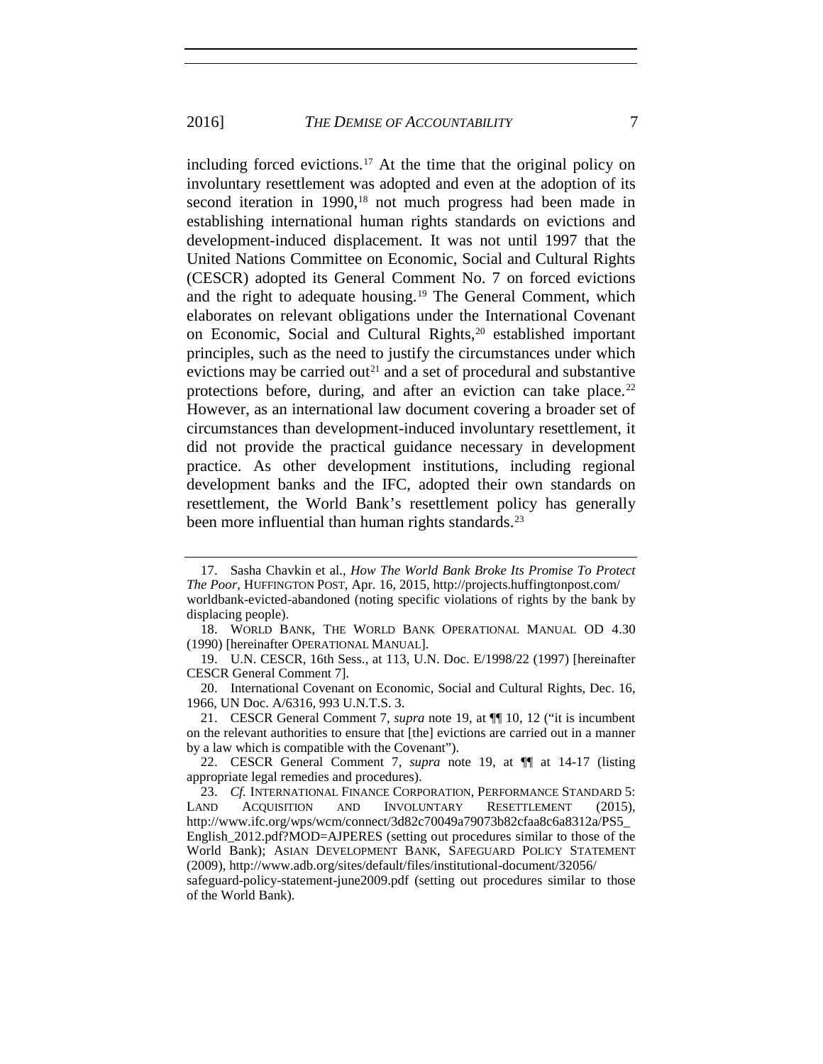including forced evictions.[17] At the time that the original policy on involuntary resettlement was adopted and even at the adoption of its second iteration in 1990,[18] not much progress had been made in establishing international human rights standards on evictions and development-induced displacement. It was not until 1997 that the United Nations Committee on Economic, Social and Cultural Rights (CESCR) adopted its General Comment No. 7 on forced evictions and the right to adequate housing.[19] The General Comment, which elaborates on relevant obligations under the International Covenant on Economic, Social and Cultural Rights,[20] established important principles, such as the need to justify the circumstances under which evictions may be carried out[21] and a set of procedural and substantive protections before, during, and after an eviction can take place.[22] However, as an international law document covering a broader set of circumstances than development-induced involuntary resettlement, it did not provide the practical guidance necessary in development practice. As other development institutions, including regional development banks and the IFC, adopted their own standards on resettlement, the World Bank's resettlement policy has generally been more influential than human rights standards.[23]

---

17. Sasha Chavkin et al., *How The World Bank Broke Its Promise To Protect The Poor*, HUFFINGTON POST, Apr. 16, 2015, http://projects.huffingtonpost.com/worldbank-evicted-abandoned (noting specific violations of rights by the bank by displacing people).

18. WORLD BANK, THE WORLD BANK OPERATIONAL MANUAL OD 4.30 (1990) [hereinafter OPERATIONAL MANUAL].

19. U.N. CESCR, 16th Sess., at 113, U.N. Doc. E/1998/22 (1997) [hereinafter CESCR General Comment 7].

20. International Covenant on Economic, Social and Cultural Rights, Dec. 16, 1966, UN Doc. A/6316, 993 U.N.T.S. 3.

21. CESCR General Comment 7, *supra* note 19, at ¶¶ 10, 12 ("it is incumbent on the relevant authorities to ensure that [the] evictions are carried out in a manner by a law which is compatible with the Covenant").

22. CESCR General Comment 7, *supra* note 19, at ¶¶ at 14-17 (listing appropriate legal remedies and procedures).

23. *Cf.* INTERNATIONAL FINANCE CORPORATION, PERFORMANCE STANDARD 5: LAND ACQUISITION AND INVOLUNTARY RESETTLEMENT (2015), http://www.ifc.org/wps/wcm/connect/3d82c70049a79073b82cfaa8c6a8312a/PS5_English_2012.pdf?MOD=AJPERES (setting out procedures similar to those of the World Bank); ASIAN DEVELOPMENT BANK, SAFEGUARD POLICY STATEMENT (2009), http://www.adb.org/sites/default/files/institutional-document/32056/safeguard-policy-statement-june2009.pdf (setting out procedures similar to those of the World Bank).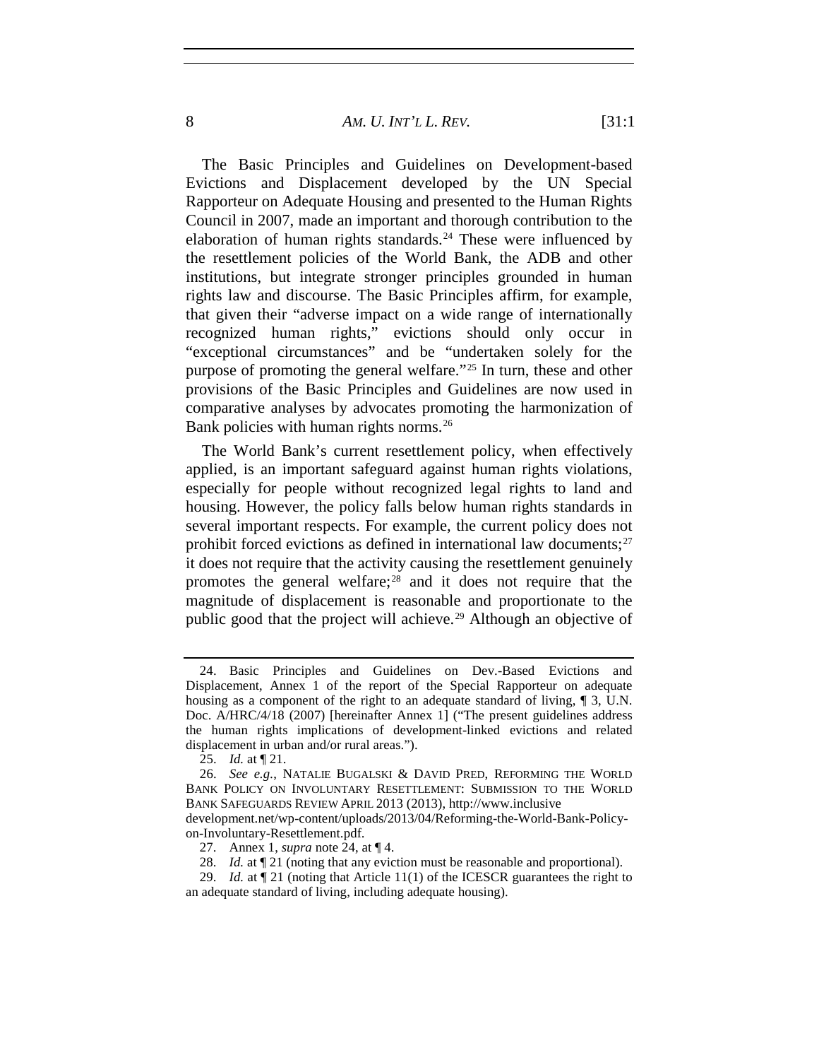The Basic Principles and Guidelines on Development-based Evictions and Displacement developed by the UN Special Rapporteur on Adequate Housing and presented to the Human Rights Council in 2007, made an important and thorough contribution to the elaboration of human rights standards.[24] These were influenced by the resettlement policies of the World Bank, the ADB and other institutions, but integrate stronger principles grounded in human rights law and discourse. The Basic Principles affirm, for example, that given their "adverse impact on a wide range of internationally recognized human rights," evictions should only occur in "exceptional circumstances" and be "undertaken solely for the purpose of promoting the general welfare."[25] In turn, these and other provisions of the Basic Principles and Guidelines are now used in comparative analyses by advocates promoting the harmonization of Bank policies with human rights norms.[26]

The World Bank's current resettlement policy, when effectively applied, is an important safeguard against human rights violations, especially for people without recognized legal rights to land and housing. However, the policy falls below human rights standards in several important respects. For example, the current policy does not prohibit forced evictions as defined in international law documents;[27] it does not require that the activity causing the resettlement genuinely promotes the general welfare;[28] and it does not require that the magnitude of displacement is reasonable and proportionate to the public good that the project will achieve.[29] Although an objective of

---

24. Basic Principles and Guidelines on Dev.-Based Evictions and Displacement, Annex 1 of the report of the Special Rapporteur on adequate housing as a component of the right to an adequate standard of living, ¶ 3, U.N. Doc. A/HRC/4/18 (2007) [hereinafter Annex 1] ("The present guidelines address the human rights implications of development-linked evictions and related displacement in urban and/or rural areas.").

25. *Id.* at ¶ 21.

26. *See e.g.*, NATALIE BUGALSKI & DAVID PRED, REFORMING THE WORLD BANK POLICY ON INVOLUNTARY RESETTLEMENT: SUBMISSION TO THE WORLD BANK SAFEGUARDS REVIEW APRIL 2013 (2013), http://www.inclusive development.net/wp-content/uploads/2013/04/Reforming-the-World-Bank-Policy-on-Involuntary-Resettlement.pdf.

27. Annex 1, *supra* note 24, at ¶ 4.

28. *Id.* at ¶ 21 (noting that any eviction must be reasonable and proportional).

29. *Id.* at ¶ 21 (noting that Article 11(1) of the ICESCR guarantees the right to an adequate standard of living, including adequate housing).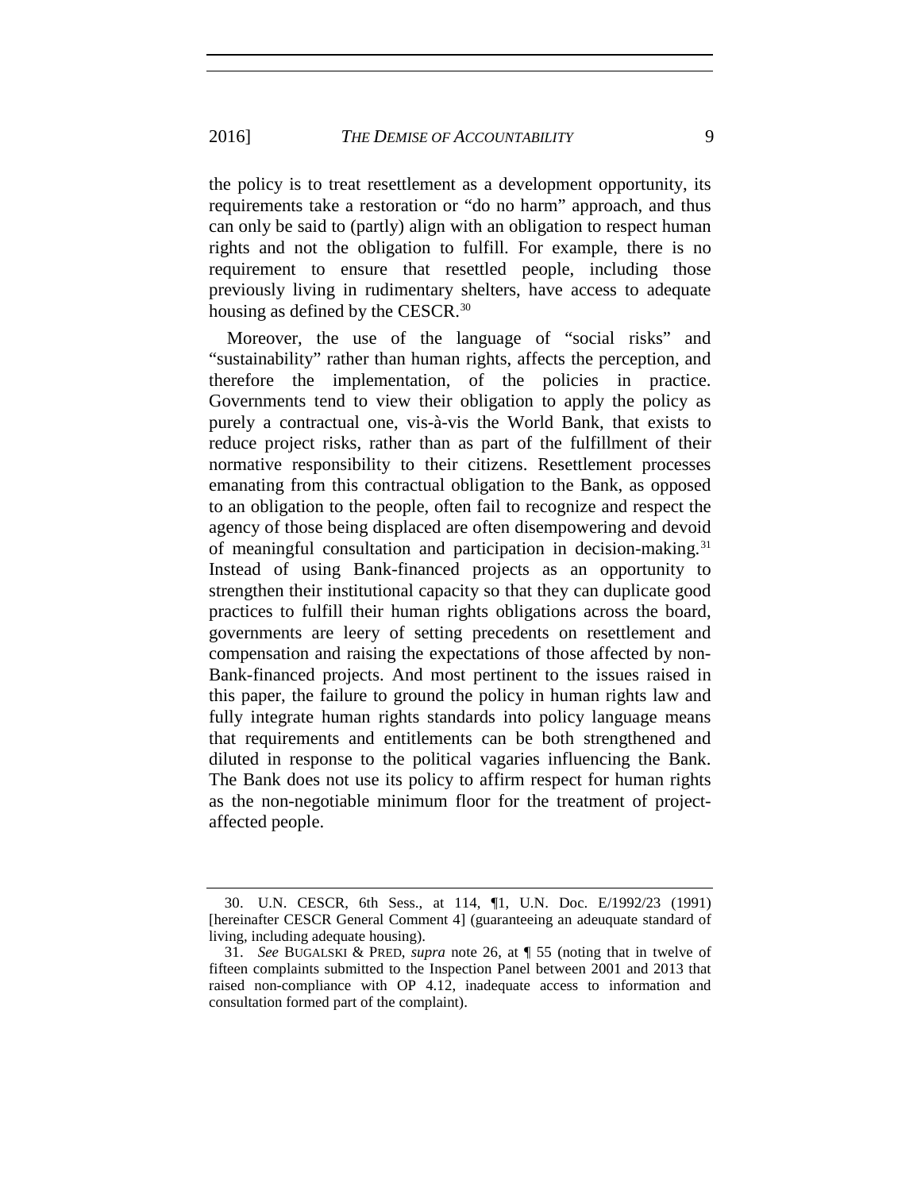the policy is to treat resettlement as a development opportunity, its requirements take a restoration or "do no harm" approach, and thus can only be said to (partly) align with an obligation to respect human rights and not the obligation to fulfill. For example, there is no requirement to ensure that resettled people, including those previously living in rudimentary shelters, have access to adequate housing as defined by the CESCR.[30]

Moreover, the use of the language of "social risks" and "sustainability" rather than human rights, affects the perception, and therefore the implementation, of the policies in practice. Governments tend to view their obligation to apply the policy as purely a contractual one, vis-à-vis the World Bank, that exists to reduce project risks, rather than as part of the fulfillment of their normative responsibility to their citizens. Resettlement processes emanating from this contractual obligation to the Bank, as opposed to an obligation to the people, often fail to recognize and respect the agency of those being displaced are often disempowering and devoid of meaningful consultation and participation in decision-making.[31] Instead of using Bank-financed projects as an opportunity to strengthen their institutional capacity so that they can duplicate good practices to fulfill their human rights obligations across the board, governments are leery of setting precedents on resettlement and compensation and raising the expectations of those affected by non-Bank-financed projects. And most pertinent to the issues raised in this paper, the failure to ground the policy in human rights law and fully integrate human rights standards into policy language means that requirements and entitlements can be both strengthened and diluted in response to the political vagaries influencing the Bank. The Bank does not use its policy to affirm respect for human rights as the non-negotiable minimum floor for the treatment of project-affected people.

---

30. U.N. CESCR, 6th Sess., at 114, ¶1, U.N. Doc. E/1992/23 (1991) [hereinafter CESCR General Comment 4] (guaranteeing an adeuquate standard of living, including adequate housing).

31. *See* BUGALSKI & PRED, *supra* note 26, at ¶ 55 (noting that in twelve of fifteen complaints submitted to the Inspection Panel between 2001 and 2013 that raised non-compliance with OP 4.12, inadequate access to information and consultation formed part of the complaint).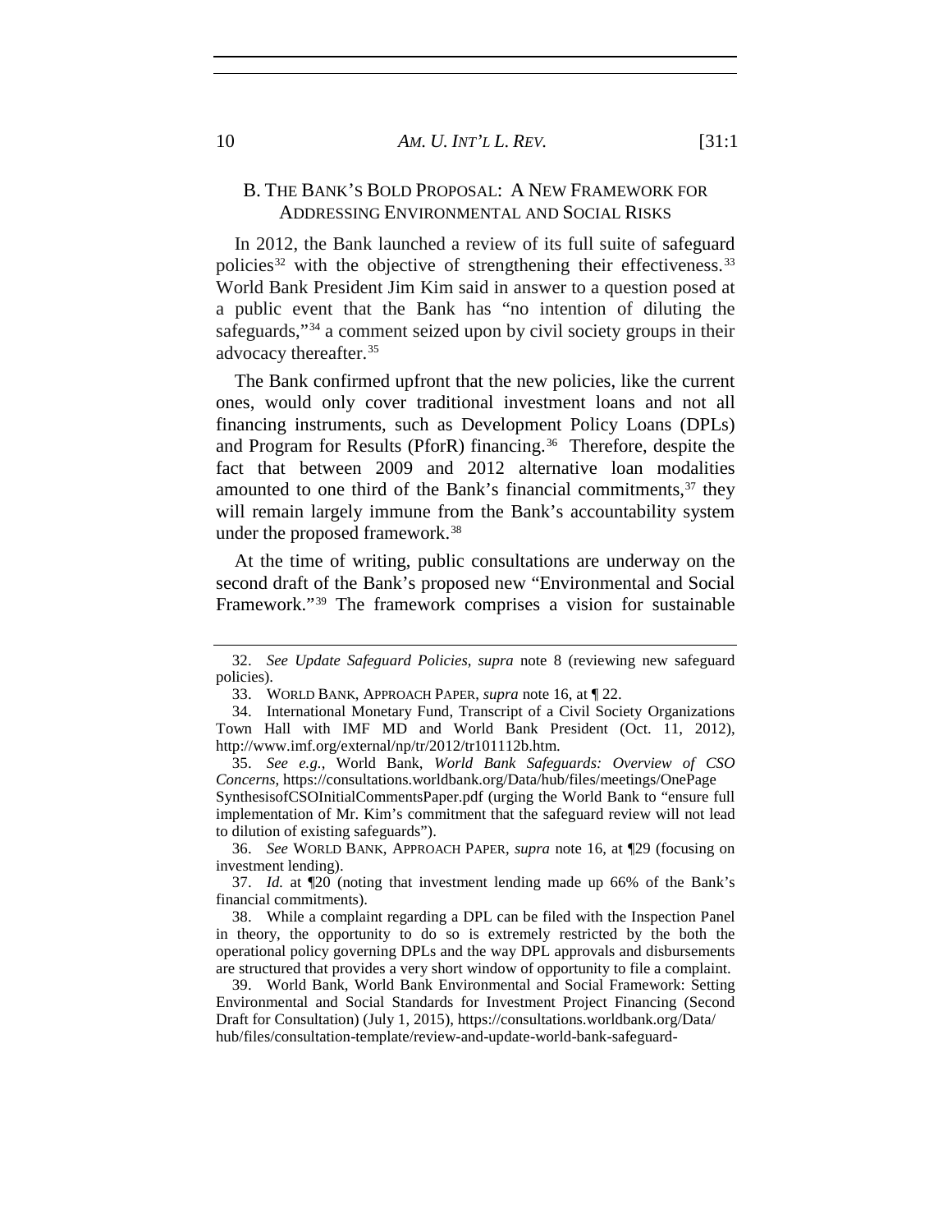### B. THE BANK'S BOLD PROPOSAL: A NEW FRAMEWORK FOR ADDRESSING ENVIRONMENTAL AND SOCIAL RISKS

In 2012, the Bank launched a review of its full suite of safeguard policies[32] with the objective of strengthening their effectiveness.[33] World Bank President Jim Kim said in answer to a question posed at a public event that the Bank has "no intention of diluting the safeguards,"[34] a comment seized upon by civil society groups in their advocacy thereafter.[35]

The Bank confirmed upfront that the new policies, like the current ones, would only cover traditional investment loans and not all financing instruments, such as Development Policy Loans (DPLs) and Program for Results (PforR) financing.[36] Therefore, despite the fact that between 2009 and 2012 alternative loan modalities amounted to one third of the Bank's financial commitments,[37] they will remain largely immune from the Bank's accountability system under the proposed framework.[38]

At the time of writing, public consultations are underway on the second draft of the Bank's proposed new "Environmental and Social Framework."[39] The framework comprises a vision for sustainable

---

32. *See Update Safeguard Policies*, *supra* note 8 (reviewing new safeguard policies).

33. WORLD BANK, APPROACH PAPER, *supra* note 16, at ¶ 22.

34. International Monetary Fund, Transcript of a Civil Society Organizations Town Hall with IMF MD and World Bank President (Oct. 11, 2012), http://www.imf.org/external/np/tr/2012/tr101112b.htm.

35. *See e.g.*, World Bank, *World Bank Safeguards: Overview of CSO Concerns*, https://consultations.worldbank.org/Data/hub/files/meetings/OnePage SynthesisofCSOInitialCommentsPaper.pdf (urging the World Bank to "ensure full implementation of Mr. Kim's commitment that the safeguard review will not lead to dilution of existing safeguards").

36. *See* WORLD BANK, APPROACH PAPER, *supra* note 16, at ¶29 (focusing on investment lending).

37. *Id.* at ¶20 (noting that investment lending made up 66% of the Bank's financial commitments).

38. While a complaint regarding a DPL can be filed with the Inspection Panel in theory, the opportunity to do so is extremely restricted by the both the operational policy governing DPLs and the way DPL approvals and disbursements are structured that provides a very short window of opportunity to file a complaint.

39. World Bank, World Bank Environmental and Social Framework: Setting Environmental and Social Standards for Investment Project Financing (Second Draft for Consultation) (July 1, 2015), https://consultations.worldbank.org/Data/hub/files/consultation-template/review-and-update-world-bank-safeguard-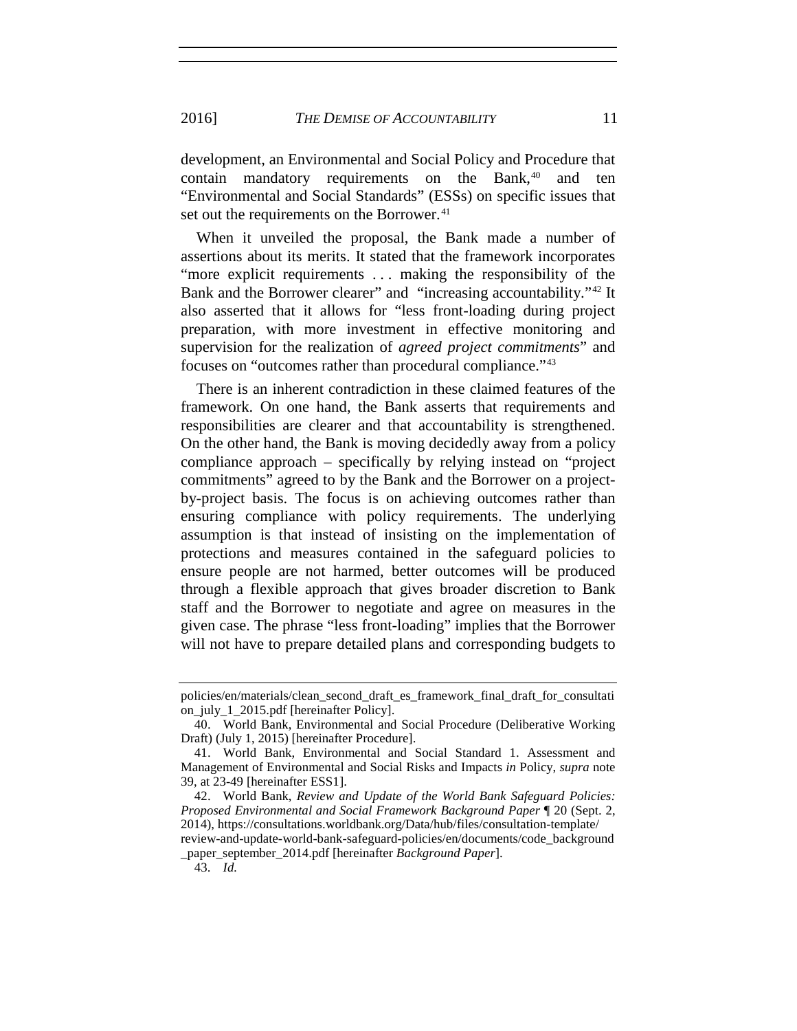development, an Environmental and Social Policy and Procedure that contain mandatory requirements on the Bank,[40] and ten "Environmental and Social Standards" (ESSs) on specific issues that set out the requirements on the Borrower.[41]

When it unveiled the proposal, the Bank made a number of assertions about its merits. It stated that the framework incorporates "more explicit requirements . . . making the responsibility of the Bank and the Borrower clearer" and "increasing accountability."[42] It also asserted that it allows for "less front-loading during project preparation, with more investment in effective monitoring and supervision for the realization of *agreed project commitments*" and focuses on "outcomes rather than procedural compliance."[43]

There is an inherent contradiction in these claimed features of the framework. On one hand, the Bank asserts that requirements and responsibilities are clearer and that accountability is strengthened. On the other hand, the Bank is moving decidedly away from a policy compliance approach – specifically by relying instead on "project commitments" agreed to by the Bank and the Borrower on a project-by-project basis. The focus is on achieving outcomes rather than ensuring compliance with policy requirements. The underlying assumption is that instead of insisting on the implementation of protections and measures contained in the safeguard policies to ensure people are not harmed, better outcomes will be produced through a flexible approach that gives broader discretion to Bank staff and the Borrower to negotiate and agree on measures in the given case. The phrase "less front-loading" implies that the Borrower will not have to prepare detailed plans and corresponding budgets to

---

policies/en/materials/clean_second_draft_es_framework_final_draft_for_consultation_july_1_2015.pdf [hereinafter Policy].

40. World Bank, Environmental and Social Procedure (Deliberative Working Draft) (July 1, 2015) [hereinafter Procedure].

41. World Bank, Environmental and Social Standard 1. Assessment and Management of Environmental and Social Risks and Impacts *in* Policy, *supra* note 39, at 23-49 [hereinafter ESS1].

42. World Bank, *Review and Update of the World Bank Safeguard Policies: Proposed Environmental and Social Framework Background Paper* ¶ 20 (Sept. 2, 2014), https://consultations.worldbank.org/Data/hub/files/consultation-template/review-and-update-world-bank-safeguard-policies/en/documents/code_background_paper_september_2014.pdf [hereinafter *Background Paper*].

43. *Id.*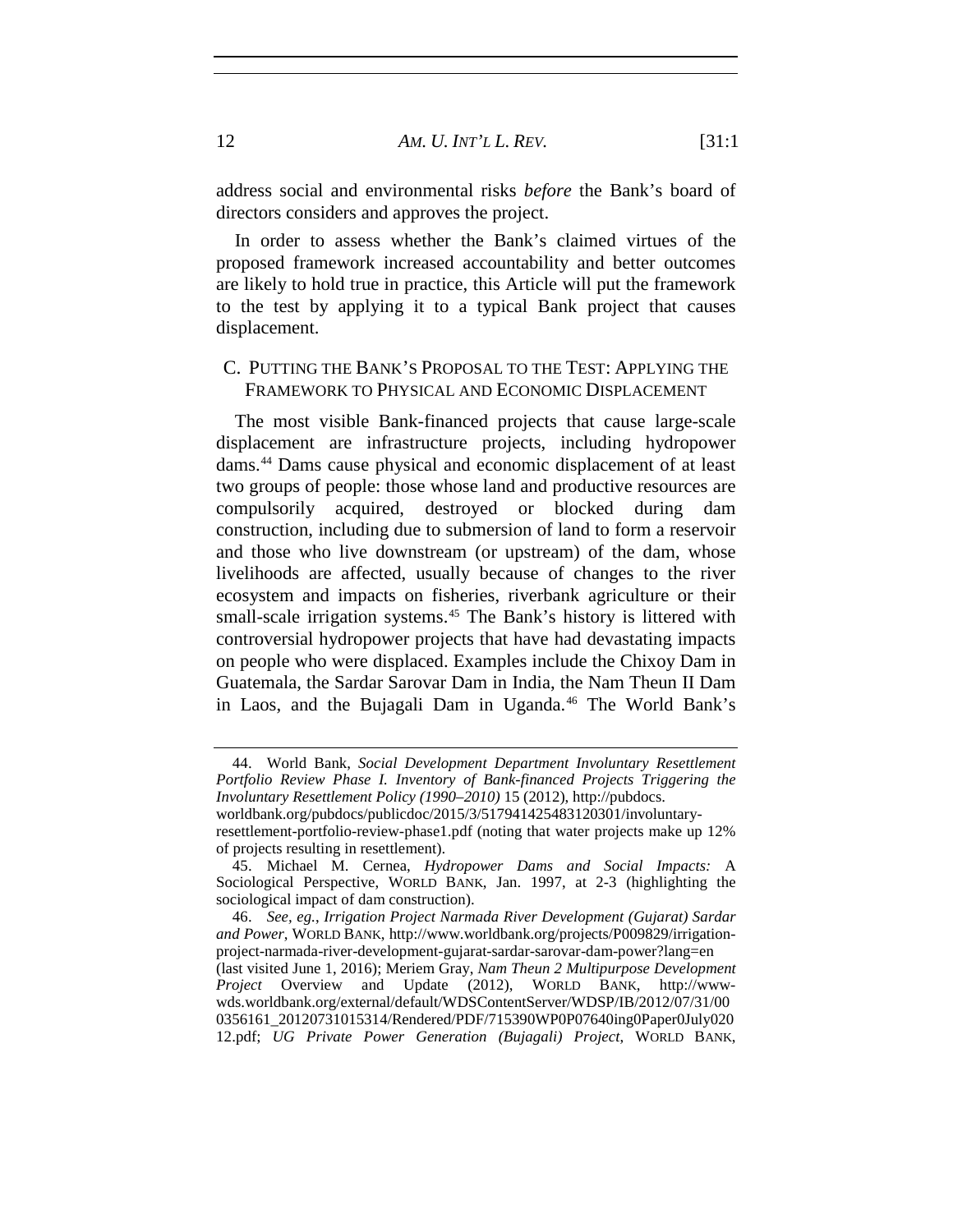address social and environmental risks *before* the Bank's board of directors considers and approves the project.

In order to assess whether the Bank's claimed virtues of the proposed framework increased accountability and better outcomes are likely to hold true in practice, this Article will put the framework to the test by applying it to a typical Bank project that causes displacement.

### C. PUTTING THE BANK'S PROPOSAL TO THE TEST: APPLYING THE FRAMEWORK TO PHYSICAL AND ECONOMIC DISPLACEMENT

The most visible Bank-financed projects that cause large-scale displacement are infrastructure projects, including hydropower dams.[44] Dams cause physical and economic displacement of at least two groups of people: those whose land and productive resources are compulsorily acquired, destroyed or blocked during dam construction, including due to submersion of land to form a reservoir and those who live downstream (or upstream) of the dam, whose livelihoods are affected, usually because of changes to the river ecosystem and impacts on fisheries, riverbank agriculture or their small-scale irrigation systems.[45] The Bank's history is littered with controversial hydropower projects that have had devastating impacts on people who were displaced. Examples include the Chixoy Dam in Guatemala, the Sardar Sarovar Dam in India, the Nam Theun II Dam in Laos, and the Bujagali Dam in Uganda.[46] The World Bank's

---

44. World Bank, *Social Development Department Involuntary Resettlement Portfolio Review Phase I. Inventory of Bank-financed Projects Triggering the Involuntary Resettlement Policy (1990–2010)* 15 (2012), http://pubdocs.worldbank.org/pubdocs/publicdoc/2015/3/517941425483120301/involuntary-resettlement-portfolio-review-phase1.pdf (noting that water projects make up 12% of projects resulting in resettlement).

45. Michael M. Cernea, *Hydropower Dams and Social Impacts:* A Sociological Perspective, WORLD BANK, Jan. 1997, at 2-3 (highlighting the sociological impact of dam construction).

46. *See, eg.*, *Irrigation Project Narmada River Development (Gujarat) Sardar and Power*, WORLD BANK, http://www.worldbank.org/projects/P009829/irrigation-project-narmada-river-development-gujarat-sardar-sarovar-dam-power?lang=en (last visited June 1, 2016); Meriem Gray, *Nam Theun 2 Multipurpose Development Project* Overview and Update (2012), WORLD BANK, http://www-wds.worldbank.org/external/default/WDSContentServer/WDSP/IB/2012/07/31/000356161_20120731015314/Rendered/PDF/715390WP0P07640ing0Paper0July02012.pdf; *UG Private Power Generation (Bujagali) Project*, WORLD BANK,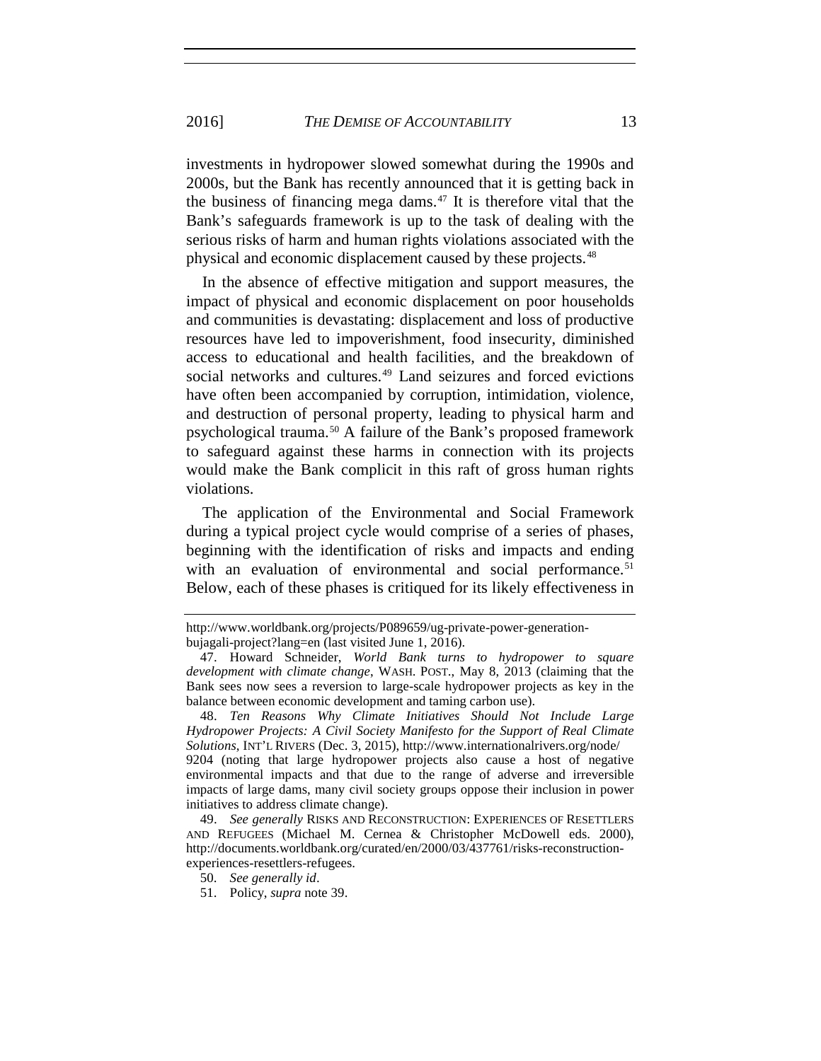investments in hydropower slowed somewhat during the 1990s and 2000s, but the Bank has recently announced that it is getting back in the business of financing mega dams.[47] It is therefore vital that the Bank's safeguards framework is up to the task of dealing with the serious risks of harm and human rights violations associated with the physical and economic displacement caused by these projects.[48]

In the absence of effective mitigation and support measures, the impact of physical and economic displacement on poor households and communities is devastating: displacement and loss of productive resources have led to impoverishment, food insecurity, diminished access to educational and health facilities, and the breakdown of social networks and cultures.[49] Land seizures and forced evictions have often been accompanied by corruption, intimidation, violence, and destruction of personal property, leading to physical harm and psychological trauma.[50] A failure of the Bank's proposed framework to safeguard against these harms in connection with its projects would make the Bank complicit in this raft of gross human rights violations.

The application of the Environmental and Social Framework during a typical project cycle would comprise of a series of phases, beginning with the identification of risks and impacts and ending with an evaluation of environmental and social performance.[51] Below, each of these phases is critiqued for its likely effectiveness in

---

http://www.worldbank.org/projects/P089659/ug-private-power-generation-bujagali-project?lang=en (last visited June 1, 2016).

47. Howard Schneider, *World Bank turns to hydropower to square development with climate change*, WASH. POST., May 8, 2013 (claiming that the Bank sees now sees a reversion to large-scale hydropower projects as key in the balance between economic development and taming carbon use).

48. *Ten Reasons Why Climate Initiatives Should Not Include Large Hydropower Projects: A Civil Society Manifesto for the Support of Real Climate Solutions*, INT'L RIVERS (Dec. 3, 2015), http://www.internationalrivers.org/node/9204 (noting that large hydropower projects also cause a host of negative environmental impacts and that due to the range of adverse and irreversible impacts of large dams, many civil society groups oppose their inclusion in power initiatives to address climate change).

49. *See generally* RISKS AND RECONSTRUCTION: EXPERIENCES OF RESETTLERS AND REFUGEES (Michael M. Cernea & Christopher McDowell eds. 2000), http://documents.worldbank.org/curated/en/2000/03/437761/risks-reconstruction-experiences-resettlers-refugees.

50. *See generally id*.

51. Policy, *supra* note 39.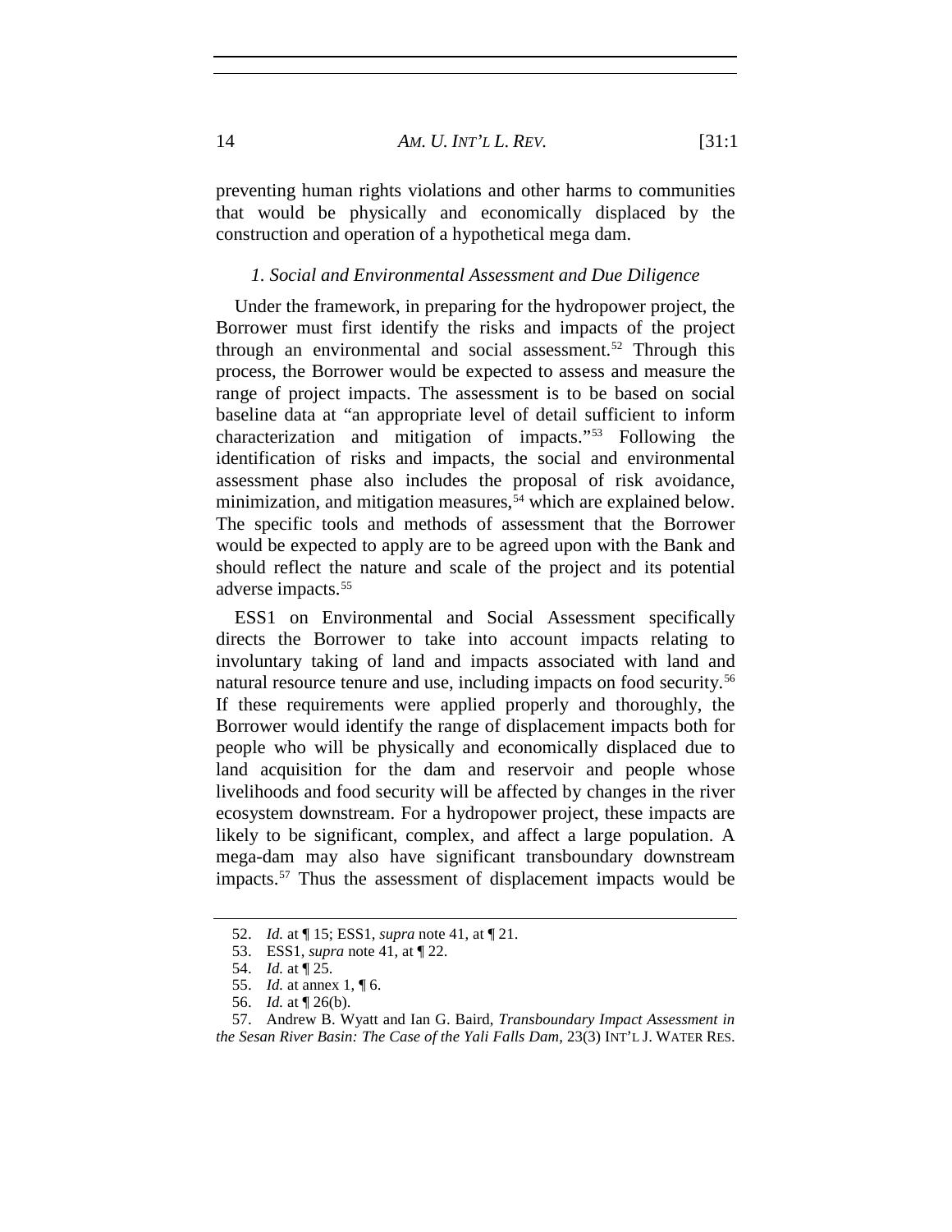preventing human rights violations and other harms to communities that would be physically and economically displaced by the construction and operation of a hypothetical mega dam.

### *1. Social and Environmental Assessment and Due Diligence*

Under the framework, in preparing for the hydropower project, the Borrower must first identify the risks and impacts of the project through an environmental and social assessment.[52] Through this process, the Borrower would be expected to assess and measure the range of project impacts. The assessment is to be based on social baseline data at "an appropriate level of detail sufficient to inform characterization and mitigation of impacts."[53] Following the identification of risks and impacts, the social and environmental assessment phase also includes the proposal of risk avoidance, minimization, and mitigation measures,[54] which are explained below. The specific tools and methods of assessment that the Borrower would be expected to apply are to be agreed upon with the Bank and should reflect the nature and scale of the project and its potential adverse impacts.[55]

ESS1 on Environmental and Social Assessment specifically directs the Borrower to take into account impacts relating to involuntary taking of land and impacts associated with land and natural resource tenure and use, including impacts on food security.[56] If these requirements were applied properly and thoroughly, the Borrower would identify the range of displacement impacts both for people who will be physically and economically displaced due to land acquisition for the dam and reservoir and people whose livelihoods and food security will be affected by changes in the river ecosystem downstream. For a hydropower project, these impacts are likely to be significant, complex, and affect a large population. A mega-dam may also have significant transboundary downstream impacts.[57] Thus the assessment of displacement impacts would be

52. *Id.* at ¶ 15; ESS1, *supra* note 41, at ¶ 21.

53. ESS1, *supra* note 41, at ¶ 22.

54. *Id.* at ¶ 25.

55. *Id.* at annex 1, ¶ 6.

56. *Id.* at ¶ 26(b).

57. Andrew B. Wyatt and Ian G. Baird, *Transboundary Impact Assessment in the Sesan River Basin: The Case of the Yali Falls Dam*, 23(3) INT'L J. WATER RES.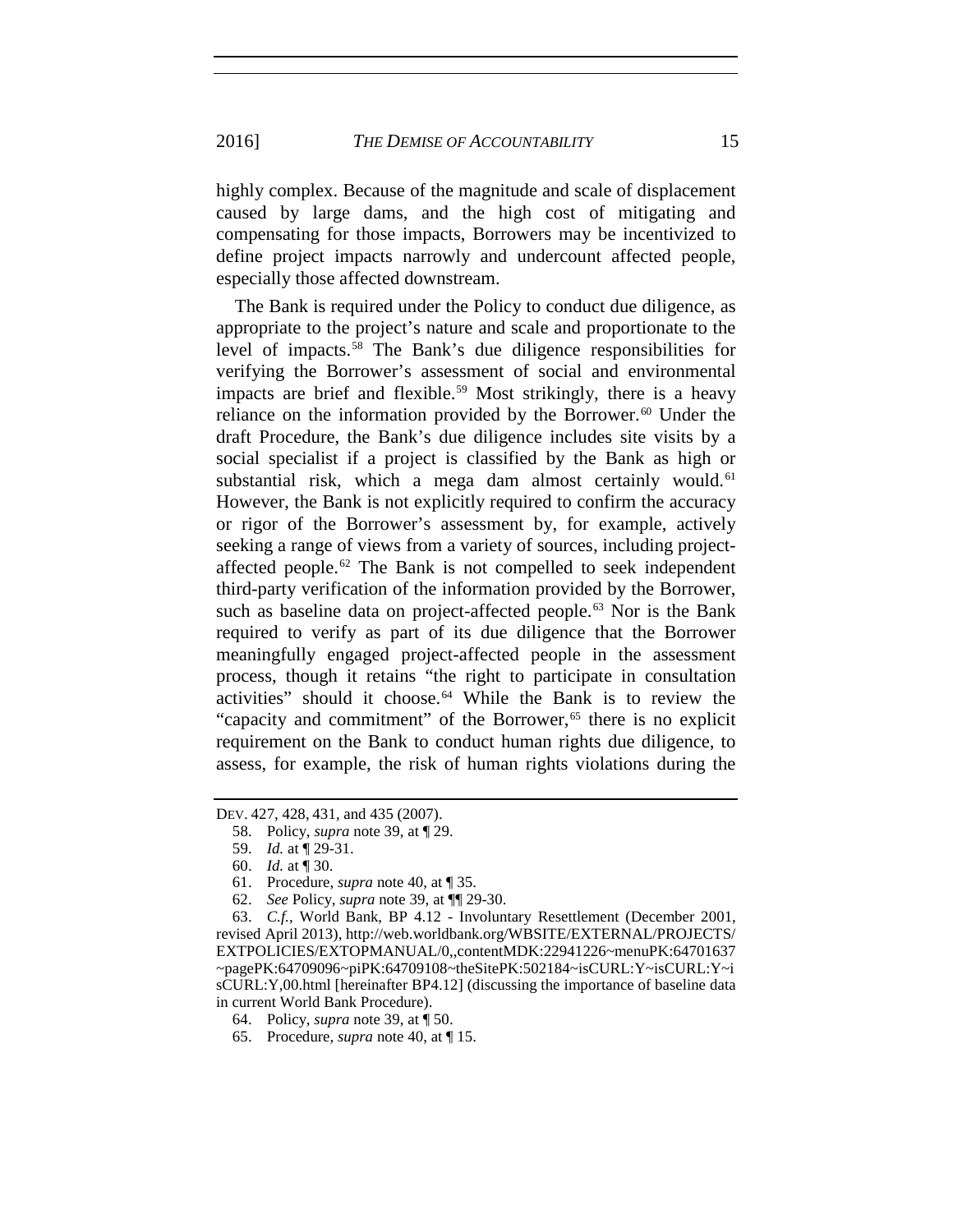highly complex. Because of the magnitude and scale of displacement caused by large dams, and the high cost of mitigating and compensating for those impacts, Borrowers may be incentivized to define project impacts narrowly and undercount affected people, especially those affected downstream.

The Bank is required under the Policy to conduct due diligence, as appropriate to the project's nature and scale and proportionate to the level of impacts.[58] The Bank's due diligence responsibilities for verifying the Borrower's assessment of social and environmental impacts are brief and flexible.[59] Most strikingly, there is a heavy reliance on the information provided by the Borrower.[60] Under the draft Procedure, the Bank's due diligence includes site visits by a social specialist if a project is classified by the Bank as high or substantial risk, which a mega dam almost certainly would.[61] However, the Bank is not explicitly required to confirm the accuracy or rigor of the Borrower's assessment by, for example, actively seeking a range of views from a variety of sources, including project-affected people.[62] The Bank is not compelled to seek independent third-party verification of the information provided by the Borrower, such as baseline data on project-affected people.[63] Nor is the Bank required to verify as part of its due diligence that the Borrower meaningfully engaged project-affected people in the assessment process, though it retains "the right to participate in consultation activities" should it choose.[64] While the Bank is to review the "capacity and commitment" of the Borrower,[65] there is no explicit requirement on the Bank to conduct human rights due diligence, to assess, for example, the risk of human rights violations during the

---

DEV. 427, 428, 431, and 435 (2007).

58. Policy, *supra* note 39, at ¶ 29.

59. *Id.* at ¶ 29-31.

60. *Id.* at ¶ 30.

61. Procedure, *supra* note 40, at ¶ 35.

62. *See* Policy, *supra* note 39, at ¶¶ 29-30.

63. *C.f.*, World Bank, BP 4.12 - Involuntary Resettlement (December 2001, revised April 2013), http://web.worldbank.org/WBSITE/EXTERNAL/PROJECTS/EXTPOLICIES/EXTOPMANUAL/0,,contentMDK:22941226~menuPK:64701637~pagePK:64709096~piPK:64709108~theSitePK:502184~isCURL:Y~isCURL:Y~isCURL:Y,00.html [hereinafter BP4.12] (discussing the importance of baseline data in current World Bank Procedure).

64. Policy, *supra* note 39, at ¶ 50.

65. Procedure, *supra* note 40, at ¶ 15.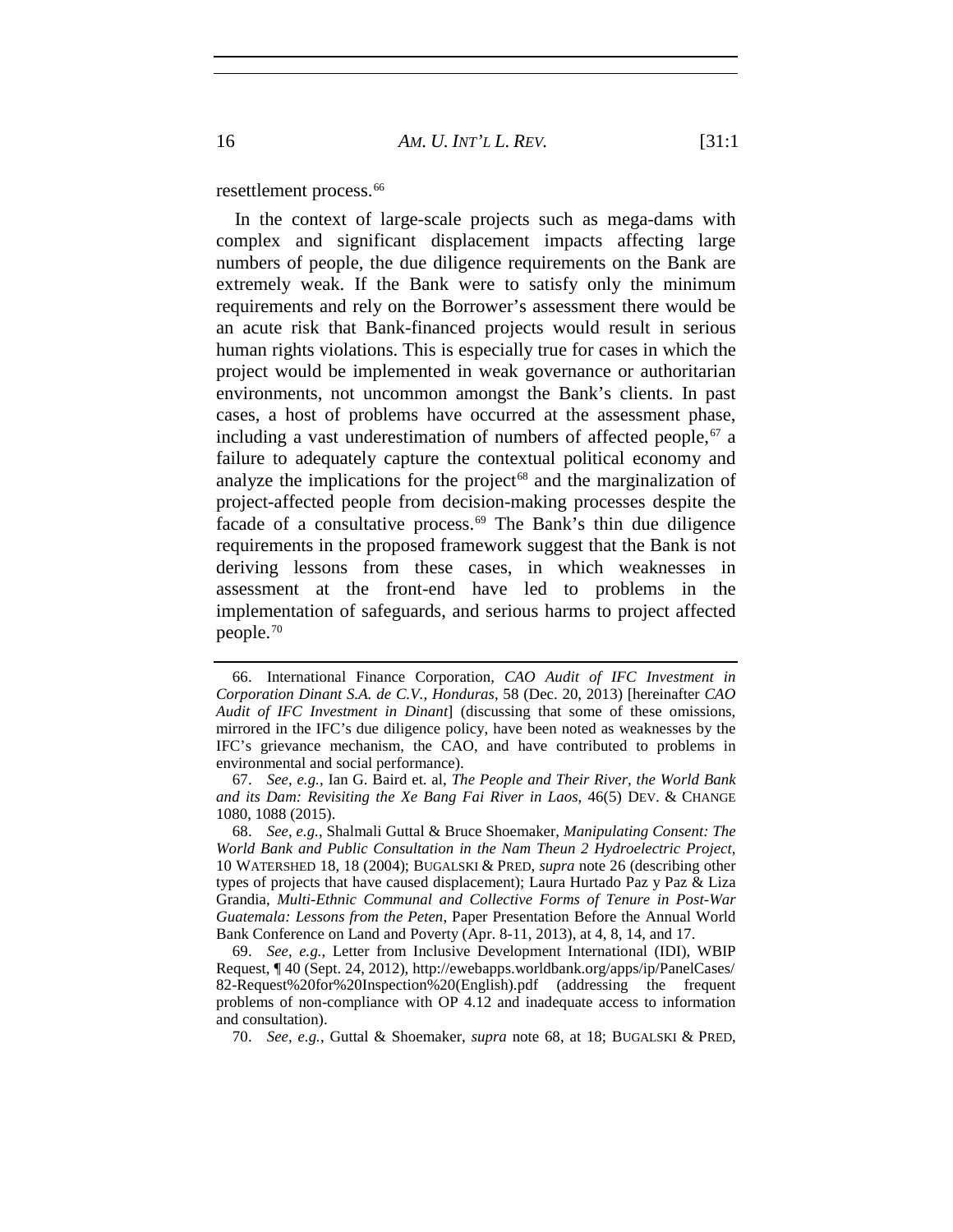resettlement process.[66]

In the context of large-scale projects such as mega-dams with complex and significant displacement impacts affecting large numbers of people, the due diligence requirements on the Bank are extremely weak. If the Bank were to satisfy only the minimum requirements and rely on the Borrower's assessment there would be an acute risk that Bank-financed projects would result in serious human rights violations. This is especially true for cases in which the project would be implemented in weak governance or authoritarian environments, not uncommon amongst the Bank's clients. In past cases, a host of problems have occurred at the assessment phase, including a vast underestimation of numbers of affected people,[67] a failure to adequately capture the contextual political economy and analyze the implications for the project[68] and the marginalization of project-affected people from decision-making processes despite the facade of a consultative process.[69] The Bank's thin due diligence requirements in the proposed framework suggest that the Bank is not deriving lessons from these cases, in which weaknesses in assessment at the front-end have led to problems in the implementation of safeguards, and serious harms to project affected people.[70]

---

66. International Finance Corporation, *CAO Audit of IFC Investment in Corporation Dinant S.A. de C.V., Honduras*, 58 (Dec. 20, 2013) [hereinafter *CAO Audit of IFC Investment in Dinant*] (discussing that some of these omissions, mirrored in the IFC's due diligence policy, have been noted as weaknesses by the IFC's grievance mechanism, the CAO, and have contributed to problems in environmental and social performance).

67. *See, e.g.*, Ian G. Baird et. al, *The People and Their River, the World Bank and its Dam: Revisiting the Xe Bang Fai River in Laos*, 46(5) DEV. & CHANGE 1080, 1088 (2015).

68. *See, e.g.*, Shalmali Guttal & Bruce Shoemaker, *Manipulating Consent: The World Bank and Public Consultation in the Nam Theun 2 Hydroelectric Project*, 10 WATERSHED 18, 18 (2004); BUGALSKI & PRED, *supra* note 26 (describing other types of projects that have caused displacement); Laura Hurtado Paz y Paz & Liza Grandia, *Multi-Ethnic Communal and Collective Forms of Tenure in Post-War Guatemala: Lessons from the Peten*, Paper Presentation Before the Annual World Bank Conference on Land and Poverty (Apr. 8-11, 2013), at 4, 8, 14, and 17.

69. *See, e.g.*, Letter from Inclusive Development International (IDI), WBIP Request, ¶ 40 (Sept. 24, 2012), http://ewebapps.worldbank.org/apps/ip/PanelCases/82-Request%20for%20Inspection%20(English).pdf (addressing the frequent problems of non-compliance with OP 4.12 and inadequate access to information and consultation).

70. *See, e.g.*, Guttal & Shoemaker, *supra* note 68, at 18; BUGALSKI & PRED,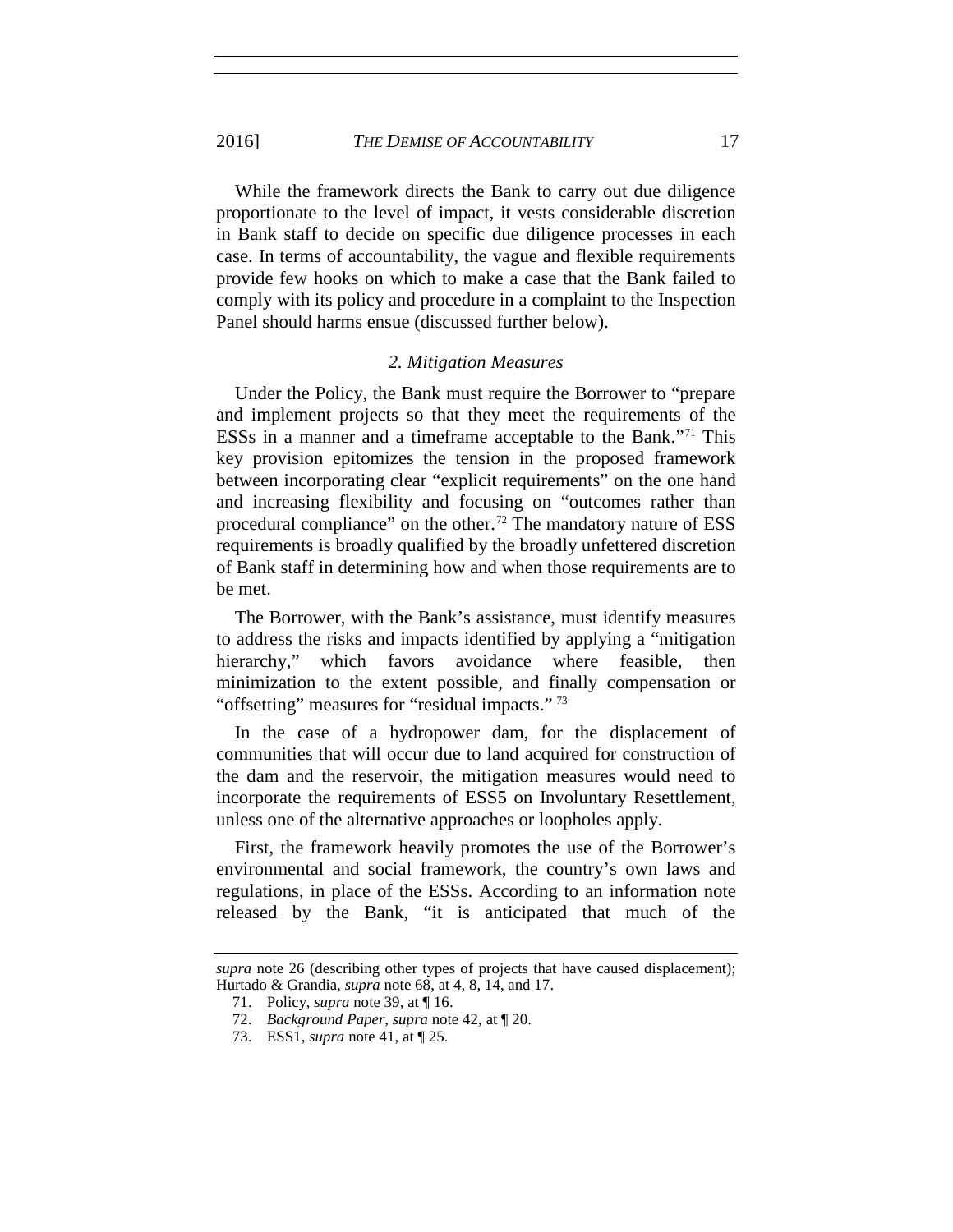While the framework directs the Bank to carry out due diligence proportionate to the level of impact, it vests considerable discretion in Bank staff to decide on specific due diligence processes in each case. In terms of accountability, the vague and flexible requirements provide few hooks on which to make a case that the Bank failed to comply with its policy and procedure in a complaint to the Inspection Panel should harms ensue (discussed further below).

### *2. Mitigation Measures*

Under the Policy, the Bank must require the Borrower to "prepare and implement projects so that they meet the requirements of the ESSs in a manner and a timeframe acceptable to the Bank."[71] This key provision epitomizes the tension in the proposed framework between incorporating clear "explicit requirements" on the one hand and increasing flexibility and focusing on "outcomes rather than procedural compliance" on the other.[72] The mandatory nature of ESS requirements is broadly qualified by the broadly unfettered discretion of Bank staff in determining how and when those requirements are to be met.

The Borrower, with the Bank's assistance, must identify measures to address the risks and impacts identified by applying a "mitigation hierarchy," which favors avoidance where feasible, then minimization to the extent possible, and finally compensation or "offsetting" measures for "residual impacts." [73]

In the case of a hydropower dam, for the displacement of communities that will occur due to land acquired for construction of the dam and the reservoir, the mitigation measures would need to incorporate the requirements of ESS5 on Involuntary Resettlement, unless one of the alternative approaches or loopholes apply.

First, the framework heavily promotes the use of the Borrower's environmental and social framework, the country's own laws and regulations, in place of the ESSs. According to an information note released by the Bank, "it is anticipated that much of the

---

*supra* note 26 (describing other types of projects that have caused displacement); Hurtado & Grandia, *supra* note 68, at 4, 8, 14, and 17.

71. Policy, *supra* note 39, at ¶ 16.

72. *Background Paper*, *supra* note 42, at ¶ 20.

73. ESS1, *supra* note 41, at ¶ 25.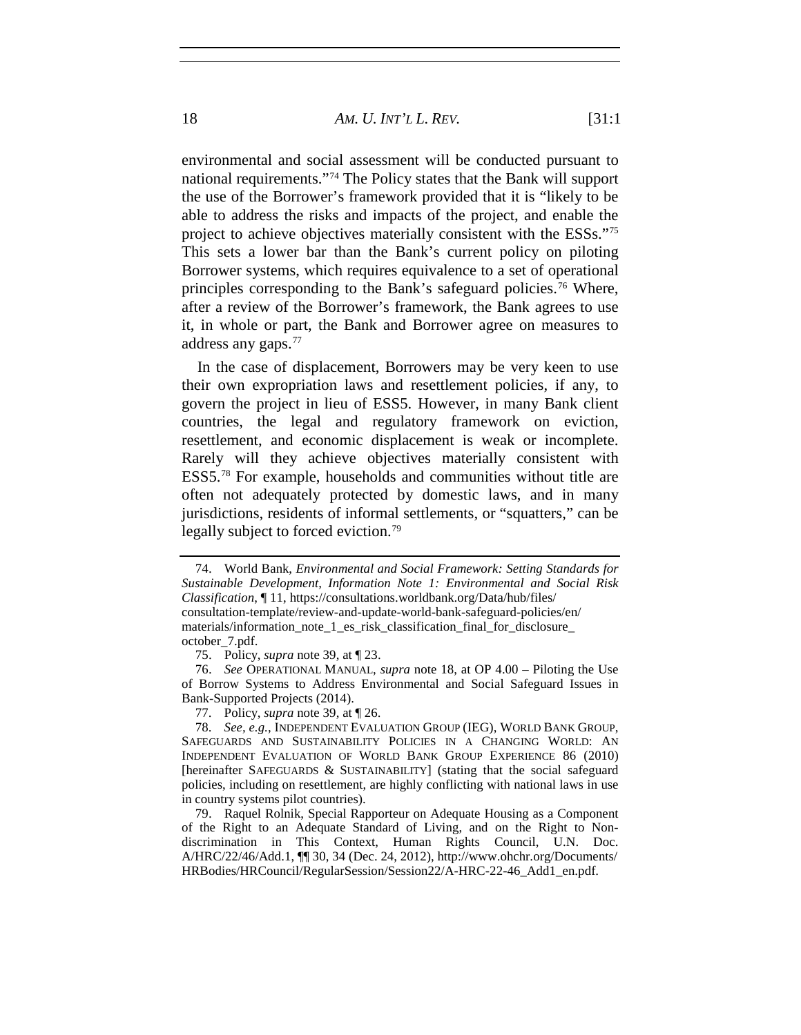environmental and social assessment will be conducted pursuant to national requirements."[74] The Policy states that the Bank will support the use of the Borrower's framework provided that it is "likely to be able to address the risks and impacts of the project, and enable the project to achieve objectives materially consistent with the ESSs."[75] This sets a lower bar than the Bank's current policy on piloting Borrower systems, which requires equivalence to a set of operational principles corresponding to the Bank's safeguard policies.[76] Where, after a review of the Borrower's framework, the Bank agrees to use it, in whole or part, the Bank and Borrower agree on measures to address any gaps.[77]

In the case of displacement, Borrowers may be very keen to use their own expropriation laws and resettlement policies, if any, to govern the project in lieu of ESS5. However, in many Bank client countries, the legal and regulatory framework on eviction, resettlement, and economic displacement is weak or incomplete. Rarely will they achieve objectives materially consistent with ESS5.[78] For example, households and communities without title are often not adequately protected by domestic laws, and in many jurisdictions, residents of informal settlements, or "squatters," can be legally subject to forced eviction.[79]

---

74. World Bank, *Environmental and Social Framework: Setting Standards for Sustainable Development, Information Note 1: Environmental and Social Risk Classification*, ¶ 11, https://consultations.worldbank.org/Data/hub/files/consultation-template/review-and-update-world-bank-safeguard-policies/en/materials/information_note_1_es_risk_classification_final_for_disclosure_october_7.pdf.

75. Policy, *supra* note 39, at ¶ 23.

76. *See* OPERATIONAL MANUAL, *supra* note 18, at OP 4.00 – Piloting the Use of Borrow Systems to Address Environmental and Social Safeguard Issues in Bank-Supported Projects (2014).

77. Policy, *supra* note 39, at ¶ 26.

78. *See, e.g.*, INDEPENDENT EVALUATION GROUP (IEG), WORLD BANK GROUP, SAFEGUARDS AND SUSTAINABILITY POLICIES IN A CHANGING WORLD: AN INDEPENDENT EVALUATION OF WORLD BANK GROUP EXPERIENCE 86 (2010) [hereinafter SAFEGUARDS & SUSTAINABILITY] (stating that the social safeguard policies, including on resettlement, are highly conflicting with national laws in use in country systems pilot countries).

79. Raquel Rolnik, Special Rapporteur on Adequate Housing as a Component of the Right to an Adequate Standard of Living, and on the Right to Non-discrimination in This Context, Human Rights Council, U.N. Doc. A/HRC/22/46/Add.1, ¶¶ 30, 34 (Dec. 24, 2012), http://www.ohchr.org/Documents/HRBodies/HRCouncil/RegularSession/Session22/A-HRC-22-46_Add1_en.pdf.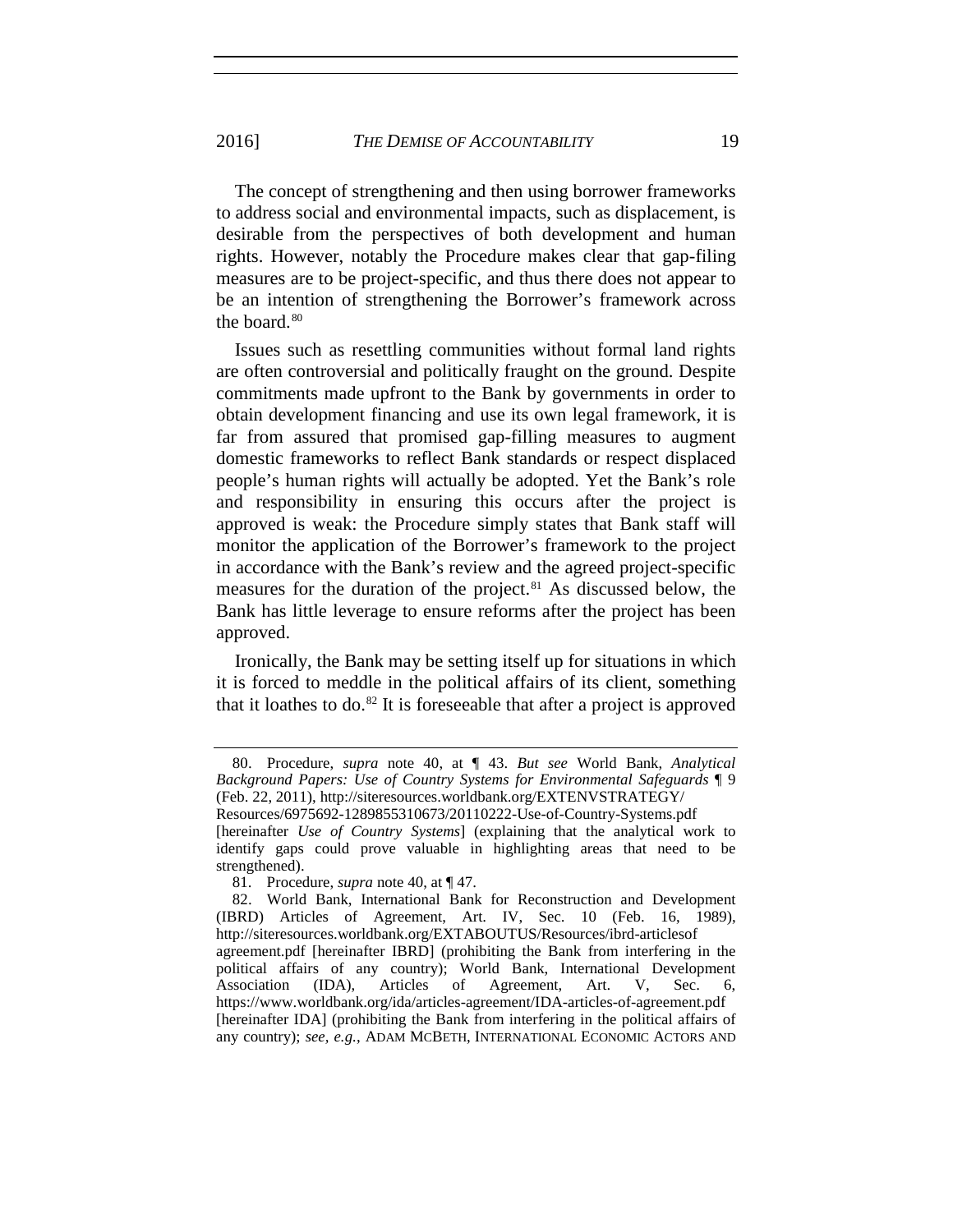The concept of strengthening and then using borrower frameworks to address social and environmental impacts, such as displacement, is desirable from the perspectives of both development and human rights. However, notably the Procedure makes clear that gap-filing measures are to be project-specific, and thus there does not appear to be an intention of strengthening the Borrower's framework across the board.[80]

Issues such as resettling communities without formal land rights are often controversial and politically fraught on the ground. Despite commitments made upfront to the Bank by governments in order to obtain development financing and use its own legal framework, it is far from assured that promised gap-filling measures to augment domestic frameworks to reflect Bank standards or respect displaced people's human rights will actually be adopted. Yet the Bank's role and responsibility in ensuring this occurs after the project is approved is weak: the Procedure simply states that Bank staff will monitor the application of the Borrower's framework to the project in accordance with the Bank's review and the agreed project-specific measures for the duration of the project.[81] As discussed below, the Bank has little leverage to ensure reforms after the project has been approved.

Ironically, the Bank may be setting itself up for situations in which it is forced to meddle in the political affairs of its client, something that it loathes to do.[82] It is foreseeable that after a project is approved

---

80. Procedure, *supra* note 40, at ¶ 43. *But see* World Bank, *Analytical Background Papers: Use of Country Systems for Environmental Safeguards* ¶ 9 (Feb. 22, 2011), http://siteresources.worldbank.org/EXTENVSTRATEGY/Resources/6975692-1289855310673/20110222-Use-of-Country-Systems.pdf [hereinafter *Use of Country Systems*] (explaining that the analytical work to identify gaps could prove valuable in highlighting areas that need to be strengthened).

81. Procedure, *supra* note 40, at ¶ 47.

82. World Bank, International Bank for Reconstruction and Development (IBRD) Articles of Agreement, Art. IV, Sec. 10 (Feb. 16, 1989), http://siteresources.worldbank.org/EXTABOUTUS/Resources/ibrd-articlesofagreement.pdf [hereinafter IBRD] (prohibiting the Bank from interfering in the political affairs of any country); World Bank, International Development Association (IDA), Articles of Agreement, Art. V, Sec. 6, https://www.worldbank.org/ida/articles-agreement/IDA-articles-of-agreement.pdf [hereinafter IDA] (prohibiting the Bank from interfering in the political affairs of any country); *see, e.g.*, ADAM MCBETH, INTERNATIONAL ECONOMIC ACTORS AND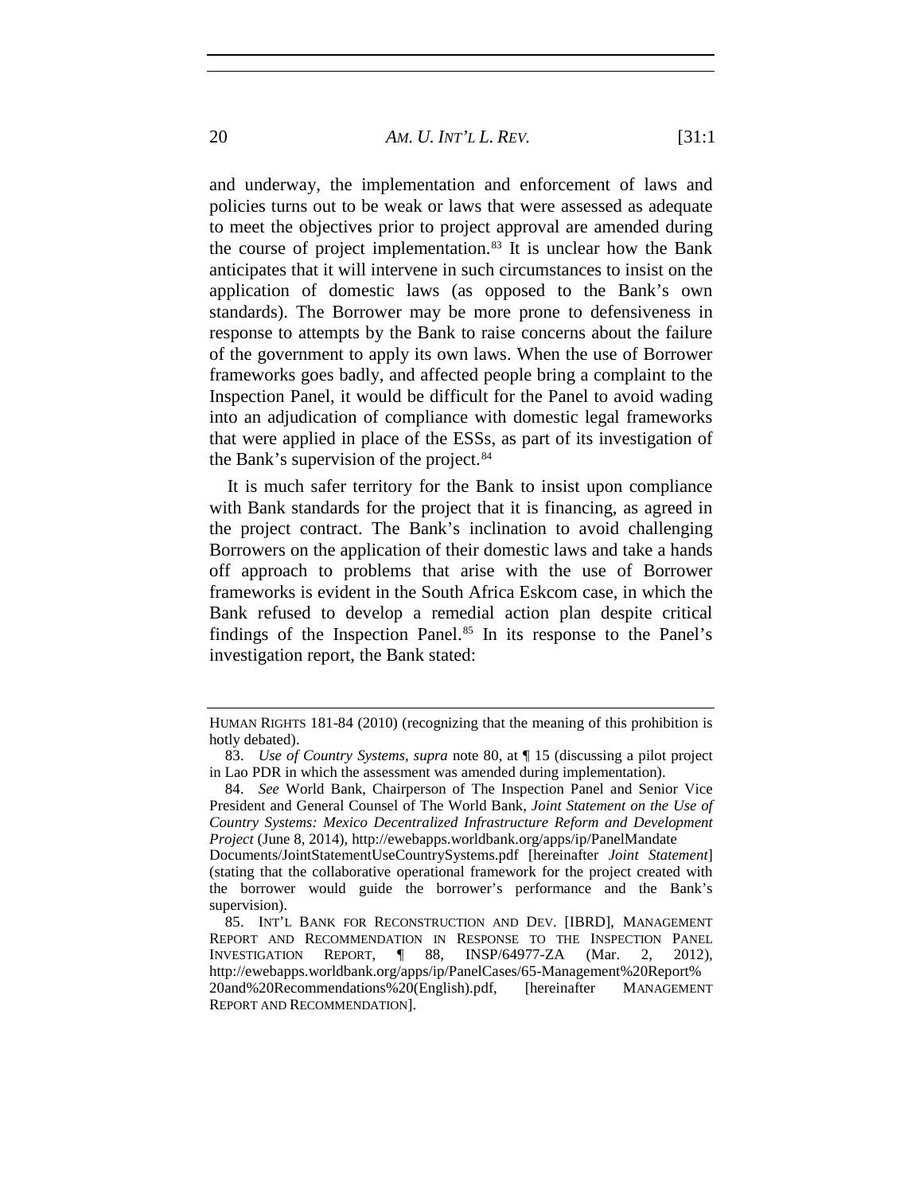and underway, the implementation and enforcement of laws and policies turns out to be weak or laws that were assessed as adequate to meet the objectives prior to project approval are amended during the course of project implementation.[83] It is unclear how the Bank anticipates that it will intervene in such circumstances to insist on the application of domestic laws (as opposed to the Bank's own standards). The Borrower may be more prone to defensiveness in response to attempts by the Bank to raise concerns about the failure of the government to apply its own laws. When the use of Borrower frameworks goes badly, and affected people bring a complaint to the Inspection Panel, it would be difficult for the Panel to avoid wading into an adjudication of compliance with domestic legal frameworks that were applied in place of the ESSs, as part of its investigation of the Bank's supervision of the project.[84]

It is much safer territory for the Bank to insist upon compliance with Bank standards for the project that it is financing, as agreed in the project contract. The Bank's inclination to avoid challenging Borrowers on the application of their domestic laws and take a hands off approach to problems that arise with the use of Borrower frameworks is evident in the South Africa Eskcom case, in which the Bank refused to develop a remedial action plan despite critical findings of the Inspection Panel.[85] In its response to the Panel's investigation report, the Bank stated:

---

HUMAN RIGHTS 181-84 (2010) (recognizing that the meaning of this prohibition is hotly debated).

83. *Use of Country Systems*, *supra* note 80, at ¶ 15 (discussing a pilot project in Lao PDR in which the assessment was amended during implementation).

84. *See* World Bank, Chairperson of The Inspection Panel and Senior Vice President and General Counsel of The World Bank, *Joint Statement on the Use of Country Systems: Mexico Decentralized Infrastructure Reform and Development Project* (June 8, 2014), http://ewebapps.worldbank.org/apps/ip/PanelMandate Documents/JointStatementUseCountrySystems.pdf [hereinafter *Joint Statement*] (stating that the collaborative operational framework for the project created with the borrower would guide the borrower's performance and the Bank's supervision).

85. INT'L BANK FOR RECONSTRUCTION AND DEV. [IBRD], MANAGEMENT REPORT AND RECOMMENDATION IN RESPONSE TO THE INSPECTION PANEL INVESTIGATION REPORT, ¶ 88, INSP/64977-ZA (Mar. 2, 2012), http://ewebapps.worldbank.org/apps/ip/PanelCases/65-Management%20Report% 20and%20Recommendations%20(English).pdf, [hereinafter MANAGEMENT REPORT AND RECOMMENDATION].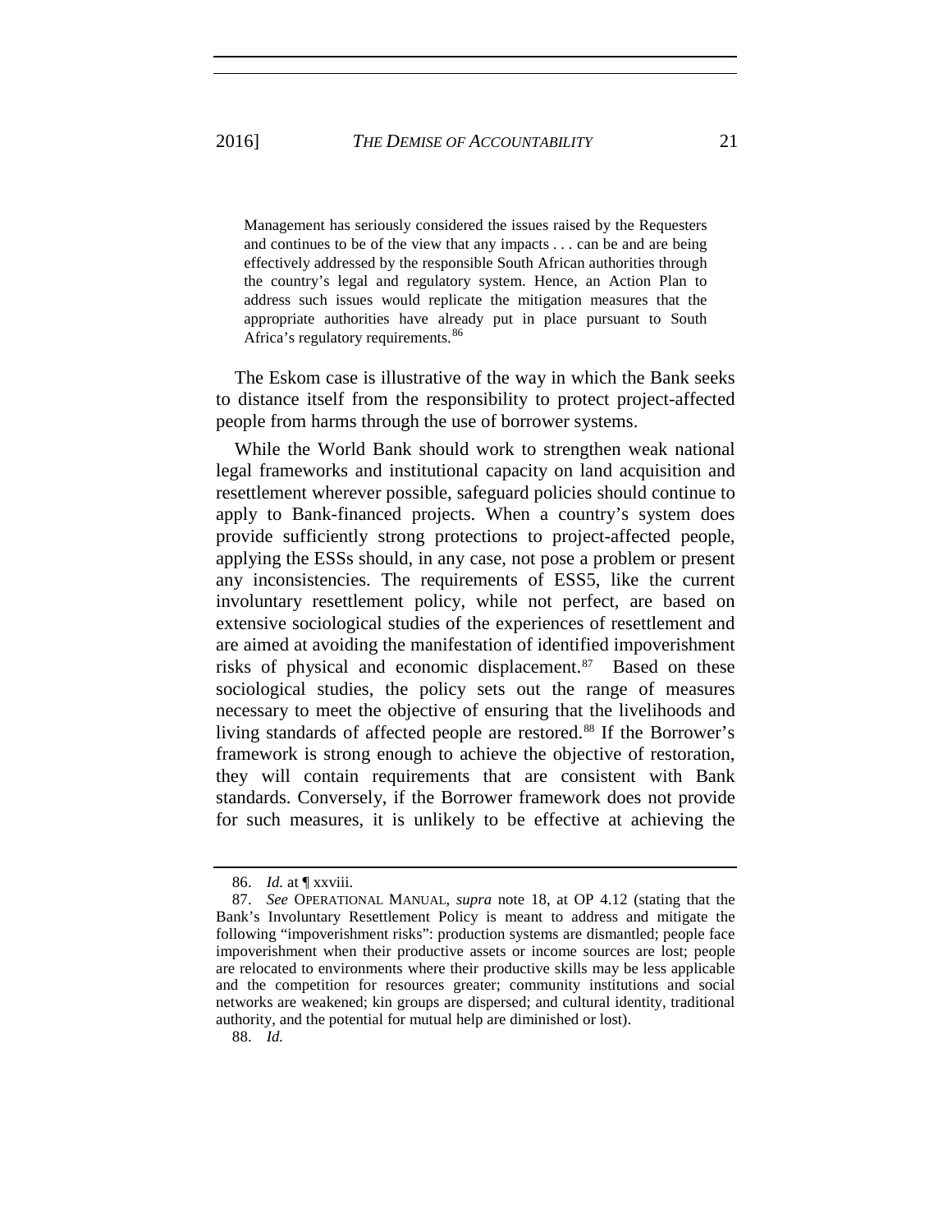> Management has seriously considered the issues raised by the Requesters and continues to be of the view that any impacts . . . can be and are being effectively addressed by the responsible South African authorities through the country's legal and regulatory system. Hence, an Action Plan to address such issues would replicate the mitigation measures that the appropriate authorities have already put in place pursuant to South Africa's regulatory requirements.[86]

The Eskom case is illustrative of the way in which the Bank seeks to distance itself from the responsibility to protect project-affected people from harms through the use of borrower systems.

While the World Bank should work to strengthen weak national legal frameworks and institutional capacity on land acquisition and resettlement wherever possible, safeguard policies should continue to apply to Bank-financed projects. When a country's system does provide sufficiently strong protections to project-affected people, applying the ESSs should, in any case, not pose a problem or present any inconsistencies. The requirements of ESS5, like the current involuntary resettlement policy, while not perfect, are based on extensive sociological studies of the experiences of resettlement and are aimed at avoiding the manifestation of identified impoverishment risks of physical and economic displacement.[87] Based on these sociological studies, the policy sets out the range of measures necessary to meet the objective of ensuring that the livelihoods and living standards of affected people are restored.[88] If the Borrower's framework is strong enough to achieve the objective of restoration, they will contain requirements that are consistent with Bank standards. Conversely, if the Borrower framework does not provide for such measures, it is unlikely to be effective at achieving the

---

86. *Id.* at ¶ xxviii.

87. *See* OPERATIONAL MANUAL, *supra* note 18, at OP 4.12 (stating that the Bank's Involuntary Resettlement Policy is meant to address and mitigate the following "impoverishment risks": production systems are dismantled; people face impoverishment when their productive assets or income sources are lost; people are relocated to environments where their productive skills may be less applicable and the competition for resources greater; community institutions and social networks are weakened; kin groups are dispersed; and cultural identity, traditional authority, and the potential for mutual help are diminished or lost).

88. *Id.*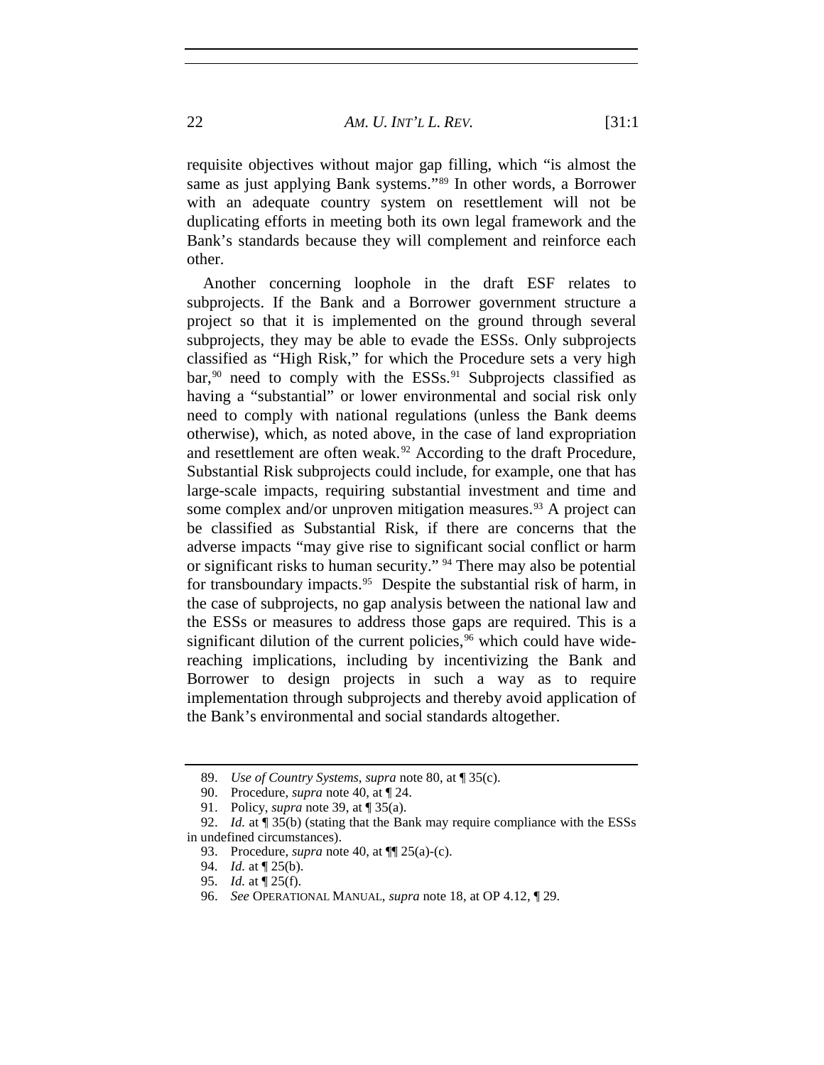requisite objectives without major gap filling, which "is almost the same as just applying Bank systems."[89] In other words, a Borrower with an adequate country system on resettlement will not be duplicating efforts in meeting both its own legal framework and the Bank's standards because they will complement and reinforce each other.

Another concerning loophole in the draft ESF relates to subprojects. If the Bank and a Borrower government structure a project so that it is implemented on the ground through several subprojects, they may be able to evade the ESSs. Only subprojects classified as "High Risk," for which the Procedure sets a very high bar,[90] need to comply with the ESSs.[91] Subprojects classified as having a "substantial" or lower environmental and social risk only need to comply with national regulations (unless the Bank deems otherwise), which, as noted above, in the case of land expropriation and resettlement are often weak.[92] According to the draft Procedure, Substantial Risk subprojects could include, for example, one that has large-scale impacts, requiring substantial investment and time and some complex and/or unproven mitigation measures.[93] A project can be classified as Substantial Risk, if there are concerns that the adverse impacts "may give rise to significant social conflict or harm or significant risks to human security." [94] There may also be potential for transboundary impacts.[95] Despite the substantial risk of harm, in the case of subprojects, no gap analysis between the national law and the ESSs or measures to address those gaps are required. This is a significant dilution of the current policies,[96] which could have wide-reaching implications, including by incentivizing the Bank and Borrower to design projects in such a way as to require implementation through subprojects and thereby avoid application of the Bank's environmental and social standards altogether.

---

89. *Use of Country Systems*, *supra* note 80, at ¶ 35(c).

90. Procedure, *supra* note 40, at ¶ 24.

91. Policy, *supra* note 39, at ¶ 35(a).

92. *Id.* at ¶ 35(b) (stating that the Bank may require compliance with the ESSs in undefined circumstances).

93. Procedure, *supra* note 40, at ¶¶ 25(a)-(c).

94. *Id.* at ¶ 25(b).

95. *Id.* at ¶ 25(f).

96. *See* OPERATIONAL MANUAL, *supra* note 18, at OP 4.12, ¶ 29.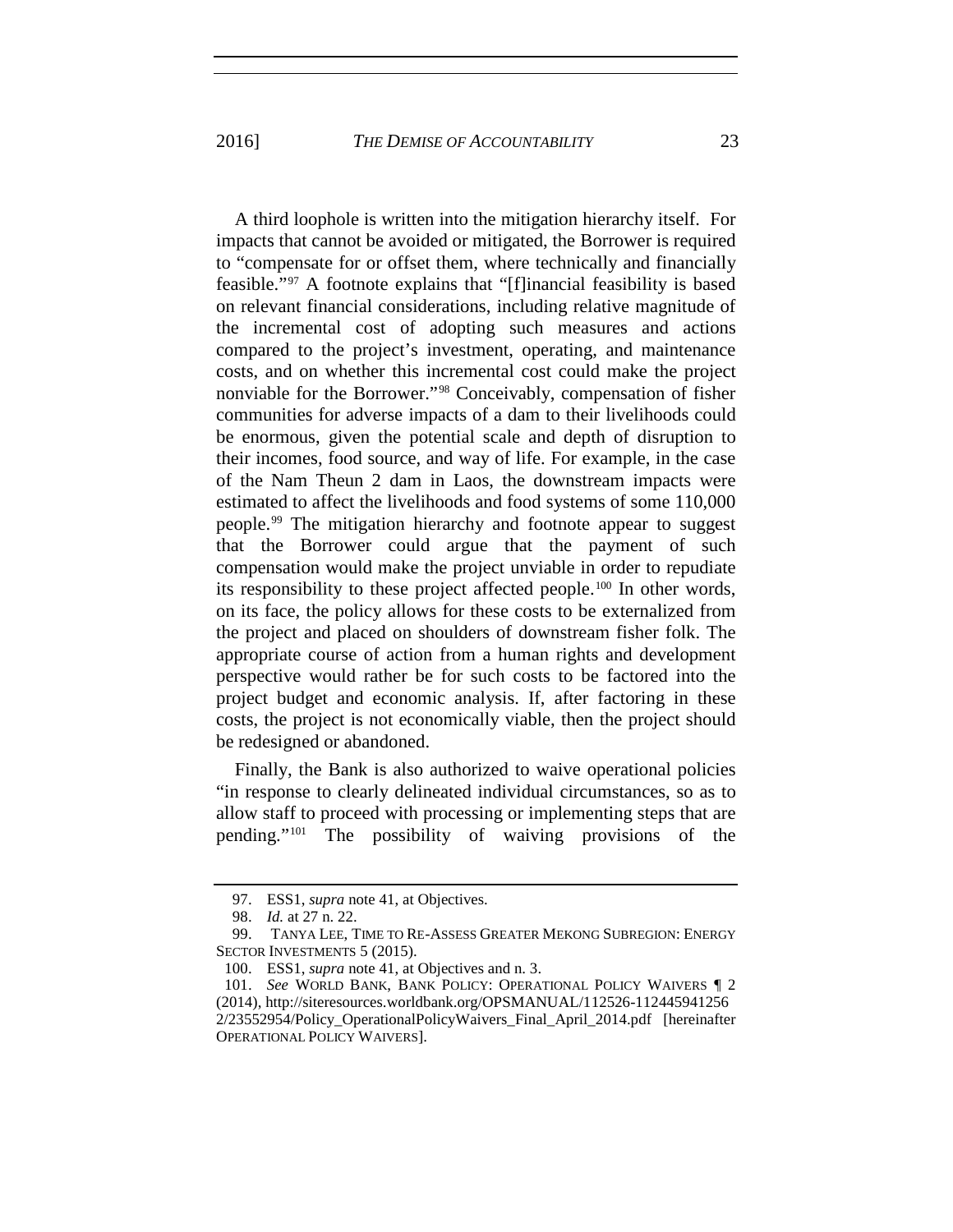A third loophole is written into the mitigation hierarchy itself. For impacts that cannot be avoided or mitigated, the Borrower is required to "compensate for or offset them, where technically and financially feasible."[97] A footnote explains that "[f]inancial feasibility is based on relevant financial considerations, including relative magnitude of the incremental cost of adopting such measures and actions compared to the project's investment, operating, and maintenance costs, and on whether this incremental cost could make the project nonviable for the Borrower."[98] Conceivably, compensation of fisher communities for adverse impacts of a dam to their livelihoods could be enormous, given the potential scale and depth of disruption to their incomes, food source, and way of life. For example, in the case of the Nam Theun 2 dam in Laos, the downstream impacts were estimated to affect the livelihoods and food systems of some 110,000 people.[99] The mitigation hierarchy and footnote appear to suggest that the Borrower could argue that the payment of such compensation would make the project unviable in order to repudiate its responsibility to these project affected people.[100] In other words, on its face, the policy allows for these costs to be externalized from the project and placed on shoulders of downstream fisher folk. The appropriate course of action from a human rights and development perspective would rather be for such costs to be factored into the project budget and economic analysis. If, after factoring in these costs, the project is not economically viable, then the project should be redesigned or abandoned.

Finally, the Bank is also authorized to waive operational policies "in response to clearly delineated individual circumstances, so as to allow staff to proceed with processing or implementing steps that are pending."[101] The possibility of waiving provisions of the

---

97. ESS1, *supra* note 41, at Objectives.

98. *Id.* at 27 n. 22.

99. TANYA LEE, TIME TO RE-ASSESS GREATER MEKONG SUBREGION: ENERGY SECTOR INVESTMENTS 5 (2015).

100. ESS1, *supra* note 41, at Objectives and n. 3.

101. *See* WORLD BANK, BANK POLICY: OPERATIONAL POLICY WAIVERS ¶ 2 (2014), http://siteresources.worldbank.org/OPSMANUAL/112526-1124459412562/23552954/Policy_OperationalPolicyWaivers_Final_April_2014.pdf [hereinafter OPERATIONAL POLICY WAIVERS].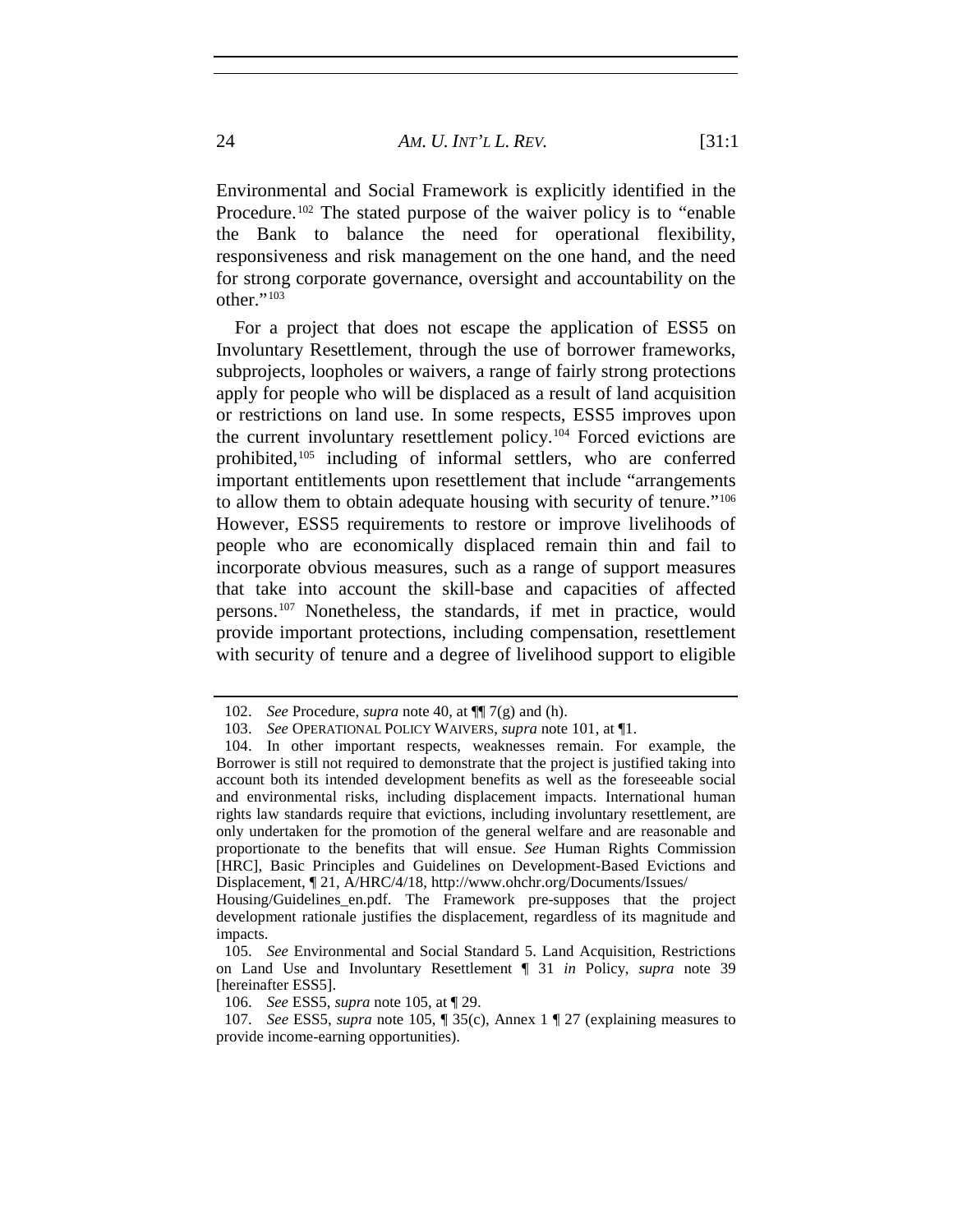Environmental and Social Framework is explicitly identified in the Procedure.[102] The stated purpose of the waiver policy is to "enable the Bank to balance the need for operational flexibility, responsiveness and risk management on the one hand, and the need for strong corporate governance, oversight and accountability on the other."[103]

For a project that does not escape the application of ESS5 on Involuntary Resettlement, through the use of borrower frameworks, subprojects, loopholes or waivers, a range of fairly strong protections apply for people who will be displaced as a result of land acquisition or restrictions on land use. In some respects, ESS5 improves upon the current involuntary resettlement policy.[104] Forced evictions are prohibited,[105] including of informal settlers, who are conferred important entitlements upon resettlement that include "arrangements to allow them to obtain adequate housing with security of tenure."[106] However, ESS5 requirements to restore or improve livelihoods of people who are economically displaced remain thin and fail to incorporate obvious measures, such as a range of support measures that take into account the skill-base and capacities of affected persons.[107] Nonetheless, the standards, if met in practice, would provide important protections, including compensation, resettlement with security of tenure and a degree of livelihood support to eligible

---

102. *See* Procedure, *supra* note 40, at ¶¶ 7(g) and (h).

103. *See* OPERATIONAL POLICY WAIVERS, *supra* note 101, at ¶1.

104. In other important respects, weaknesses remain. For example, the Borrower is still not required to demonstrate that the project is justified taking into account both its intended development benefits as well as the foreseeable social and environmental risks, including displacement impacts. International human rights law standards require that evictions, including involuntary resettlement, are only undertaken for the promotion of the general welfare and are reasonable and proportionate to the benefits that will ensue. *See* Human Rights Commission [HRC], Basic Principles and Guidelines on Development-Based Evictions and Displacement, ¶ 21, A/HRC/4/18, http://www.ohchr.org/Documents/Issues/Housing/Guidelines_en.pdf. The Framework pre-supposes that the project development rationale justifies the displacement, regardless of its magnitude and impacts.

105. *See* Environmental and Social Standard 5. Land Acquisition, Restrictions on Land Use and Involuntary Resettlement ¶ 31 *in* Policy, *supra* note 39 [hereinafter ESS5].

106. *See* ESS5, *supra* note 105, at ¶ 29.

107. *See* ESS5, *supra* note 105, ¶ 35(c), Annex 1 ¶ 27 (explaining measures to provide income-earning opportunities).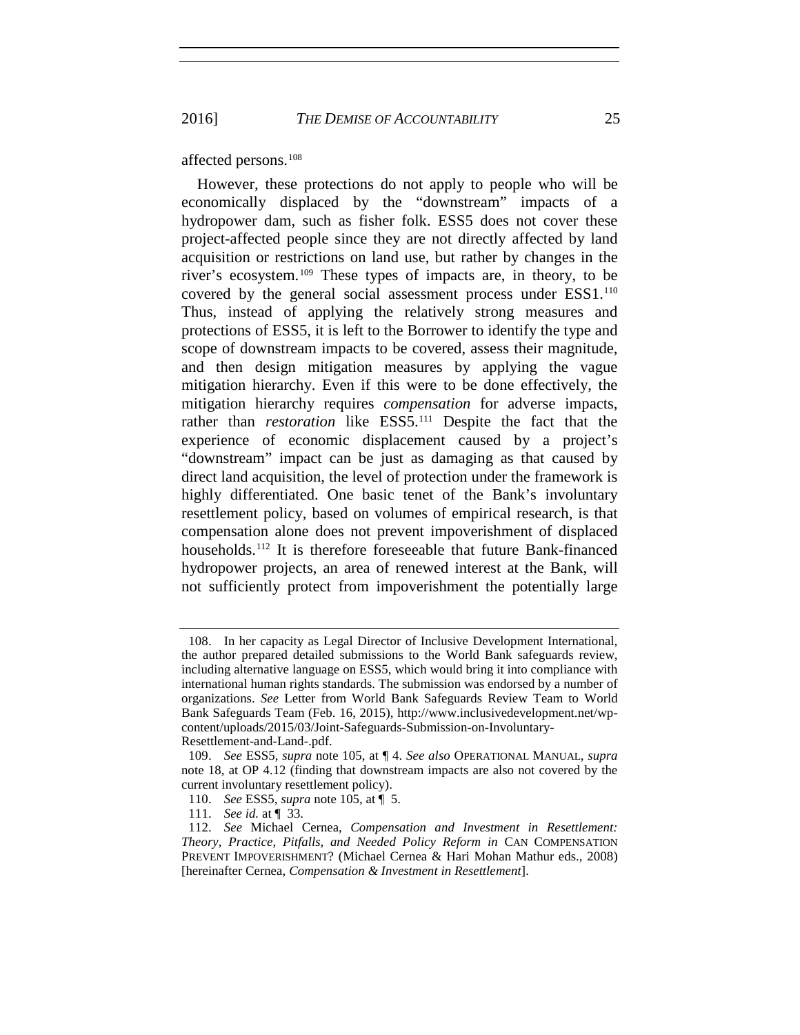affected persons.[108]

However, these protections do not apply to people who will be economically displaced by the "downstream" impacts of a hydropower dam, such as fisher folk. ESS5 does not cover these project-affected people since they are not directly affected by land acquisition or restrictions on land use, but rather by changes in the river's ecosystem.[109] These types of impacts are, in theory, to be covered by the general social assessment process under ESS1.[110] Thus, instead of applying the relatively strong measures and protections of ESS5, it is left to the Borrower to identify the type and scope of downstream impacts to be covered, assess their magnitude, and then design mitigation measures by applying the vague mitigation hierarchy. Even if this were to be done effectively, the mitigation hierarchy requires *compensation* for adverse impacts, rather than *restoration* like ESS5.[111] Despite the fact that the experience of economic displacement caused by a project's "downstream" impact can be just as damaging as that caused by direct land acquisition, the level of protection under the framework is highly differentiated. One basic tenet of the Bank's involuntary resettlement policy, based on volumes of empirical research, is that compensation alone does not prevent impoverishment of displaced households.[112] It is therefore foreseeable that future Bank-financed hydropower projects, an area of renewed interest at the Bank, will not sufficiently protect from impoverishment the potentially large

---

108. In her capacity as Legal Director of Inclusive Development International, the author prepared detailed submissions to the World Bank safeguards review, including alternative language on ESS5, which would bring it into compliance with international human rights standards. The submission was endorsed by a number of organizations. *See* Letter from World Bank Safeguards Review Team to World Bank Safeguards Team (Feb. 16, 2015), http://www.inclusivedevelopment.net/wp-content/uploads/2015/03/Joint-Safeguards-Submission-on-Involuntary-Resettlement-and-Land-.pdf.

109. *See* ESS5, *supra* note 105, at ¶ 4. *See also* OPERATIONAL MANUAL, *supra* note 18, at OP 4.12 (finding that downstream impacts are also not covered by the current involuntary resettlement policy).

110. *See* ESS5, *supra* note 105, at ¶ 5.

111. *See id.* at ¶ 33.

112. *See* Michael Cernea, *Compensation and Investment in Resettlement: Theory, Practice, Pitfalls, and Needed Policy Reform in* CAN COMPENSATION PREVENT IMPOVERISHMENT? (Michael Cernea & Hari Mohan Mathur eds., 2008) [hereinafter Cernea, *Compensation & Investment in Resettlement*].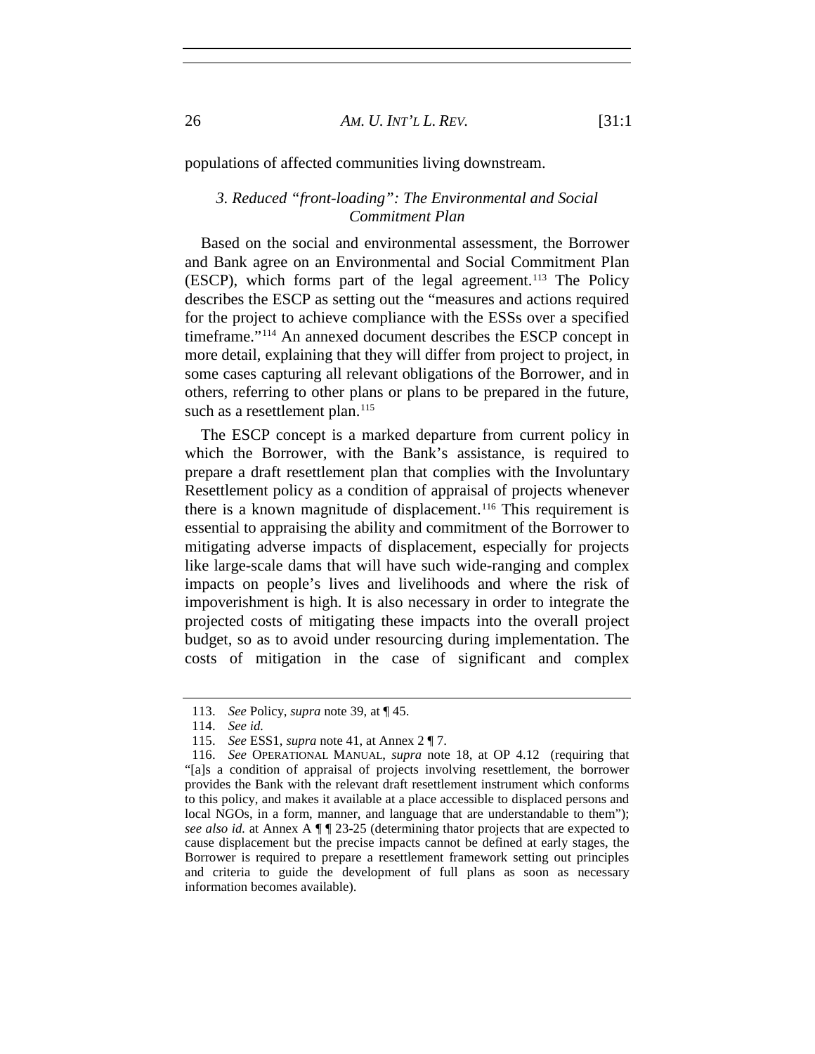populations of affected communities living downstream.

### *3. Reduced "front-loading": The Environmental and Social Commitment Plan*

Based on the social and environmental assessment, the Borrower and Bank agree on an Environmental and Social Commitment Plan (ESCP), which forms part of the legal agreement.[113] The Policy describes the ESCP as setting out the "measures and actions required for the project to achieve compliance with the ESSs over a specified timeframe."[114] An annexed document describes the ESCP concept in more detail, explaining that they will differ from project to project, in some cases capturing all relevant obligations of the Borrower, and in others, referring to other plans or plans to be prepared in the future, such as a resettlement plan.[115]

The ESCP concept is a marked departure from current policy in which the Borrower, with the Bank's assistance, is required to prepare a draft resettlement plan that complies with the Involuntary Resettlement policy as a condition of appraisal of projects whenever there is a known magnitude of displacement.[116] This requirement is essential to appraising the ability and commitment of the Borrower to mitigating adverse impacts of displacement, especially for projects like large-scale dams that will have such wide-ranging and complex impacts on people's lives and livelihoods and where the risk of impoverishment is high. It is also necessary in order to integrate the projected costs of mitigating these impacts into the overall project budget, so as to avoid under resourcing during implementation. The costs of mitigation in the case of significant and complex

---

113. *See* Policy, *supra* note 39, at ¶ 45.

114. *See id.*

115. *See* ESS1, *supra* note 41, at Annex 2 ¶ 7.

116. *See* OPERATIONAL MANUAL, *supra* note 18, at OP 4.12 (requiring that "[a]s a condition of appraisal of projects involving resettlement, the borrower provides the Bank with the relevant draft resettlement instrument which conforms to this policy, and makes it available at a place accessible to displaced persons and local NGOs, in a form, manner, and language that are understandable to them"); *see also id.* at Annex A ¶ ¶ 23-25 (determining thator projects that are expected to cause displacement but the precise impacts cannot be defined at early stages, the Borrower is required to prepare a resettlement framework setting out principles and criteria to guide the development of full plans as soon as necessary information becomes available).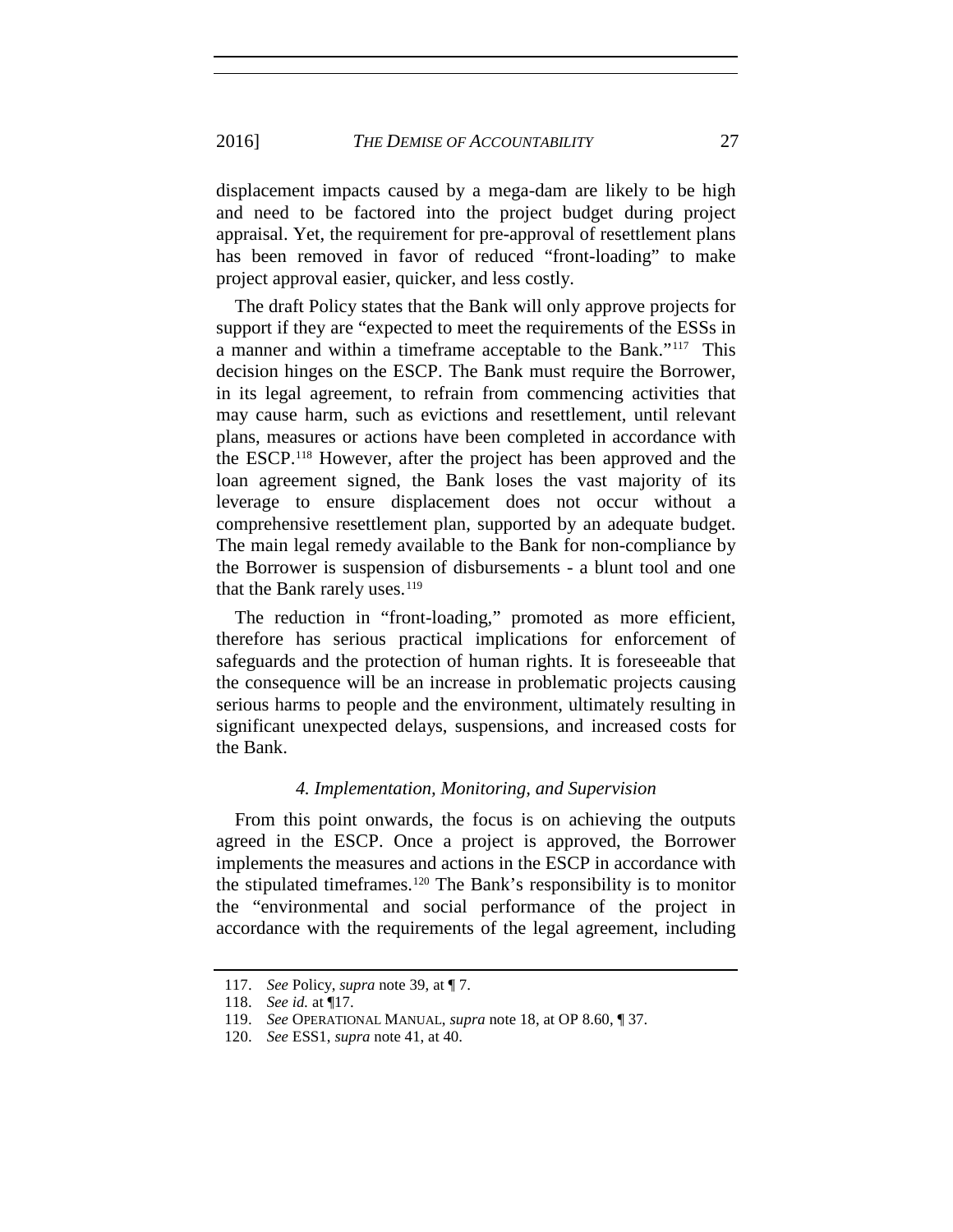displacement impacts caused by a mega-dam are likely to be high and need to be factored into the project budget during project appraisal. Yet, the requirement for pre-approval of resettlement plans has been removed in favor of reduced "front-loading" to make project approval easier, quicker, and less costly.

The draft Policy states that the Bank will only approve projects for support if they are "expected to meet the requirements of the ESSs in a manner and within a timeframe acceptable to the Bank."[117] This decision hinges on the ESCP. The Bank must require the Borrower, in its legal agreement, to refrain from commencing activities that may cause harm, such as evictions and resettlement, until relevant plans, measures or actions have been completed in accordance with the ESCP.[118] However, after the project has been approved and the loan agreement signed, the Bank loses the vast majority of its leverage to ensure displacement does not occur without a comprehensive resettlement plan, supported by an adequate budget. The main legal remedy available to the Bank for non-compliance by the Borrower is suspension of disbursements - a blunt tool and one that the Bank rarely uses.[119]

The reduction in "front-loading," promoted as more efficient, therefore has serious practical implications for enforcement of safeguards and the protection of human rights. It is foreseeable that the consequence will be an increase in problematic projects causing serious harms to people and the environment, ultimately resulting in significant unexpected delays, suspensions, and increased costs for the Bank.

#### *4. Implementation, Monitoring, and Supervision*

From this point onwards, the focus is on achieving the outputs agreed in the ESCP. Once a project is approved, the Borrower implements the measures and actions in the ESCP in accordance with the stipulated timeframes.[120] The Bank's responsibility is to monitor the "environmental and social performance of the project in accordance with the requirements of the legal agreement, including

---

117. *See* Policy, *supra* note 39, at ¶ 7.

118. *See id.* at ¶17.

119. *See* OPERATIONAL MANUAL, *supra* note 18, at OP 8.60, ¶ 37.

120. *See* ESS1, *supra* note 41, at 40.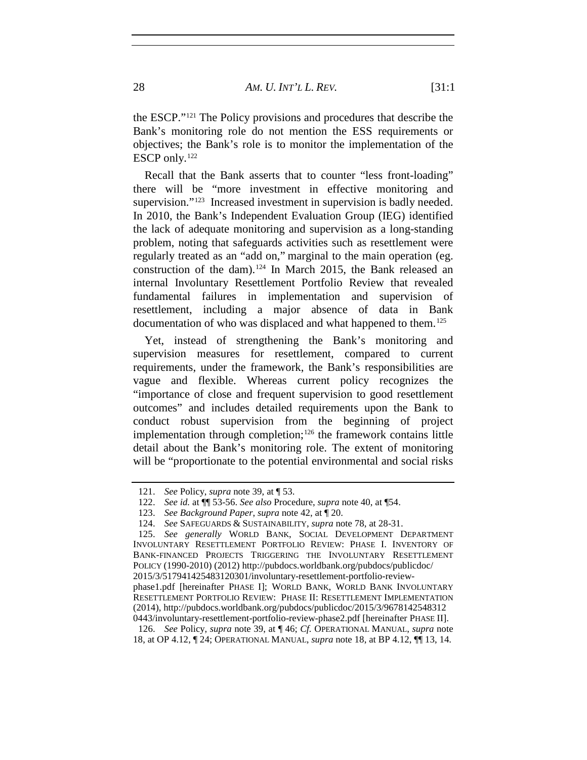the ESCP."[121] The Policy provisions and procedures that describe the Bank's monitoring role do not mention the ESS requirements or objectives; the Bank's role is to monitor the implementation of the ESCP only.[122]

Recall that the Bank asserts that to counter "less front-loading" there will be "more investment in effective monitoring and supervision."[123] Increased investment in supervision is badly needed. In 2010, the Bank's Independent Evaluation Group (IEG) identified the lack of adequate monitoring and supervision as a long-standing problem, noting that safeguards activities such as resettlement were regularly treated as an "add on," marginal to the main operation (eg. construction of the dam).[124] In March 2015, the Bank released an internal Involuntary Resettlement Portfolio Review that revealed fundamental failures in implementation and supervision of resettlement, including a major absence of data in Bank documentation of who was displaced and what happened to them.[125]

Yet, instead of strengthening the Bank's monitoring and supervision measures for resettlement, compared to current requirements, under the framework, the Bank's responsibilities are vague and flexible. Whereas current policy recognizes the "importance of close and frequent supervision to good resettlement outcomes" and includes detailed requirements upon the Bank to conduct robust supervision from the beginning of project implementation through completion;[126] the framework contains little detail about the Bank's monitoring role. The extent of monitoring will be "proportionate to the potential environmental and social risks

---

121. *See* Policy, *supra* note 39, at ¶ 53.

122. *See id.* at ¶¶ 53-56. *See also* Procedure, *supra* note 40, at ¶54.

123. *See Background Paper*, *supra* note 42, at ¶ 20.

124. *See* SAFEGUARDS & SUSTAINABILITY, *supra* note 78, at 28-31.

125. *See generally* WORLD BANK, SOCIAL DEVELOPMENT DEPARTMENT INVOLUNTARY RESETTLEMENT PORTFOLIO REVIEW: PHASE I. INVENTORY OF BANK-FINANCED PROJECTS TRIGGERING THE INVOLUNTARY RESETTLEMENT POLICY (1990-2010) (2012) http://pubdocs.worldbank.org/pubdocs/publicdoc/2015/3/517941425483120301/involuntary-resettlement-portfolio-review-phase1.pdf [hereinafter PHASE I]; WORLD BANK, WORLD BANK INVOLUNTARY RESETTLEMENT PORTFOLIO REVIEW: PHASE II: RESETTLEMENT IMPLEMENTATION (2014), http://pubdocs.worldbank.org/pubdocs/publicdoc/2015/3/96781425483120443/involuntary-resettlement-portfolio-review-phase2.pdf [hereinafter PHASE II].

126. *See* Policy, *supra* note 39, at ¶ 46; *Cf.* OPERATIONAL MANUAL, *supra* note 18, at OP 4.12, ¶ 24; OPERATIONAL MANUAL, *supra* note 18, at BP 4.12, ¶¶ 13, 14.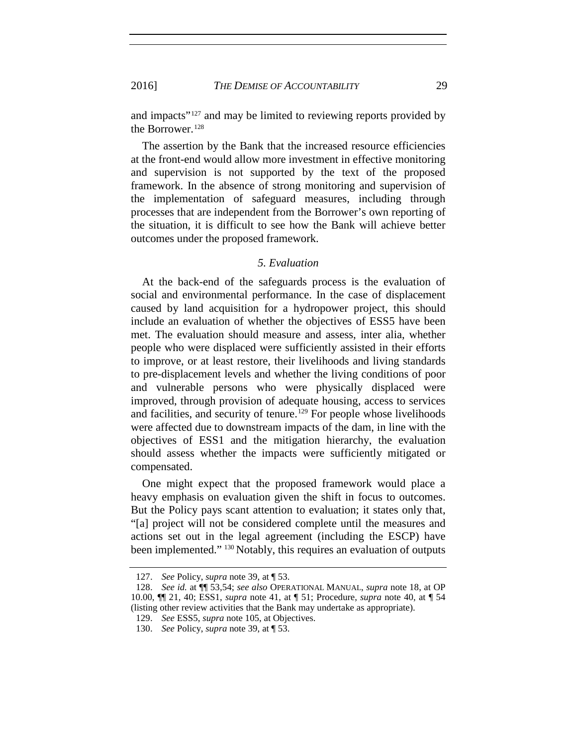and impacts"[127] and may be limited to reviewing reports provided by the Borrower.[128]

The assertion by the Bank that the increased resource efficiencies at the front-end would allow more investment in effective monitoring and supervision is not supported by the text of the proposed framework. In the absence of strong monitoring and supervision of the implementation of safeguard measures, including through processes that are independent from the Borrower's own reporting of the situation, it is difficult to see how the Bank will achieve better outcomes under the proposed framework.

### *5. Evaluation*

At the back-end of the safeguards process is the evaluation of social and environmental performance. In the case of displacement caused by land acquisition for a hydropower project, this should include an evaluation of whether the objectives of ESS5 have been met. The evaluation should measure and assess, inter alia, whether people who were displaced were sufficiently assisted in their efforts to improve, or at least restore, their livelihoods and living standards to pre-displacement levels and whether the living conditions of poor and vulnerable persons who were physically displaced were improved, through provision of adequate housing, access to services and facilities, and security of tenure.[129] For people whose livelihoods were affected due to downstream impacts of the dam, in line with the objectives of ESS1 and the mitigation hierarchy, the evaluation should assess whether the impacts were sufficiently mitigated or compensated.

One might expect that the proposed framework would place a heavy emphasis on evaluation given the shift in focus to outcomes. But the Policy pays scant attention to evaluation; it states only that, "[a] project will not be considered complete until the measures and actions set out in the legal agreement (including the ESCP) have been implemented."[130] Notably, this requires an evaluation of outputs

---

127. *See* Policy, *supra* note 39, at ¶ 53.

128. *See id.* at ¶¶ 53,54; *see also* OPERATIONAL MANUAL, *supra* note 18, at OP 10.00, ¶¶ 21, 40; ESS1, *supra* note 41, at ¶ 51; Procedure, *supra* note 40, at ¶ 54 (listing other review activities that the Bank may undertake as appropriate).

129. *See* ESS5, *supra* note 105, at Objectives.

130. *See* Policy, *supra* note 39, at ¶ 53.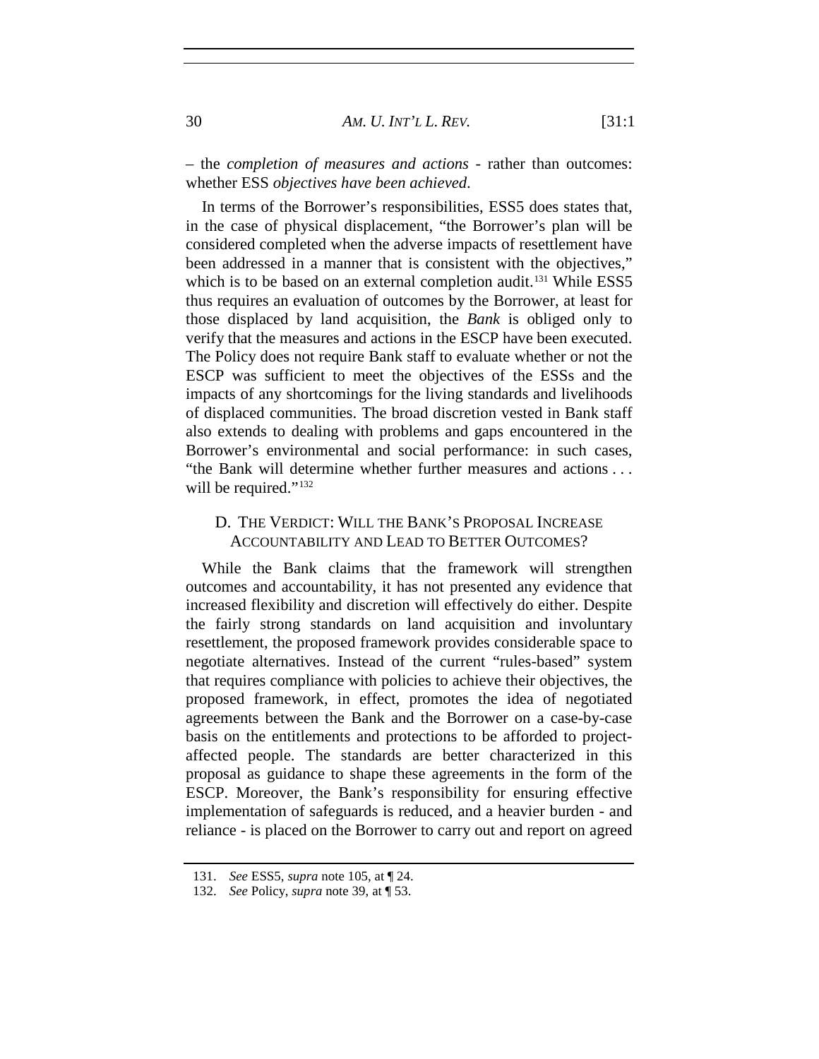– the *completion of measures and actions* - rather than outcomes: whether ESS *objectives have been achieved*.

In terms of the Borrower's responsibilities, ESS5 does states that, in the case of physical displacement, "the Borrower's plan will be considered completed when the adverse impacts of resettlement have been addressed in a manner that is consistent with the objectives," which is to be based on an external completion audit.[131] While ESS5 thus requires an evaluation of outcomes by the Borrower, at least for those displaced by land acquisition, the *Bank* is obliged only to verify that the measures and actions in the ESCP have been executed. The Policy does not require Bank staff to evaluate whether or not the ESCP was sufficient to meet the objectives of the ESSs and the impacts of any shortcomings for the living standards and livelihoods of displaced communities. The broad discretion vested in Bank staff also extends to dealing with problems and gaps encountered in the Borrower's environmental and social performance: in such cases, "the Bank will determine whether further measures and actions . . . will be required."[132]

### D. The Verdict: Will the Bank's Proposal Increase Accountability and Lead to Better Outcomes?

While the Bank claims that the framework will strengthen outcomes and accountability, it has not presented any evidence that increased flexibility and discretion will effectively do either. Despite the fairly strong standards on land acquisition and involuntary resettlement, the proposed framework provides considerable space to negotiate alternatives. Instead of the current "rules-based" system that requires compliance with policies to achieve their objectives, the proposed framework, in effect, promotes the idea of negotiated agreements between the Bank and the Borrower on a case-by-case basis on the entitlements and protections to be afforded to project-affected people. The standards are better characterized in this proposal as guidance to shape these agreements in the form of the ESCP. Moreover, the Bank's responsibility for ensuring effective implementation of safeguards is reduced, and a heavier burden - and reliance - is placed on the Borrower to carry out and report on agreed

131. *See* ESS5, *supra* note 105, at ¶ 24.

132. *See* Policy, *supra* note 39, at ¶ 53.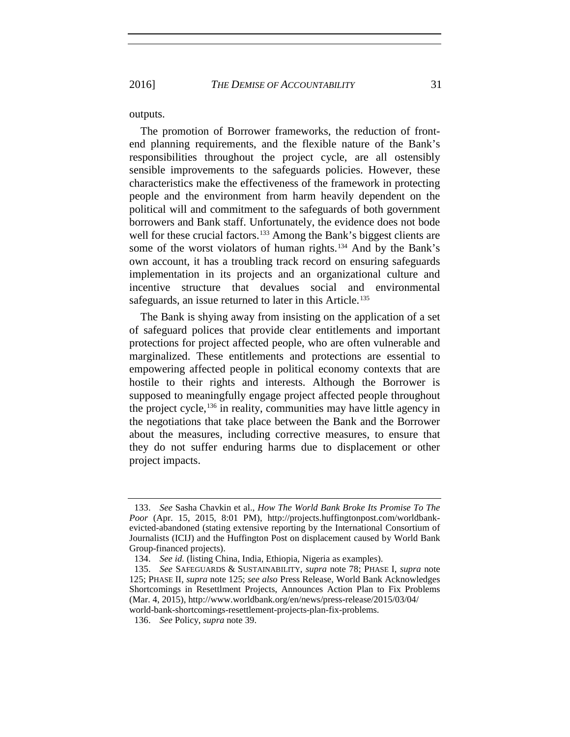outputs.

The promotion of Borrower frameworks, the reduction of front-end planning requirements, and the flexible nature of the Bank's responsibilities throughout the project cycle, are all ostensibly sensible improvements to the safeguards policies. However, these characteristics make the effectiveness of the framework in protecting people and the environment from harm heavily dependent on the political will and commitment to the safeguards of both government borrowers and Bank staff. Unfortunately, the evidence does not bode well for these crucial factors.[133] Among the Bank's biggest clients are some of the worst violators of human rights.[134] And by the Bank's own account, it has a troubling track record on ensuring safeguards implementation in its projects and an organizational culture and incentive structure that devalues social and environmental safeguards, an issue returned to later in this Article.[135]

The Bank is shying away from insisting on the application of a set of safeguard polices that provide clear entitlements and important protections for project affected people, who are often vulnerable and marginalized. These entitlements and protections are essential to empowering affected people in political economy contexts that are hostile to their rights and interests. Although the Borrower is supposed to meaningfully engage project affected people throughout the project cycle,[136] in reality, communities may have little agency in the negotiations that take place between the Bank and the Borrower about the measures, including corrective measures, to ensure that they do not suffer enduring harms due to displacement or other project impacts.

---

133. *See* Sasha Chavkin et al., *How The World Bank Broke Its Promise To The Poor* (Apr. 15, 2015, 8:01 PM), http://projects.huffingtonpost.com/worldbank-evicted-abandoned (stating extensive reporting by the International Consortium of Journalists (ICIJ) and the Huffington Post on displacement caused by World Bank Group-financed projects).

134. *See id.* (listing China, India, Ethiopia, Nigeria as examples).

135. *See* SAFEGUARDS & SUSTAINABILITY, *supra* note 78; PHASE I, *supra* note 125; PHASE II, *supra* note 125; *see also* Press Release, World Bank Acknowledges Shortcomings in Resettlment Projects, Announces Action Plan to Fix Problems (Mar. 4, 2015), http://www.worldbank.org/en/news/press-release/2015/03/04/world-bank-shortcomings-resettlement-projects-plan-fix-problems.

136. *See* Policy, *supra* note 39.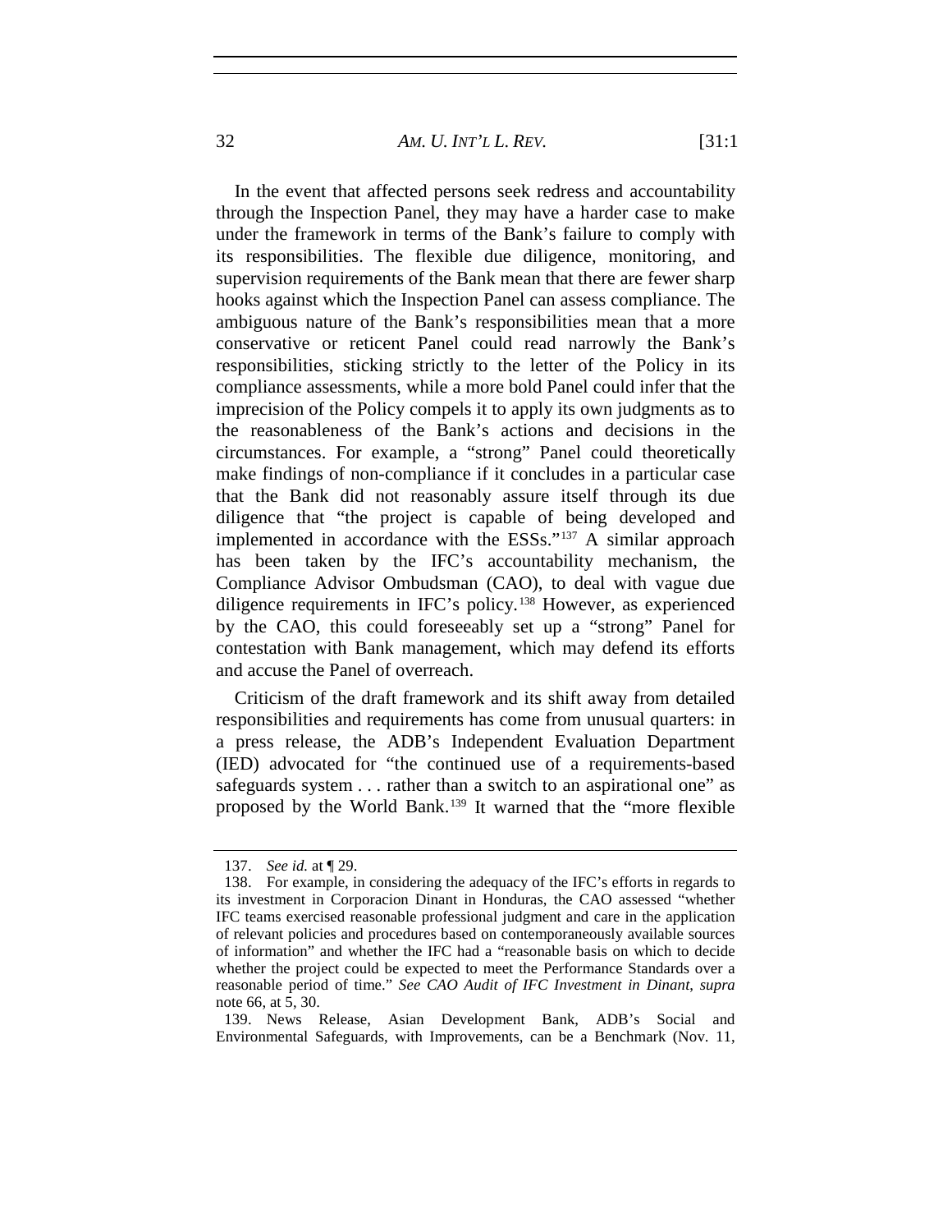In the event that affected persons seek redress and accountability through the Inspection Panel, they may have a harder case to make under the framework in terms of the Bank's failure to comply with its responsibilities. The flexible due diligence, monitoring, and supervision requirements of the Bank mean that there are fewer sharp hooks against which the Inspection Panel can assess compliance. The ambiguous nature of the Bank's responsibilities mean that a more conservative or reticent Panel could read narrowly the Bank's responsibilities, sticking strictly to the letter of the Policy in its compliance assessments, while a more bold Panel could infer that the imprecision of the Policy compels it to apply its own judgments as to the reasonableness of the Bank's actions and decisions in the circumstances. For example, a "strong" Panel could theoretically make findings of non-compliance if it concludes in a particular case that the Bank did not reasonably assure itself through its due diligence that "the project is capable of being developed and implemented in accordance with the ESSs."[137] A similar approach has been taken by the IFC's accountability mechanism, the Compliance Advisor Ombudsman (CAO), to deal with vague due diligence requirements in IFC's policy.[138] However, as experienced by the CAO, this could foreseeably set up a "strong" Panel for contestation with Bank management, which may defend its efforts and accuse the Panel of overreach.

Criticism of the draft framework and its shift away from detailed responsibilities and requirements has come from unusual quarters: in a press release, the ADB's Independent Evaluation Department (IED) advocated for "the continued use of a requirements-based safeguards system . . . rather than a switch to an aspirational one" as proposed by the World Bank.[139] It warned that the "more flexible

---

137. *See id.* at ¶ 29.

138. For example, in considering the adequacy of the IFC's efforts in regards to its investment in Corporacion Dinant in Honduras, the CAO assessed "whether IFC teams exercised reasonable professional judgment and care in the application of relevant policies and procedures based on contemporaneously available sources of information" and whether the IFC had a "reasonable basis on which to decide whether the project could be expected to meet the Performance Standards over a reasonable period of time." *See CAO Audit of IFC Investment in Dinant*, *supra* note 66, at 5, 30.

139. News Release, Asian Development Bank, ADB's Social and Environmental Safeguards, with Improvements, can be a Benchmark (Nov. 11,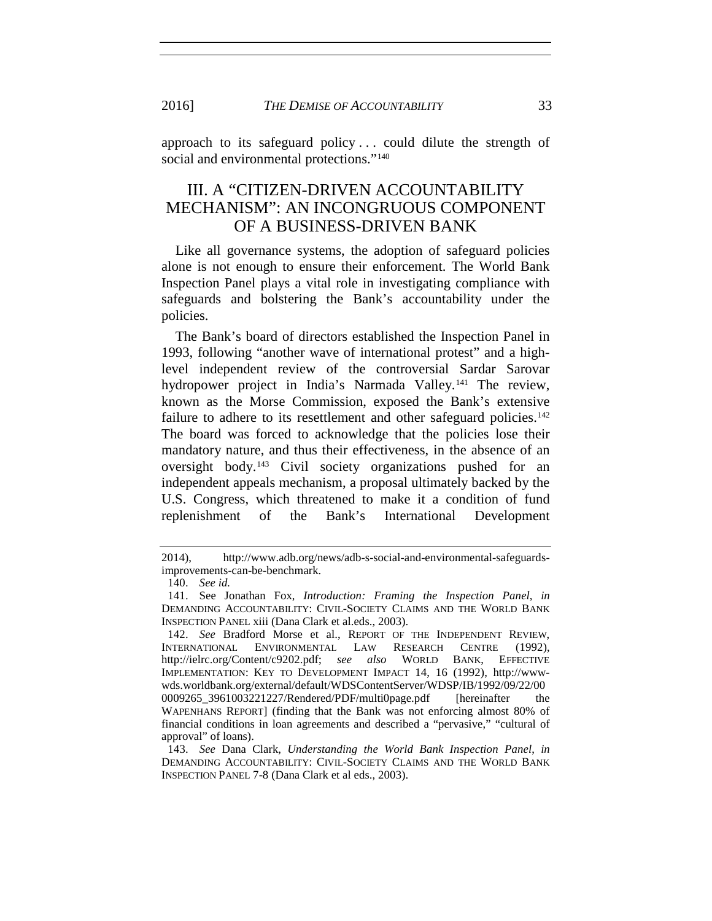approach to its safeguard policy . . . could dilute the strength of social and environmental protections."[140]

## III. A "CITIZEN-DRIVEN ACCOUNTABILITY MECHANISM": AN INCONGRUOUS COMPONENT OF A BUSINESS-DRIVEN BANK

Like all governance systems, the adoption of safeguard policies alone is not enough to ensure their enforcement. The World Bank Inspection Panel plays a vital role in investigating compliance with safeguards and bolstering the Bank's accountability under the policies.

The Bank's board of directors established the Inspection Panel in 1993, following "another wave of international protest" and a high-level independent review of the controversial Sardar Sarovar hydropower project in India's Narmada Valley.[141] The review, known as the Morse Commission, exposed the Bank's extensive failure to adhere to its resettlement and other safeguard policies.[142] The board was forced to acknowledge that the policies lose their mandatory nature, and thus their effectiveness, in the absence of an oversight body.[143] Civil society organizations pushed for an independent appeals mechanism, a proposal ultimately backed by the U.S. Congress, which threatened to make it a condition of fund replenishment of the Bank's International Development

---

2014), http://www.adb.org/news/adb-s-social-and-environmental-safeguards-improvements-can-be-benchmark.

140. *See id.*

141. See Jonathan Fox, *Introduction: Framing the Inspection Panel*, *in* DEMANDING ACCOUNTABILITY: CIVIL-SOCIETY CLAIMS AND THE WORLD BANK INSPECTION PANEL xiii (Dana Clark et al.eds., 2003).

142. *See* Bradford Morse et al., REPORT OF THE INDEPENDENT REVIEW, INTERNATIONAL ENVIRONMENTAL LAW RESEARCH CENTRE (1992), http://ielrc.org/Content/c9202.pdf; *see also* WORLD BANK, EFFECTIVE IMPLEMENTATION: KEY TO DEVELOPMENT IMPACT 14, 16 (1992), http://www-wds.worldbank.org/external/default/WDSContentServer/WDSP/IB/1992/09/22/000009265_3961003221227/Rendered/PDF/multi0page.pdf [hereinafter the WAPENHANS REPORT] (finding that the Bank was not enforcing almost 80% of financial conditions in loan agreements and described a "pervasive," "cultural of approval" of loans).

143. *See* Dana Clark, *Understanding the World Bank Inspection Panel*, *in* DEMANDING ACCOUNTABILITY: CIVIL-SOCIETY CLAIMS AND THE WORLD BANK INSPECTION PANEL 7-8 (Dana Clark et al eds., 2003).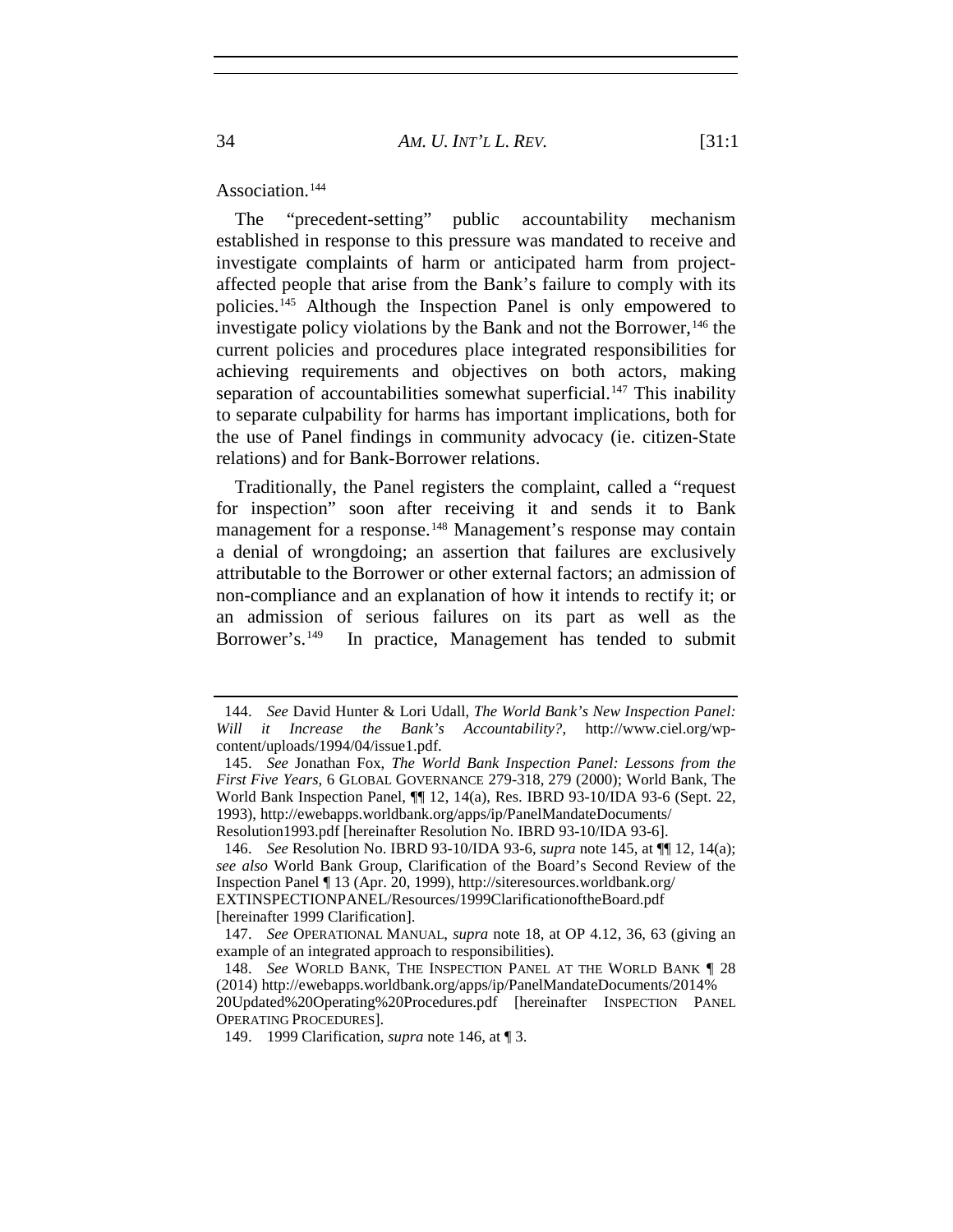Association.[144]

The "precedent-setting" public accountability mechanism established in response to this pressure was mandated to receive and investigate complaints of harm or anticipated harm from project-affected people that arise from the Bank's failure to comply with its policies.[145] Although the Inspection Panel is only empowered to investigate policy violations by the Bank and not the Borrower,[146] the current policies and procedures place integrated responsibilities for achieving requirements and objectives on both actors, making separation of accountabilities somewhat superficial.[147] This inability to separate culpability for harms has important implications, both for the use of Panel findings in community advocacy (ie. citizen-State relations) and for Bank-Borrower relations.

Traditionally, the Panel registers the complaint, called a "request for inspection" soon after receiving it and sends it to Bank management for a response.[148] Management's response may contain a denial of wrongdoing; an assertion that failures are exclusively attributable to the Borrower or other external factors; an admission of non-compliance and an explanation of how it intends to rectify it; or an admission of serious failures on its part as well as the Borrower's.[149] In practice, Management has tended to submit

---

144. *See* David Hunter & Lori Udall, *The World Bank's New Inspection Panel: Will it Increase the Bank's Accountability?*, http://www.ciel.org/wp-content/uploads/1994/04/issue1.pdf.

145. *See* Jonathan Fox, *The World Bank Inspection Panel: Lessons from the First Five Years*, 6 GLOBAL GOVERNANCE 279-318, 279 (2000); World Bank, The World Bank Inspection Panel, ¶¶ 12, 14(a), Res. IBRD 93-10/IDA 93-6 (Sept. 22, 1993), http://ewebapps.worldbank.org/apps/ip/PanelMandateDocuments/Resolution1993.pdf [hereinafter Resolution No. IBRD 93-10/IDA 93-6].

146. *See* Resolution No. IBRD 93-10/IDA 93-6, *supra* note 145, at ¶¶ 12, 14(a); *see also* World Bank Group, Clarification of the Board's Second Review of the Inspection Panel ¶ 13 (Apr. 20, 1999), http://siteresources.worldbank.org/EXTINSPECTIONPANEL/Resources/1999ClarificationoftheBoard.pdf [hereinafter 1999 Clarification].

147. *See* OPERATIONAL MANUAL, *supra* note 18, at OP 4.12, 36, 63 (giving an example of an integrated approach to responsibilities).

148. *See* WORLD BANK, THE INSPECTION PANEL AT THE WORLD BANK ¶ 28 (2014) http://ewebapps.worldbank.org/apps/ip/PanelMandateDocuments/2014%20Updated%20Operating%20Procedures.pdf [hereinafter INSPECTION PANEL OPERATING PROCEDURES].

149. 1999 Clarification, *supra* note 146, at ¶ 3.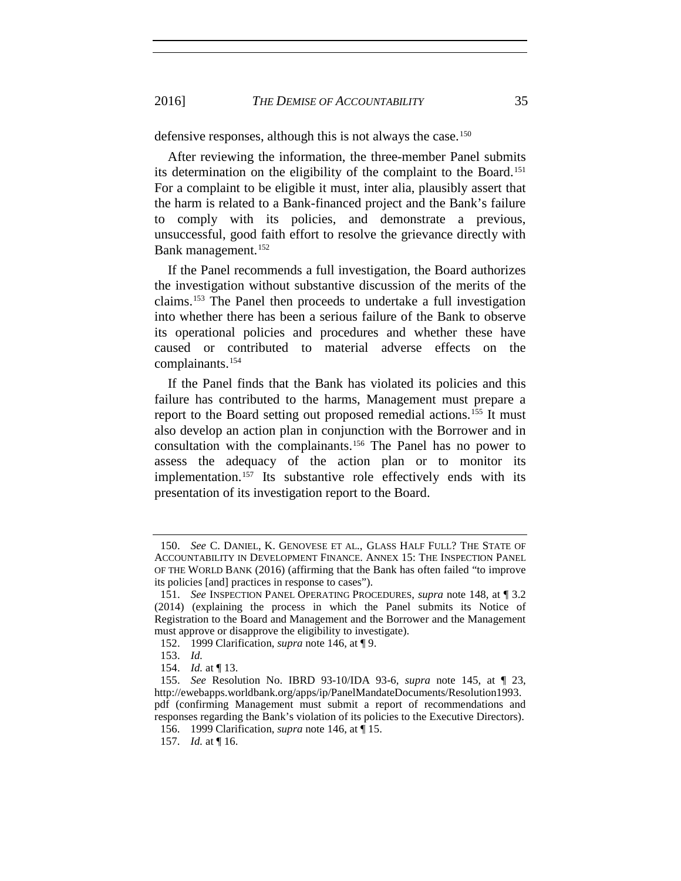defensive responses, although this is not always the case.[150]

After reviewing the information, the three-member Panel submits its determination on the eligibility of the complaint to the Board.[151] For a complaint to be eligible it must, inter alia, plausibly assert that the harm is related to a Bank-financed project and the Bank's failure to comply with its policies, and demonstrate a previous, unsuccessful, good faith effort to resolve the grievance directly with Bank management.[152]

If the Panel recommends a full investigation, the Board authorizes the investigation without substantive discussion of the merits of the claims.[153] The Panel then proceeds to undertake a full investigation into whether there has been a serious failure of the Bank to observe its operational policies and procedures and whether these have caused or contributed to material adverse effects on the complainants.[154]

If the Panel finds that the Bank has violated its policies and this failure has contributed to the harms, Management must prepare a report to the Board setting out proposed remedial actions.[155] It must also develop an action plan in conjunction with the Borrower and in consultation with the complainants.[156] The Panel has no power to assess the adequacy of the action plan or to monitor its implementation.[157] Its substantive role effectively ends with its presentation of its investigation report to the Board.

---

150. *See* C. DANIEL, K. GENOVESE ET AL., GLASS HALF FULL? THE STATE OF ACCOUNTABILITY IN DEVELOPMENT FINANCE. ANNEX 15: THE INSPECTION PANEL OF THE WORLD BANK (2016) (affirming that the Bank has often failed "to improve its policies [and] practices in response to cases").

151. *See* INSPECTION PANEL OPERATING PROCEDURES, *supra* note 148, at ¶ 3.2 (2014) (explaining the process in which the Panel submits its Notice of Registration to the Board and Management and the Borrower and the Management must approve or disapprove the eligibility to investigate).

152. 1999 Clarification, *supra* note 146, at ¶ 9.

153. *Id.*

154. *Id.* at ¶ 13.

155. *See* Resolution No. IBRD 93-10/IDA 93-6, *supra* note 145, at ¶ 23, http://ewebapps.worldbank.org/apps/ip/PanelMandateDocuments/Resolution1993.pdf (confirming Management must submit a report of recommendations and responses regarding the Bank's violation of its policies to the Executive Directors).

156. 1999 Clarification, *supra* note 146, at ¶ 15.

157. *Id.* at ¶ 16.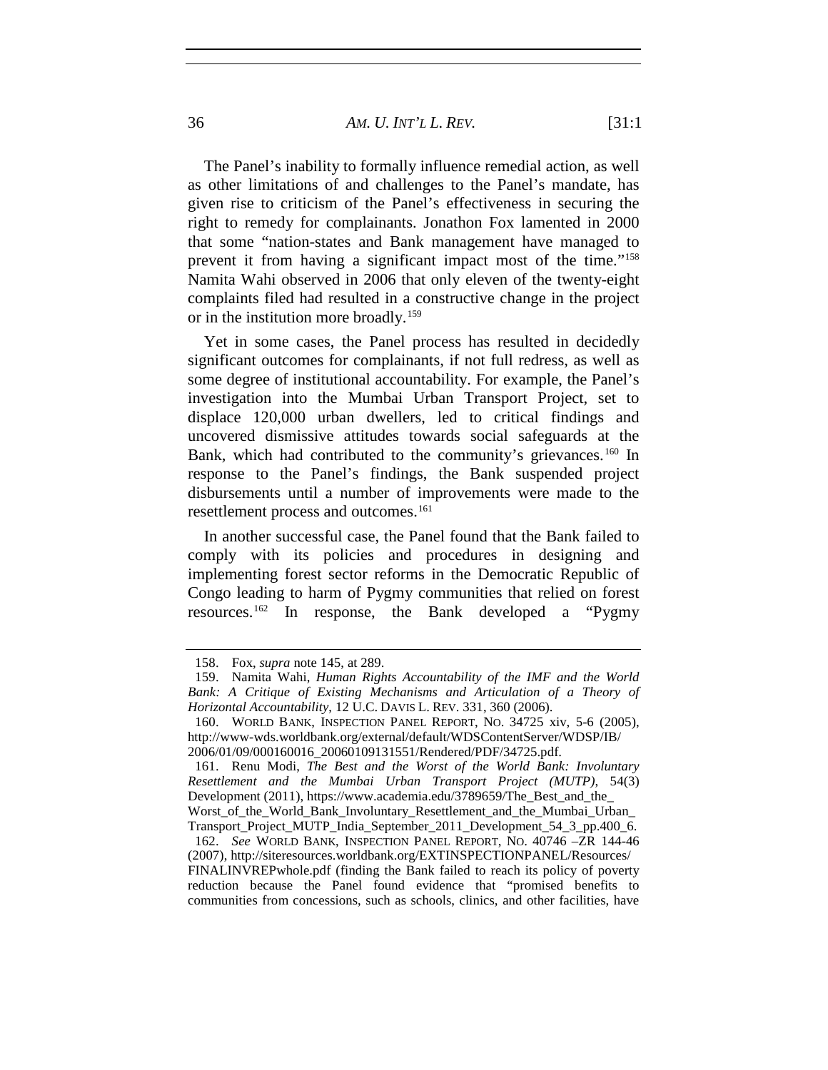The Panel's inability to formally influence remedial action, as well as other limitations of and challenges to the Panel's mandate, has given rise to criticism of the Panel's effectiveness in securing the right to remedy for complainants. Jonathon Fox lamented in 2000 that some "nation-states and Bank management have managed to prevent it from having a significant impact most of the time."[158] Namita Wahi observed in 2006 that only eleven of the twenty-eight complaints filed had resulted in a constructive change in the project or in the institution more broadly.[159]

Yet in some cases, the Panel process has resulted in decidedly significant outcomes for complainants, if not full redress, as well as some degree of institutional accountability. For example, the Panel's investigation into the Mumbai Urban Transport Project, set to displace 120,000 urban dwellers, led to critical findings and uncovered dismissive attitudes towards social safeguards at the Bank, which had contributed to the community's grievances.[160] In response to the Panel's findings, the Bank suspended project disbursements until a number of improvements were made to the resettlement process and outcomes.[161]

In another successful case, the Panel found that the Bank failed to comply with its policies and procedures in designing and implementing forest sector reforms in the Democratic Republic of Congo leading to harm of Pygmy communities that relied on forest resources.[162] In response, the Bank developed a "Pygmy

---

158. Fox, *supra* note 145, at 289.

159. Namita Wahi, *Human Rights Accountability of the IMF and the World Bank: A Critique of Existing Mechanisms and Articulation of a Theory of Horizontal Accountability*, 12 U.C. DAVIS L. REV. 331, 360 (2006).

160. WORLD BANK, INSPECTION PANEL REPORT, NO. 34725 xiv, 5-6 (2005), http://www-wds.worldbank.org/external/default/WDSContentServer/WDSP/IB/2006/01/09/000160016_20060109131551/Rendered/PDF/34725.pdf.

161. Renu Modi, *The Best and the Worst of the World Bank: Involuntary Resettlement and the Mumbai Urban Transport Project (MUTP)*, 54(3) Development (2011), https://www.academia.edu/3789659/The_Best_and_the_Worst_of_the_World_Bank_Involuntary_Resettlement_and_the_Mumbai_Urban_Transport_Project_MUTP_India_September_2011_Development_54_3_pp.400_6.

162. *See* WORLD BANK, INSPECTION PANEL REPORT, NO. 40746 –ZR 144-46 (2007), http://siteresources.worldbank.org/EXTINSPECTIONPANEL/Resources/FINALINVREPwhole.pdf (finding the Bank failed to reach its policy of poverty reduction because the Panel found evidence that "promised benefits to communities from concessions, such as schools, clinics, and other facilities, have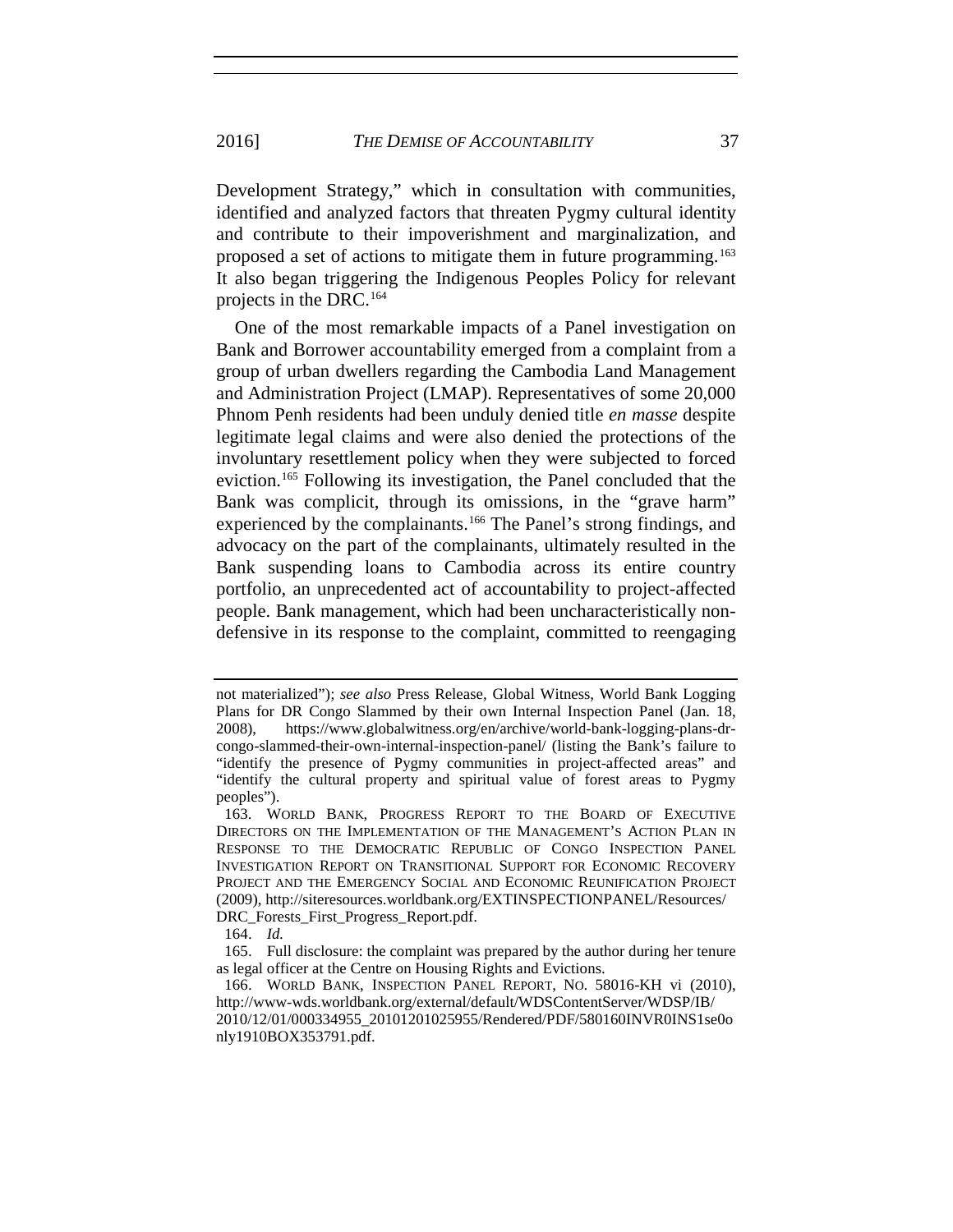Development Strategy," which in consultation with communities, identified and analyzed factors that threaten Pygmy cultural identity and contribute to their impoverishment and marginalization, and proposed a set of actions to mitigate them in future programming.[163] It also began triggering the Indigenous Peoples Policy for relevant projects in the DRC.[164]

One of the most remarkable impacts of a Panel investigation on Bank and Borrower accountability emerged from a complaint from a group of urban dwellers regarding the Cambodia Land Management and Administration Project (LMAP). Representatives of some 20,000 Phnom Penh residents had been unduly denied title *en masse* despite legitimate legal claims and were also denied the protections of the involuntary resettlement policy when they were subjected to forced eviction.[165] Following its investigation, the Panel concluded that the Bank was complicit, through its omissions, in the "grave harm" experienced by the complainants.[166] The Panel's strong findings, and advocacy on the part of the complainants, ultimately resulted in the Bank suspending loans to Cambodia across its entire country portfolio, an unprecedented act of accountability to project-affected people. Bank management, which had been uncharacteristically non-defensive in its response to the complaint, committed to reengaging

---

not materialized"); *see also* Press Release, Global Witness, World Bank Logging Plans for DR Congo Slammed by their own Internal Inspection Panel (Jan. 18, 2008), https://www.globalwitness.org/en/archive/world-bank-logging-plans-dr-congo-slammed-their-own-internal-inspection-panel/ (listing the Bank's failure to "identify the presence of Pygmy communities in project-affected areas" and "identify the cultural property and spiritual value of forest areas to Pygmy peoples").

163. WORLD BANK, PROGRESS REPORT TO THE BOARD OF EXECUTIVE DIRECTORS ON THE IMPLEMENTATION OF THE MANAGEMENT'S ACTION PLAN IN RESPONSE TO THE DEMOCRATIC REPUBLIC OF CONGO INSPECTION PANEL INVESTIGATION REPORT ON TRANSITIONAL SUPPORT FOR ECONOMIC RECOVERY PROJECT AND THE EMERGENCY SOCIAL AND ECONOMIC REUNIFICATION PROJECT (2009), http://siteresources.worldbank.org/EXTINSPECTIONPANEL/Resources/DRC_Forests_First_Progress_Report.pdf.

164. *Id.*

165. Full disclosure: the complaint was prepared by the author during her tenure as legal officer at the Centre on Housing Rights and Evictions.

166. WORLD BANK, INSPECTION PANEL REPORT, NO. 58016-KH vi (2010), http://www-wds.worldbank.org/external/default/WDSContentServer/WDSP/IB/2010/12/01/000334955_20101201025955/Rendered/PDF/580160INVR0INS1se0only1910BOX353791.pdf.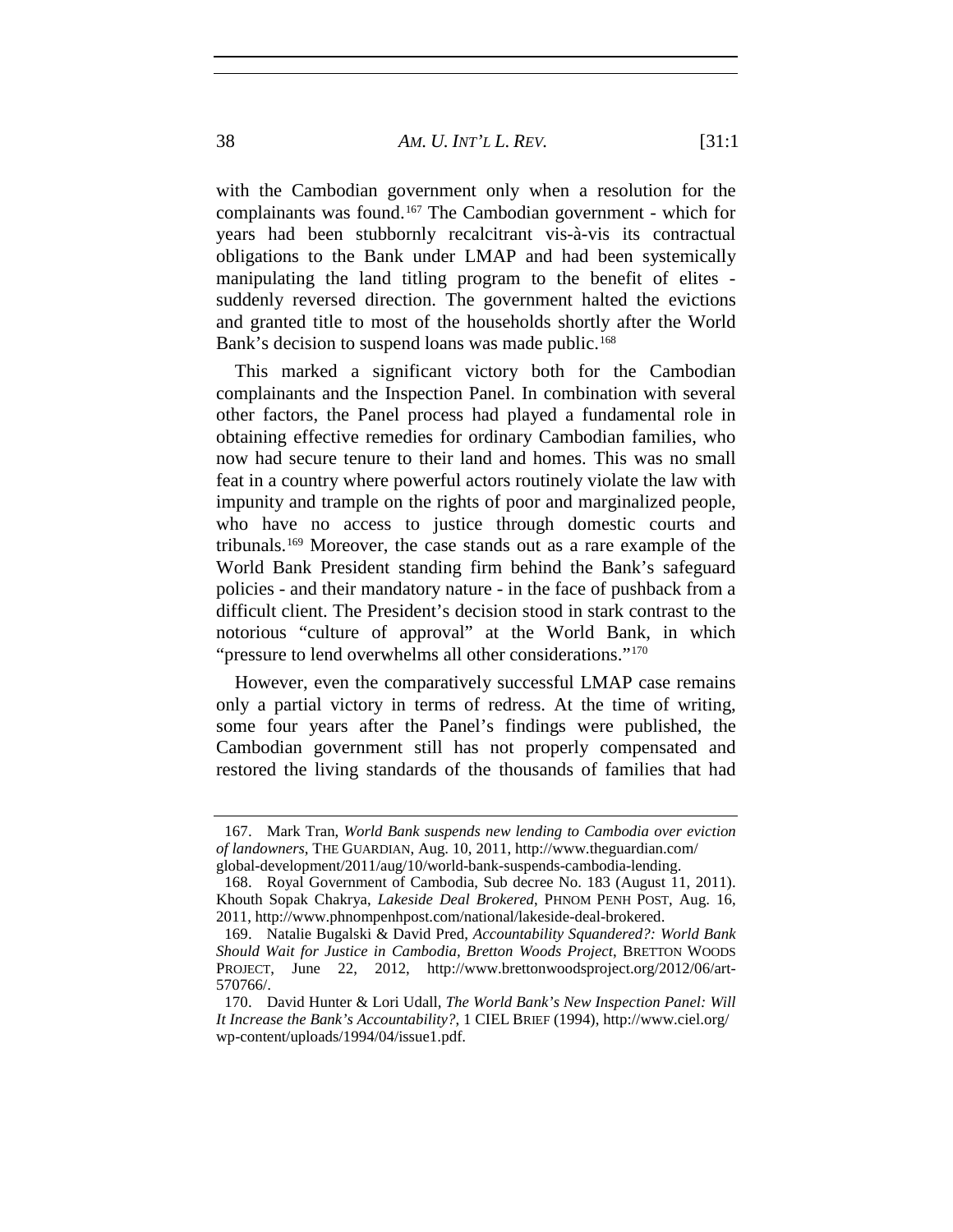with the Cambodian government only when a resolution for the complainants was found.[167] The Cambodian government - which for years had been stubbornly recalcitrant vis-à-vis its contractual obligations to the Bank under LMAP and had been systemically manipulating the land titling program to the benefit of elites - suddenly reversed direction. The government halted the evictions and granted title to most of the households shortly after the World Bank's decision to suspend loans was made public.[168]

This marked a significant victory both for the Cambodian complainants and the Inspection Panel. In combination with several other factors, the Panel process had played a fundamental role in obtaining effective remedies for ordinary Cambodian families, who now had secure tenure to their land and homes. This was no small feat in a country where powerful actors routinely violate the law with impunity and trample on the rights of poor and marginalized people, who have no access to justice through domestic courts and tribunals.[169] Moreover, the case stands out as a rare example of the World Bank President standing firm behind the Bank's safeguard policies - and their mandatory nature - in the face of pushback from a difficult client. The President's decision stood in stark contrast to the notorious "culture of approval" at the World Bank, in which "pressure to lend overwhelms all other considerations."[170]

However, even the comparatively successful LMAP case remains only a partial victory in terms of redress. At the time of writing, some four years after the Panel's findings were published, the Cambodian government still has not properly compensated and restored the living standards of the thousands of families that had

---

167. Mark Tran, *World Bank suspends new lending to Cambodia over eviction of landowners*, THE GUARDIAN, Aug. 10, 2011, http://www.theguardian.com/global-development/2011/aug/10/world-bank-suspends-cambodia-lending.

168. Royal Government of Cambodia, Sub decree No. 183 (August 11, 2011). Khouth Sopak Chakrya, *Lakeside Deal Brokered*, PHNOM PENH POST, Aug. 16, 2011, http://www.phnompenhpost.com/national/lakeside-deal-brokered.

169. Natalie Bugalski & David Pred, *Accountability Squandered?: World Bank Should Wait for Justice in Cambodia, Bretton Woods Project*, BRETTON WOODS PROJECT, June 22, 2012, http://www.brettonwoodsproject.org/2012/06/art-570766/.

170. David Hunter & Lori Udall, *The World Bank's New Inspection Panel: Will It Increase the Bank's Accountability?*, 1 CIEL BRIEF (1994), http://www.ciel.org/wp-content/uploads/1994/04/issue1.pdf.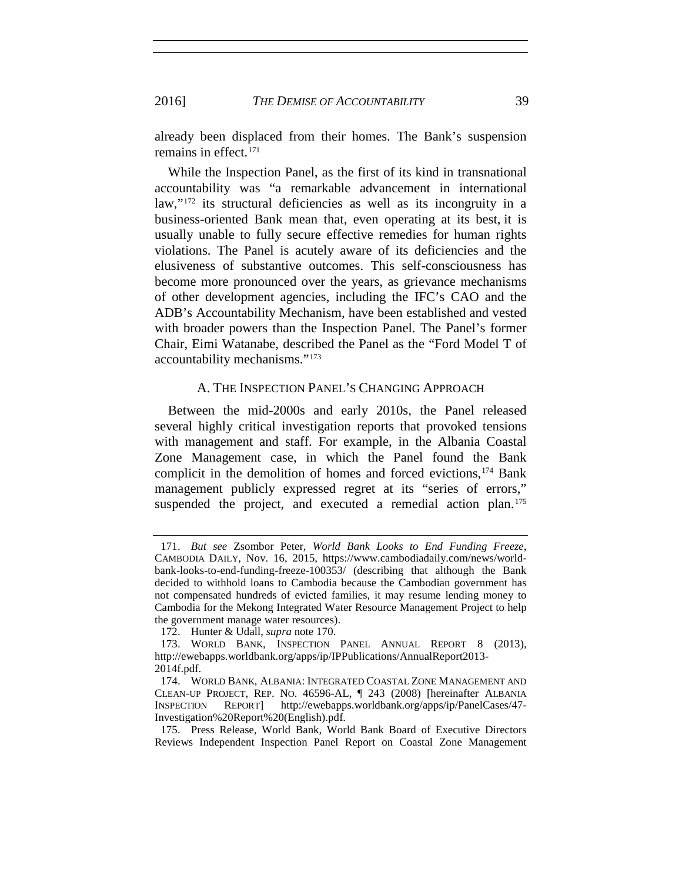already been displaced from their homes. The Bank's suspension remains in effect.[171]

While the Inspection Panel, as the first of its kind in transnational accountability was "a remarkable advancement in international law,"[172] its structural deficiencies as well as its incongruity in a business-oriented Bank mean that, even operating at its best, it is usually unable to fully secure effective remedies for human rights violations. The Panel is acutely aware of its deficiencies and the elusiveness of substantive outcomes. This self-consciousness has become more pronounced over the years, as grievance mechanisms of other development agencies, including the IFC's CAO and the ADB's Accountability Mechanism, have been established and vested with broader powers than the Inspection Panel. The Panel's former Chair, Eimi Watanabe, described the Panel as the "Ford Model T of accountability mechanisms."[173]

### A. The Inspection Panel's Changing Approach

Between the mid-2000s and early 2010s, the Panel released several highly critical investigation reports that provoked tensions with management and staff. For example, in the Albania Coastal Zone Management case, in which the Panel found the Bank complicit in the demolition of homes and forced evictions,[174] Bank management publicly expressed regret at its "series of errors," suspended the project, and executed a remedial action plan.[175]

---

171. *But see* Zsombor Peter, *World Bank Looks to End Funding Freeze*, CAMBODIA DAILY, Nov. 16, 2015, https://www.cambodiadaily.com/news/world-bank-looks-to-end-funding-freeze-100353/ (describing that although the Bank decided to withhold loans to Cambodia because the Cambodian government has not compensated hundreds of evicted families, it may resume lending money to Cambodia for the Mekong Integrated Water Resource Management Project to help the government manage water resources).

172. Hunter & Udall, *supra* note 170.

173. WORLD BANK, INSPECTION PANEL ANNUAL REPORT 8 (2013), http://ewebapps.worldbank.org/apps/ip/IPPublications/AnnualReport2013-2014f.pdf.

174. WORLD BANK, ALBANIA: INTEGRATED COASTAL ZONE MANAGEMENT AND CLEAN-UP PROJECT, REP. NO. 46596-AL, ¶ 243 (2008) [hereinafter ALBANIA INSPECTION REPORT] http://ewebapps.worldbank.org/apps/ip/PanelCases/47-Investigation%20Report%20(English).pdf.

175. Press Release, World Bank, World Bank Board of Executive Directors Reviews Independent Inspection Panel Report on Coastal Zone Management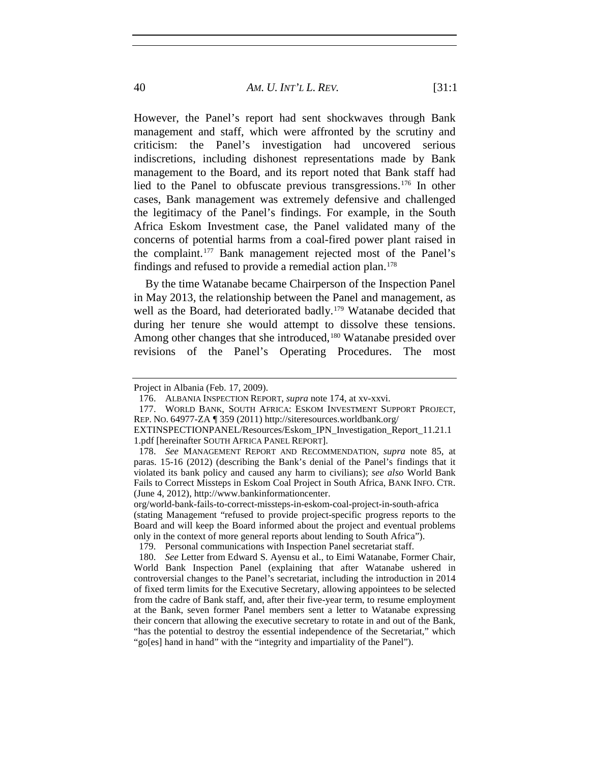However, the Panel's report had sent shockwaves through Bank management and staff, which were affronted by the scrutiny and criticism: the Panel's investigation had uncovered serious indiscretions, including dishonest representations made by Bank management to the Board, and its report noted that Bank staff had lied to the Panel to obfuscate previous transgressions.[176] In other cases, Bank management was extremely defensive and challenged the legitimacy of the Panel's findings. For example, in the South Africa Eskom Investment case, the Panel validated many of the concerns of potential harms from a coal-fired power plant raised in the complaint.[177] Bank management rejected most of the Panel's findings and refused to provide a remedial action plan.[178]

By the time Watanabe became Chairperson of the Inspection Panel in May 2013, the relationship between the Panel and management, as well as the Board, had deteriorated badly.[179] Watanabe decided that during her tenure she would attempt to dissolve these tensions. Among other changes that she introduced,[180] Watanabe presided over revisions of the Panel's Operating Procedures. The most

---

Project in Albania (Feb. 17, 2009).

176. ALBANIA INSPECTION REPORT, *supra* note 174, at xv-xxvi.

177. WORLD BANK, SOUTH AFRICA: ESKOM INVESTMENT SUPPORT PROJECT, REP. NO. 64977-ZA ¶ 359 (2011) http://siteresources.worldbank.org/EXTINSPECTIONPANEL/Resources/Eskom_IPN_Investigation_Report_11.21.11.pdf [hereinafter SOUTH AFRICA PANEL REPORT].

178. *See* MANAGEMENT REPORT AND RECOMMENDATION, *supra* note 85, at paras. 15-16 (2012) (describing the Bank's denial of the Panel's findings that it violated its bank policy and caused any harm to civilians); *see also* World Bank Fails to Correct Missteps in Eskom Coal Project in South Africa, BANK INFO. CTR. (June 4, 2012), http://www.bankinformationcenter.org/world-bank-fails-to-correct-missteps-in-eskom-coal-project-in-south-africa (stating Management "refused to provide project-specific progress reports to the Board and will keep the Board informed about the project and eventual problems only in the context of more general reports about lending to South Africa").

179. Personal communications with Inspection Panel secretariat staff.

180. *See* Letter from Edward S. Ayensu et al., to Eimi Watanabe, Former Chair, World Bank Inspection Panel (explaining that after Watanabe ushered in controversial changes to the Panel's secretariat, including the introduction in 2014 of fixed term limits for the Executive Secretary, allowing appointees to be selected from the cadre of Bank staff, and, after their five-year term, to resume employment at the Bank, seven former Panel members sent a letter to Watanabe expressing their concern that allowing the executive secretary to rotate in and out of the Bank, "has the potential to destroy the essential independence of the Secretariat," which "go[es] hand in hand" with the "integrity and impartiality of the Panel").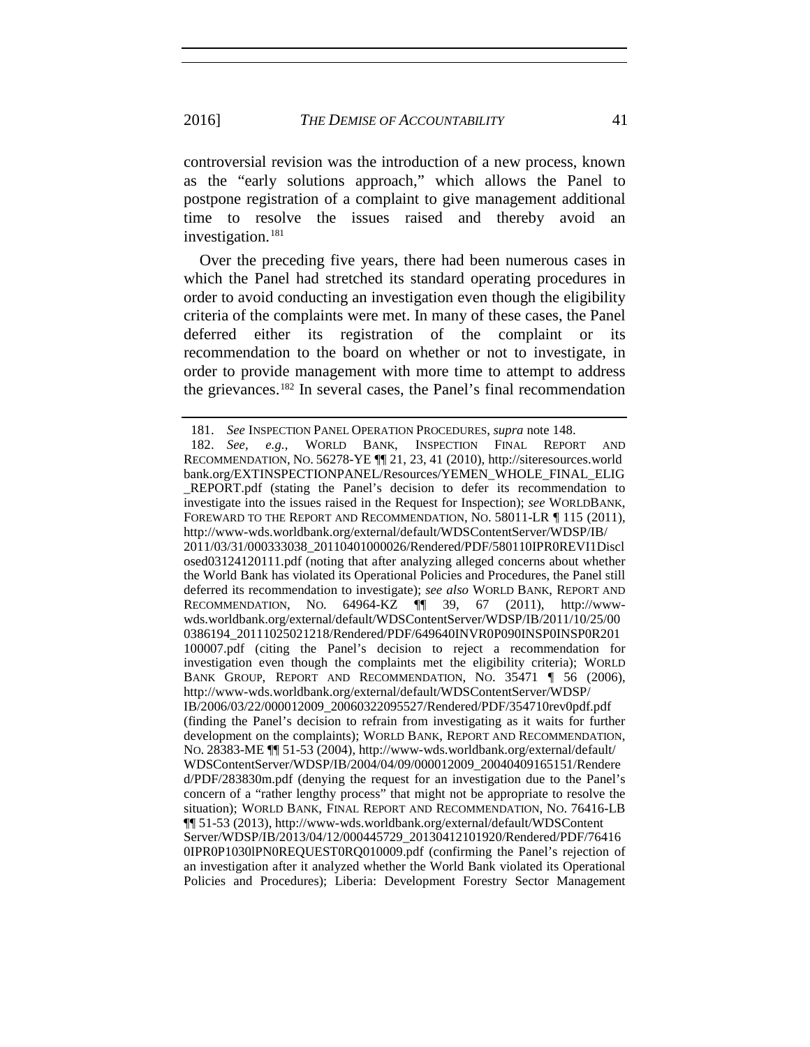controversial revision was the introduction of a new process, known as the "early solutions approach," which allows the Panel to postpone registration of a complaint to give management additional time to resolve the issues raised and thereby avoid an investigation.[181]

Over the preceding five years, there had been numerous cases in which the Panel had stretched its standard operating procedures in order to avoid conducting an investigation even though the eligibility criteria of the complaints were met. In many of these cases, the Panel deferred either its registration of the complaint or its recommendation to the board on whether or not to investigate, in order to provide management with more time to attempt to address the grievances.[182] In several cases, the Panel's final recommendation

---

181. *See* INSPECTION PANEL OPERATION PROCEDURES, *supra* note 148.

182. *See, e.g.*, WORLD BANK, INSPECTION FINAL REPORT AND RECOMMENDATION, NO. 56278-YE ¶¶ 21, 23, 41 (2010), http://siteresources.worldbank.org/EXTINSPECTIONPANEL/Resources/YEMEN_WHOLE_FINAL_ELIG_REPORT.pdf (stating the Panel's decision to defer its recommendation to investigate into the issues raised in the Request for Inspection); *see* WORLDBANK, FOREWARD TO THE REPORT AND RECOMMENDATION, NO. 58011-LR ¶ 115 (2011), http://www-wds.worldbank.org/external/default/WDSContentServer/WDSP/IB/2011/03/31/000333038_20110401000026/Rendered/PDF/580110IPR0REVI1Disclosed03124120111.pdf (noting that after analyzing alleged concerns about whether the World Bank has violated its Operational Policies and Procedures, the Panel still deferred its recommendation to investigate); *see also* WORLD BANK, REPORT AND RECOMMENDATION, NO. 64964-KZ ¶¶ 39, 67 (2011), http://www-wds.worldbank.org/external/default/WDSContentServer/WDSP/IB/2011/10/25/000386194_20111025021218/Rendered/PDF/649640INVR0P090INSP0INSP0R201100007.pdf (citing the Panel's decision to reject a recommendation for investigation even though the complaints met the eligibility criteria); WORLD BANK GROUP, REPORT AND RECOMMENDATION, NO. 35471 ¶ 56 (2006), http://www-wds.worldbank.org/external/default/WDSContentServer/WDSP/IB/2006/03/22/000012009_20060322095527/Rendered/PDF/354710rev0pdf.pdf (finding the Panel's decision to refrain from investigating as it waits for further development on the complaints); WORLD BANK, REPORT AND RECOMMENDATION, NO. 28383-ME ¶¶ 51-53 (2004), http://www-wds.worldbank.org/external/default/WDSContentServer/WDSP/IB/2004/04/09/000012009_20040409165151/Rendered/PDF/283830m.pdf (denying the request for an investigation due to the Panel's concern of a "rather lengthy process" that might not be appropriate to resolve the situation); WORLD BANK, FINAL REPORT AND RECOMMENDATION, NO. 76416-LB ¶¶ 51-53 (2013), http://www-wds.worldbank.org/external/default/WDSContentServer/WDSP/IB/2013/04/12/000445729_20130412101920/Rendered/PDF/764160IPR0P1030lPN0REQUEST0RQ010009.pdf (confirming the Panel's rejection of an investigation after it analyzed whether the World Bank violated its Operational Policies and Procedures); Liberia: Development Forestry Sector Management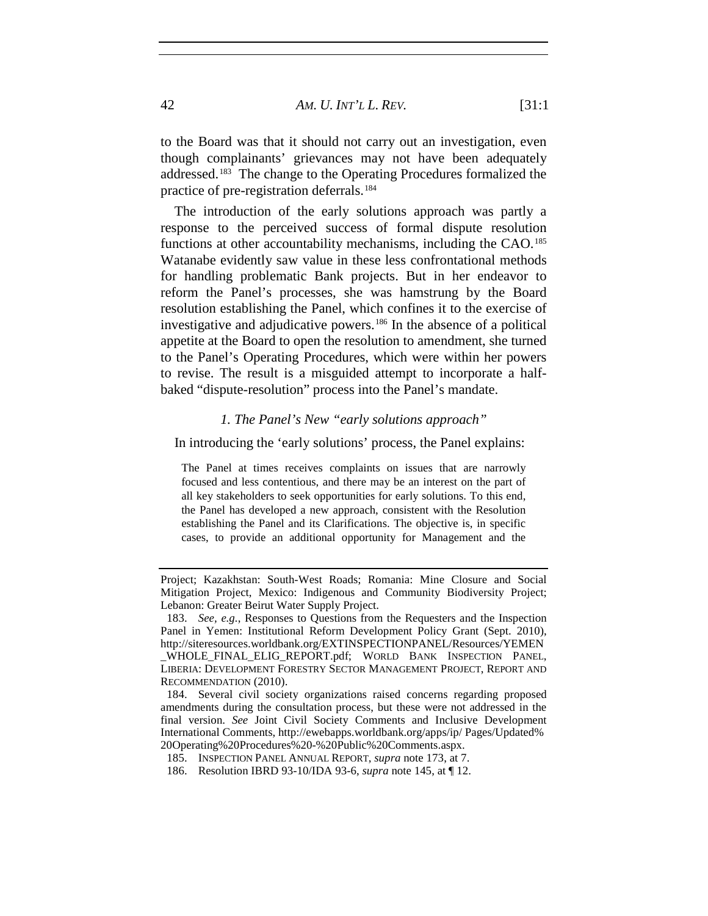to the Board was that it should not carry out an investigation, even though complainants' grievances may not have been adequately addressed.[183] The change to the Operating Procedures formalized the practice of pre-registration deferrals.[184]

The introduction of the early solutions approach was partly a response to the perceived success of formal dispute resolution functions at other accountability mechanisms, including the CAO.[185] Watanabe evidently saw value in these less confrontational methods for handling problematic Bank projects. But in her endeavor to reform the Panel's processes, she was hamstrung by the Board resolution establishing the Panel, which confines it to the exercise of investigative and adjudicative powers.[186] In the absence of a political appetite at the Board to open the resolution to amendment, she turned to the Panel's Operating Procedures, which were within her powers to revise. The result is a misguided attempt to incorporate a half-baked "dispute-resolution" process into the Panel's mandate.

### *1. The Panel's New "early solutions approach"*

In introducing the 'early solutions' process, the Panel explains:

> The Panel at times receives complaints on issues that are narrowly focused and less contentious, and there may be an interest on the part of all key stakeholders to seek opportunities for early solutions. To this end, the Panel has developed a new approach, consistent with the Resolution establishing the Panel and its Clarifications. The objective is, in specific cases, to provide an additional opportunity for Management and the

---

Project; Kazakhstan: South-West Roads; Romania: Mine Closure and Social Mitigation Project, Mexico: Indigenous and Community Biodiversity Project; Lebanon: Greater Beirut Water Supply Project.

183. *See, e.g.*, Responses to Questions from the Requesters and the Inspection Panel in Yemen: Institutional Reform Development Policy Grant (Sept. 2010), http://siteresources.worldbank.org/EXTINSPECTIONPANEL/Resources/YEMEN_WHOLE_FINAL_ELIG_REPORT.pdf; WORLD BANK INSPECTION PANEL, LIBERIA: DEVELOPMENT FORESTRY SECTOR MANAGEMENT PROJECT, REPORT AND RECOMMENDATION (2010).

184. Several civil society organizations raised concerns regarding proposed amendments during the consultation process, but these were not addressed in the final version. *See* Joint Civil Society Comments and Inclusive Development International Comments, http://ewebapps.worldbank.org/apps/ip/ Pages/Updated%20Operating%20Procedures%20-%20Public%20Comments.aspx.

185. INSPECTION PANEL ANNUAL REPORT, *supra* note 173, at 7.

186. Resolution IBRD 93-10/IDA 93-6, *supra* note 145, at ¶ 12.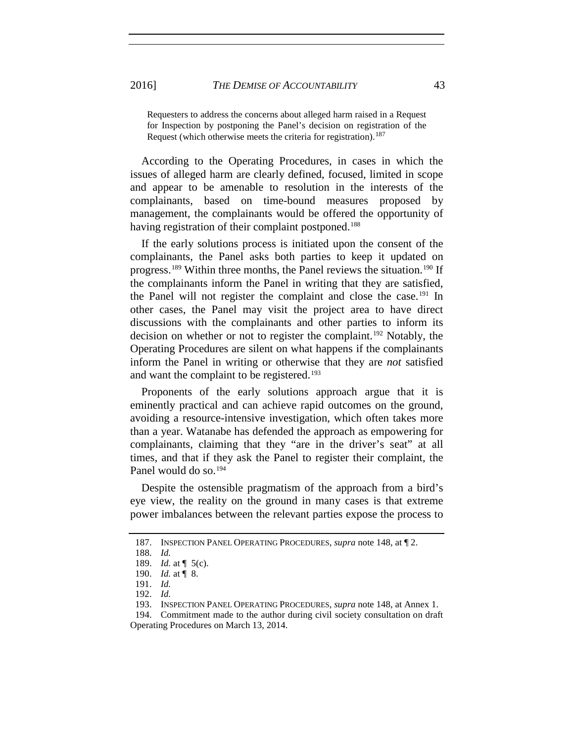> Requesters to address the concerns about alleged harm raised in a Request for Inspection by postponing the Panel's decision on registration of the Request (which otherwise meets the criteria for registration).[187]

According to the Operating Procedures, in cases in which the issues of alleged harm are clearly defined, focused, limited in scope and appear to be amenable to resolution in the interests of the complainants, based on time-bound measures proposed by management, the complainants would be offered the opportunity of having registration of their complaint postponed.[188]

If the early solutions process is initiated upon the consent of the complainants, the Panel asks both parties to keep it updated on progress.[189] Within three months, the Panel reviews the situation.[190] If the complainants inform the Panel in writing that they are satisfied, the Panel will not register the complaint and close the case.[191] In other cases, the Panel may visit the project area to have direct discussions with the complainants and other parties to inform its decision on whether or not to register the complaint.[192] Notably, the Operating Procedures are silent on what happens if the complainants inform the Panel in writing or otherwise that they are *not* satisfied and want the complaint to be registered.[193]

Proponents of the early solutions approach argue that it is eminently practical and can achieve rapid outcomes on the ground, avoiding a resource-intensive investigation, which often takes more than a year. Watanabe has defended the approach as empowering for complainants, claiming that they "are in the driver's seat" at all times, and that if they ask the Panel to register their complaint, the Panel would do so.[194]

Despite the ostensible pragmatism of the approach from a bird's eye view, the reality on the ground in many cases is that extreme power imbalances between the relevant parties expose the process to

---

187. INSPECTION PANEL OPERATING PROCEDURES, *supra* note 148, at ¶ 2.

188. *Id.*

189. *Id.* at ¶ 5(c).

190. *Id.* at ¶ 8.

191. *Id.*

192. *Id.*

193. INSPECTION PANEL OPERATING PROCEDURES, *supra* note 148, at Annex 1.

194. Commitment made to the author during civil society consultation on draft Operating Procedures on March 13, 2014.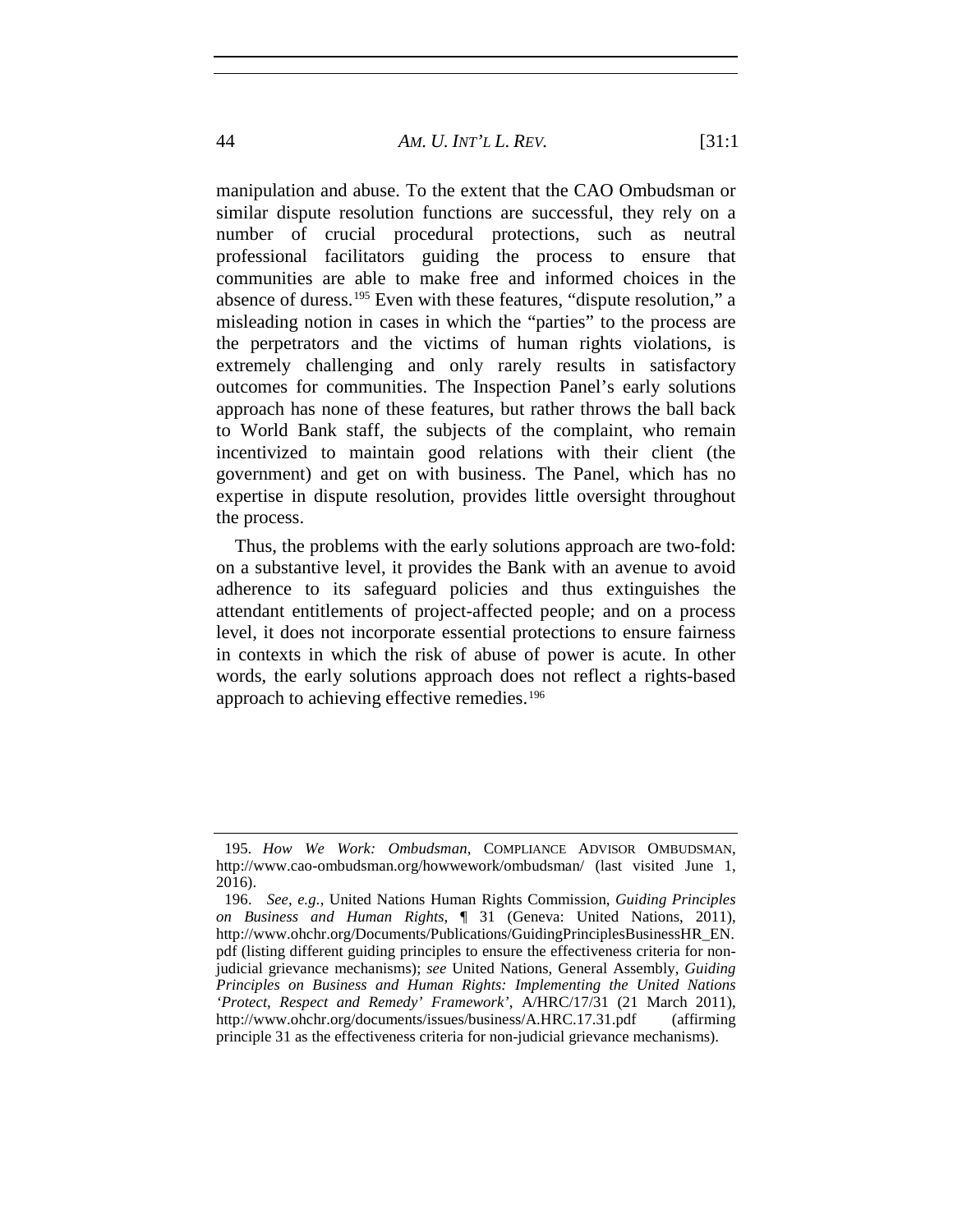manipulation and abuse. To the extent that the CAO Ombudsman or similar dispute resolution functions are successful, they rely on a number of crucial procedural protections, such as neutral professional facilitators guiding the process to ensure that communities are able to make free and informed choices in the absence of duress.[195] Even with these features, "dispute resolution," a misleading notion in cases in which the "parties" to the process are the perpetrators and the victims of human rights violations, is extremely challenging and only rarely results in satisfactory outcomes for communities. The Inspection Panel's early solutions approach has none of these features, but rather throws the ball back to World Bank staff, the subjects of the complaint, who remain incentivized to maintain good relations with their client (the government) and get on with business. The Panel, which has no expertise in dispute resolution, provides little oversight throughout the process.

Thus, the problems with the early solutions approach are two-fold: on a substantive level, it provides the Bank with an avenue to avoid adherence to its safeguard policies and thus extinguishes the attendant entitlements of project-affected people; and on a process level, it does not incorporate essential protections to ensure fairness in contexts in which the risk of abuse of power is acute. In other words, the early solutions approach does not reflect a rights-based approach to achieving effective remedies.[196]

---

195. *How We Work: Ombudsman*, COMPLIANCE ADVISOR OMBUDSMAN, http://www.cao-ombudsman.org/howwework/ombudsman/ (last visited June 1, 2016).

196. *See, e.g.*, United Nations Human Rights Commission, *Guiding Principles on Business and Human Rights*, ¶ 31 (Geneva: United Nations, 2011), http://www.ohchr.org/Documents/Publications/GuidingPrinciplesBusinessHR_EN.pdf (listing different guiding principles to ensure the effectiveness criteria for non-judicial grievance mechanisms); *see* United Nations, General Assembly, *Guiding Principles on Business and Human Rights: Implementing the United Nations 'Protect, Respect and Remedy' Framework'*, A/HRC/17/31 (21 March 2011), http://www.ohchr.org/documents/issues/business/A.HRC.17.31.pdf (affirming principle 31 as the effectiveness criteria for non-judicial grievance mechanisms).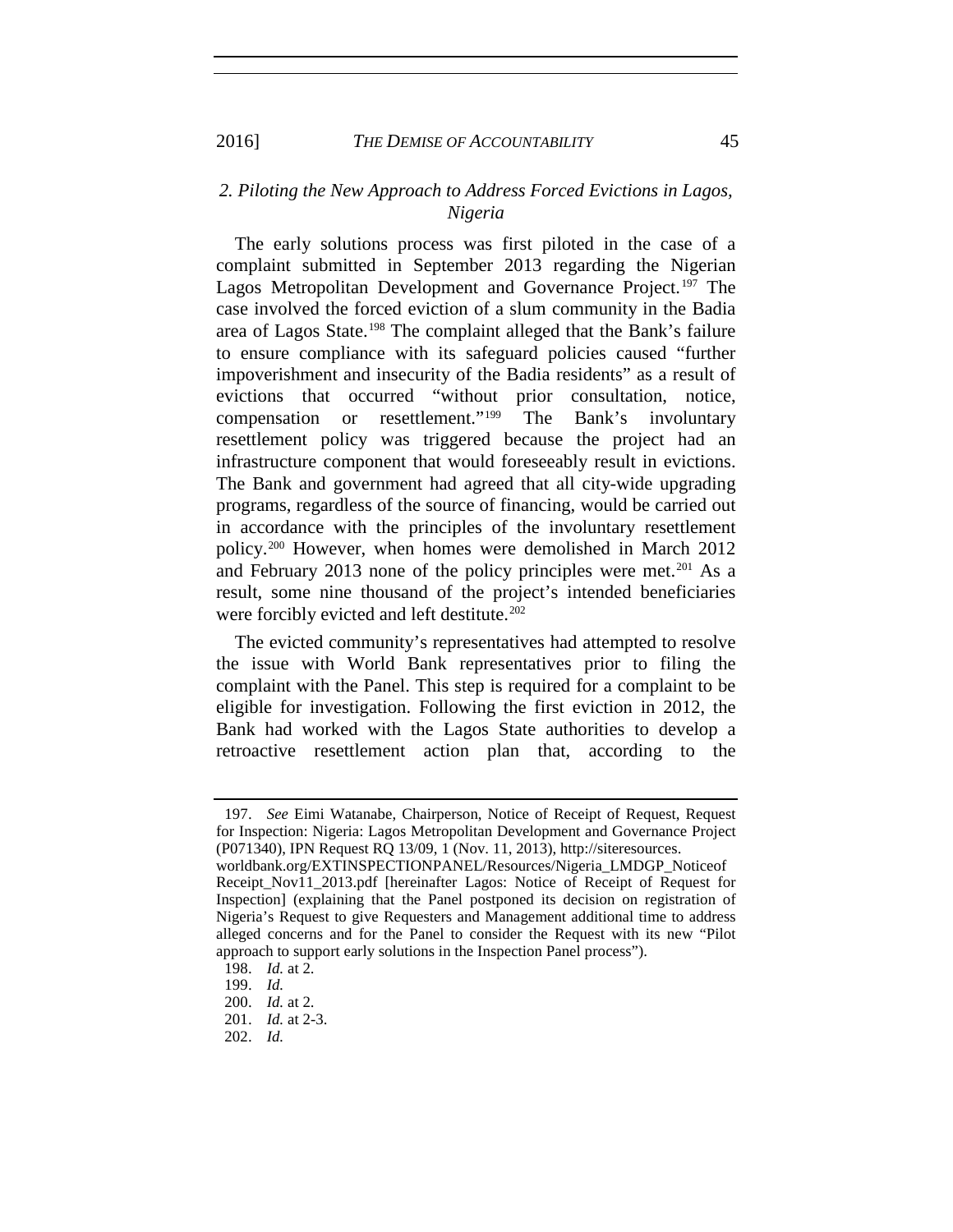### *2. Piloting the New Approach to Address Forced Evictions in Lagos, Nigeria*

The early solutions process was first piloted in the case of a complaint submitted in September 2013 regarding the Nigerian Lagos Metropolitan Development and Governance Project.[197] The case involved the forced eviction of a slum community in the Badia area of Lagos State.[198] The complaint alleged that the Bank's failure to ensure compliance with its safeguard policies caused "further impoverishment and insecurity of the Badia residents" as a result of evictions that occurred "without prior consultation, notice, compensation or resettlement."[199] The Bank's involuntary resettlement policy was triggered because the project had an infrastructure component that would foreseeably result in evictions. The Bank and government had agreed that all city-wide upgrading programs, regardless of the source of financing, would be carried out in accordance with the principles of the involuntary resettlement policy.[200] However, when homes were demolished in March 2012 and February 2013 none of the policy principles were met.[201] As a result, some nine thousand of the project's intended beneficiaries were forcibly evicted and left destitute.[202]

The evicted community's representatives had attempted to resolve the issue with World Bank representatives prior to filing the complaint with the Panel. This step is required for a complaint to be eligible for investigation. Following the first eviction in 2012, the Bank had worked with the Lagos State authorities to develop a retroactive resettlement action plan that, according to the

---

197. *See* Eimi Watanabe, Chairperson, Notice of Receipt of Request, Request for Inspection: Nigeria: Lagos Metropolitan Development and Governance Project (P071340), IPN Request RQ 13/09, 1 (Nov. 11, 2013), http://siteresources.worldbank.org/EXTINSPECTIONPANEL/Resources/Nigeria_LMDGP_NoticeofReceipt_Nov11_2013.pdf [hereinafter Lagos: Notice of Receipt of Request for Inspection] (explaining that the Panel postponed its decision on registration of Nigeria's Request to give Requesters and Management additional time to address alleged concerns and for the Panel to consider the Request with its new "Pilot approach to support early solutions in the Inspection Panel process").

198. *Id.* at 2.

199. *Id.*

200. *Id.* at 2.

201. *Id.* at 2-3.

202. *Id.*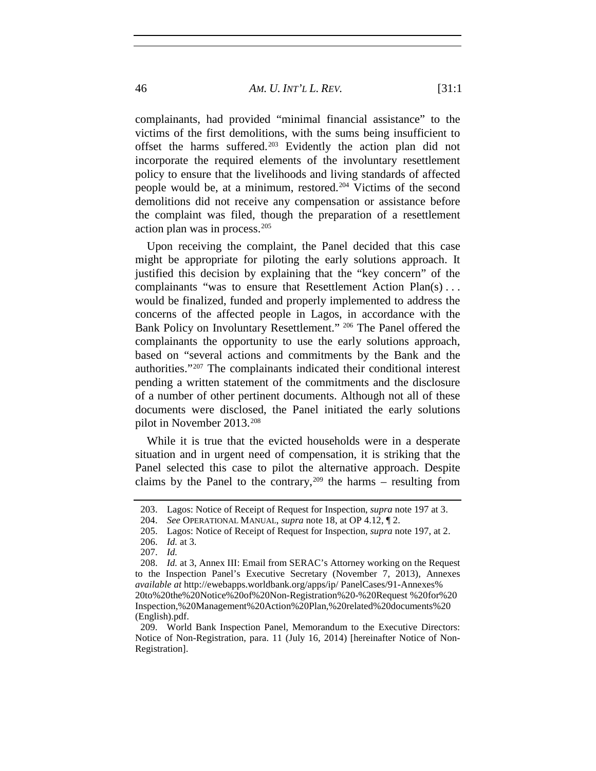complainants, had provided "minimal financial assistance" to the victims of the first demolitions, with the sums being insufficient to offset the harms suffered.[203] Evidently the action plan did not incorporate the required elements of the involuntary resettlement policy to ensure that the livelihoods and living standards of affected people would be, at a minimum, restored.[204] Victims of the second demolitions did not receive any compensation or assistance before the complaint was filed, though the preparation of a resettlement action plan was in process.[205]

Upon receiving the complaint, the Panel decided that this case might be appropriate for piloting the early solutions approach. It justified this decision by explaining that the "key concern" of the complainants "was to ensure that Resettlement Action Plan(s) . . . would be finalized, funded and properly implemented to address the concerns of the affected people in Lagos, in accordance with the Bank Policy on Involuntary Resettlement." [206] The Panel offered the complainants the opportunity to use the early solutions approach, based on "several actions and commitments by the Bank and the authorities."[207] The complainants indicated their conditional interest pending a written statement of the commitments and the disclosure of a number of other pertinent documents. Although not all of these documents were disclosed, the Panel initiated the early solutions pilot in November 2013.[208]

While it is true that the evicted households were in a desperate situation and in urgent need of compensation, it is striking that the Panel selected this case to pilot the alternative approach. Despite claims by the Panel to the contrary,[209] the harms – resulting from

---

203. Lagos: Notice of Receipt of Request for Inspection, *supra* note 197 at 3.

204. *See* OPERATIONAL MANUAL, *supra* note 18, at OP 4.12, ¶ 2.

205. Lagos: Notice of Receipt of Request for Inspection, *supra* note 197, at 2.

206. *Id.* at 3.

207. *Id.*

208. *Id.* at 3, Annex III: Email from SERAC's Attorney working on the Request to the Inspection Panel's Executive Secretary (November 7, 2013), Annexes *available at* http://ewebapps.worldbank.org/apps/ip/ PanelCases/91-Annexes%20to%20the%20Notice%20of%20Non-Registration%20-%20Request %20for%20Inspection,%20Management%20Action%20Plan,%20related%20documents%20(English).pdf.

209. World Bank Inspection Panel, Memorandum to the Executive Directors: Notice of Non-Registration, para. 11 (July 16, 2014) [hereinafter Notice of Non-Registration].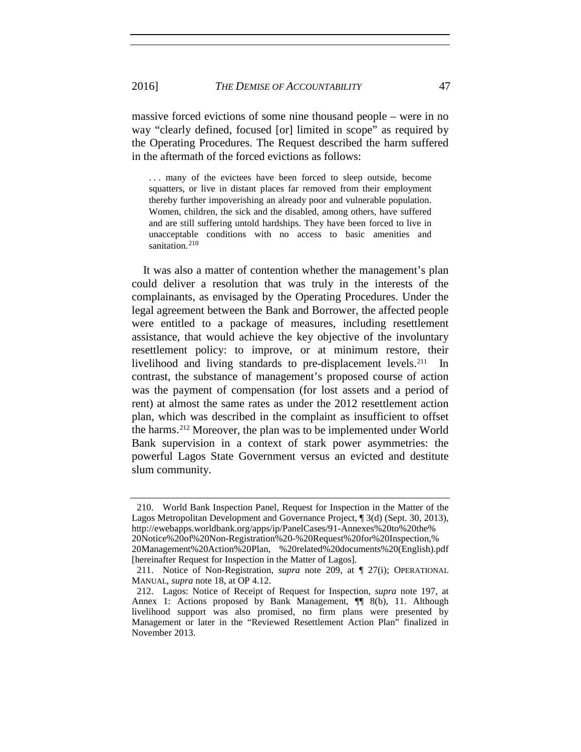massive forced evictions of some nine thousand people – were in no way "clearly defined, focused [or] limited in scope" as required by the Operating Procedures. The Request described the harm suffered in the aftermath of the forced evictions as follows:

> . . . many of the evictees have been forced to sleep outside, become squatters, or live in distant places far removed from their employment thereby further impoverishing an already poor and vulnerable population. Women, children, the sick and the disabled, among others, have suffered and are still suffering untold hardships. They have been forced to live in unacceptable conditions with no access to basic amenities and sanitation.[210]

It was also a matter of contention whether the management's plan could deliver a resolution that was truly in the interests of the complainants, as envisaged by the Operating Procedures. Under the legal agreement between the Bank and Borrower, the affected people were entitled to a package of measures, including resettlement assistance, that would achieve the key objective of the involuntary resettlement policy: to improve, or at minimum restore, their livelihood and living standards to pre-displacement levels.[211] In contrast, the substance of management's proposed course of action was the payment of compensation (for lost assets and a period of rent) at almost the same rates as under the 2012 resettlement action plan, which was described in the complaint as insufficient to offset the harms.[212] Moreover, the plan was to be implemented under World Bank supervision in a context of stark power asymmetries: the powerful Lagos State Government versus an evicted and destitute slum community.

---

210. World Bank Inspection Panel, Request for Inspection in the Matter of the Lagos Metropolitan Development and Governance Project, ¶ 3(d) (Sept. 30, 2013), http://ewebapps.worldbank.org/apps/ip/PanelCases/91-Annexes%20to%20the%20Notice%20of%20Non-Registration%20-%20Request%20for%20Inspection,%20Management%20Action%20Plan, %20related%20documents%20(English).pdf [hereinafter Request for Inspection in the Matter of Lagos].

211. Notice of Non-Registration, *supra* note 209, at ¶ 27(i); OPERATIONAL MANUAL, *supra* note 18, at OP 4.12.

212. Lagos: Notice of Receipt of Request for Inspection, *supra* note 197, at Annex 1: Actions proposed by Bank Management, ¶¶ 8(b), 11. Although livelihood support was also promised, no firm plans were presented by Management or later in the "Reviewed Resettlement Action Plan" finalized in November 2013.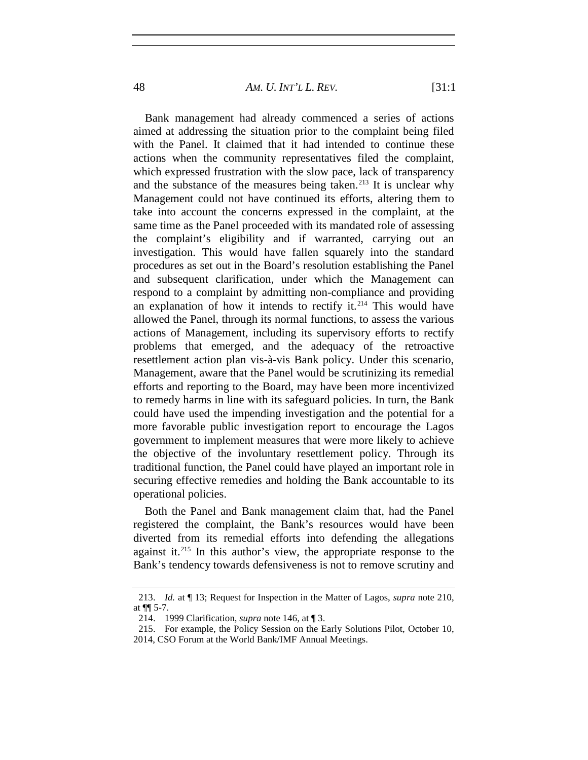Bank management had already commenced a series of actions aimed at addressing the situation prior to the complaint being filed with the Panel. It claimed that it had intended to continue these actions when the community representatives filed the complaint, which expressed frustration with the slow pace, lack of transparency and the substance of the measures being taken.[213] It is unclear why Management could not have continued its efforts, altering them to take into account the concerns expressed in the complaint, at the same time as the Panel proceeded with its mandated role of assessing the complaint's eligibility and if warranted, carrying out an investigation. This would have fallen squarely into the standard procedures as set out in the Board's resolution establishing the Panel and subsequent clarification, under which the Management can respond to a complaint by admitting non-compliance and providing an explanation of how it intends to rectify it.[214] This would have allowed the Panel, through its normal functions, to assess the various actions of Management, including its supervisory efforts to rectify problems that emerged, and the adequacy of the retroactive resettlement action plan vis-à-vis Bank policy. Under this scenario, Management, aware that the Panel would be scrutinizing its remedial efforts and reporting to the Board, may have been more incentivized to remedy harms in line with its safeguard policies. In turn, the Bank could have used the impending investigation and the potential for a more favorable public investigation report to encourage the Lagos government to implement measures that were more likely to achieve the objective of the involuntary resettlement policy. Through its traditional function, the Panel could have played an important role in securing effective remedies and holding the Bank accountable to its operational policies.

Both the Panel and Bank management claim that, had the Panel registered the complaint, the Bank's resources would have been diverted from its remedial efforts into defending the allegations against it.[215] In this author's view, the appropriate response to the Bank's tendency towards defensiveness is not to remove scrutiny and

---

213. *Id.* at ¶ 13; Request for Inspection in the Matter of Lagos, *supra* note 210, at ¶¶ 5-7.

214. 1999 Clarification, *supra* note 146, at ¶ 3.

215. For example, the Policy Session on the Early Solutions Pilot, October 10, 2014, CSO Forum at the World Bank/IMF Annual Meetings.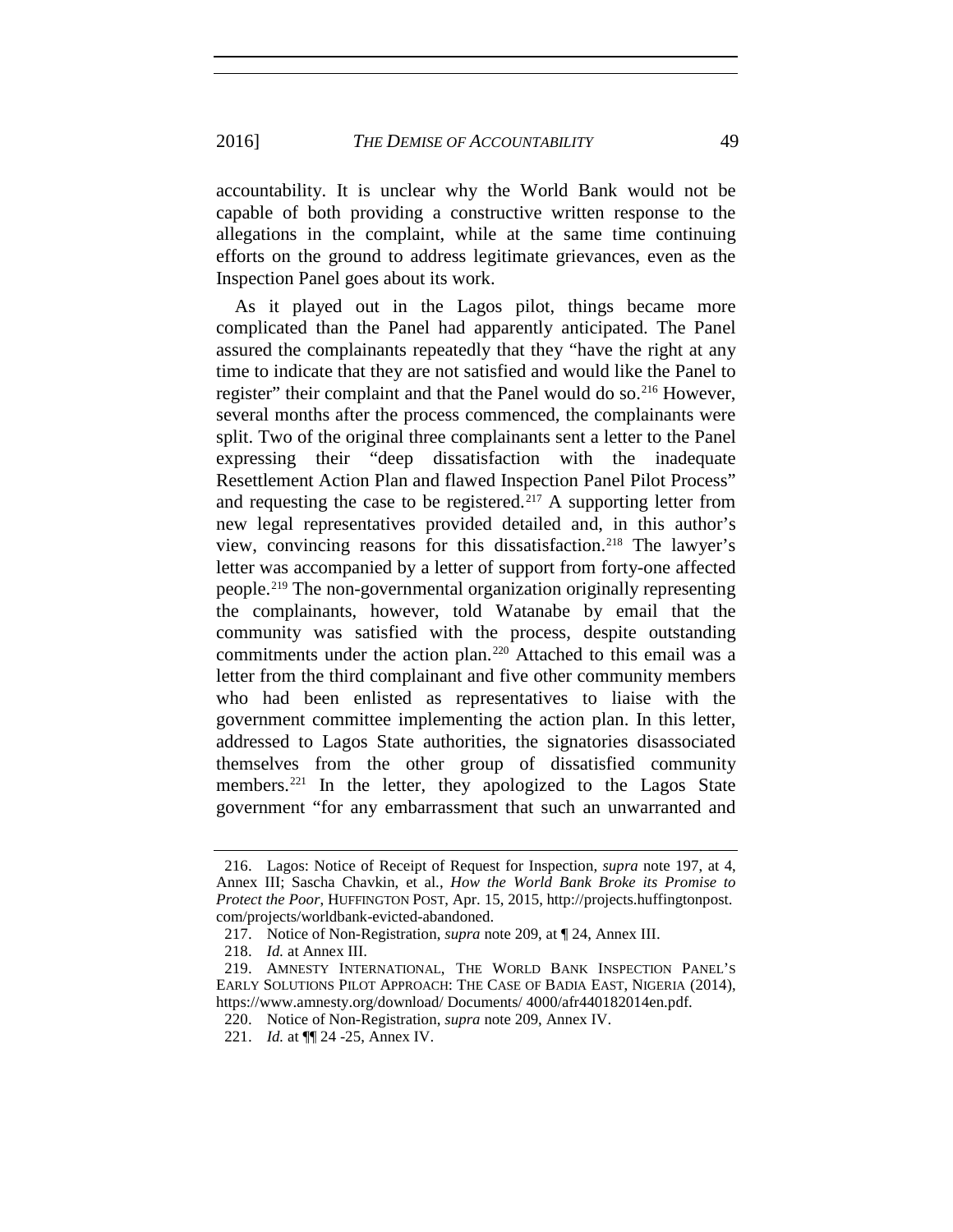accountability. It is unclear why the World Bank would not be capable of both providing a constructive written response to the allegations in the complaint, while at the same time continuing efforts on the ground to address legitimate grievances, even as the Inspection Panel goes about its work.

As it played out in the Lagos pilot, things became more complicated than the Panel had apparently anticipated. The Panel assured the complainants repeatedly that they "have the right at any time to indicate that they are not satisfied and would like the Panel to register" their complaint and that the Panel would do so.[216] However, several months after the process commenced, the complainants were split. Two of the original three complainants sent a letter to the Panel expressing their "deep dissatisfaction with the inadequate Resettlement Action Plan and flawed Inspection Panel Pilot Process" and requesting the case to be registered.[217] A supporting letter from new legal representatives provided detailed and, in this author's view, convincing reasons for this dissatisfaction.[218] The lawyer's letter was accompanied by a letter of support from forty-one affected people.[219] The non-governmental organization originally representing the complainants, however, told Watanabe by email that the community was satisfied with the process, despite outstanding commitments under the action plan.[220] Attached to this email was a letter from the third complainant and five other community members who had been enlisted as representatives to liaise with the government committee implementing the action plan. In this letter, addressed to Lagos State authorities, the signatories disassociated themselves from the other group of dissatisfied community members.[221] In the letter, they apologized to the Lagos State government "for any embarrassment that such an unwarranted and

---

216. Lagos: Notice of Receipt of Request for Inspection, *supra* note 197, at 4, Annex III; Sascha Chavkin, et al., *How the World Bank Broke its Promise to Protect the Poor*, HUFFINGTON POST, Apr. 15, 2015, http://projects.huffingtonpost.com/projects/worldbank-evicted-abandoned.

217. Notice of Non-Registration, *supra* note 209, at ¶ 24, Annex III.

218. *Id.* at Annex III.

219. AMNESTY INTERNATIONAL, THE WORLD BANK INSPECTION PANEL'S EARLY SOLUTIONS PILOT APPROACH: THE CASE OF BADIA EAST, NIGERIA (2014), https://www.amnesty.org/download/ Documents/ 4000/afr440182014en.pdf.

220. Notice of Non-Registration, *supra* note 209, Annex IV.

221. *Id.* at ¶¶ 24 -25, Annex IV.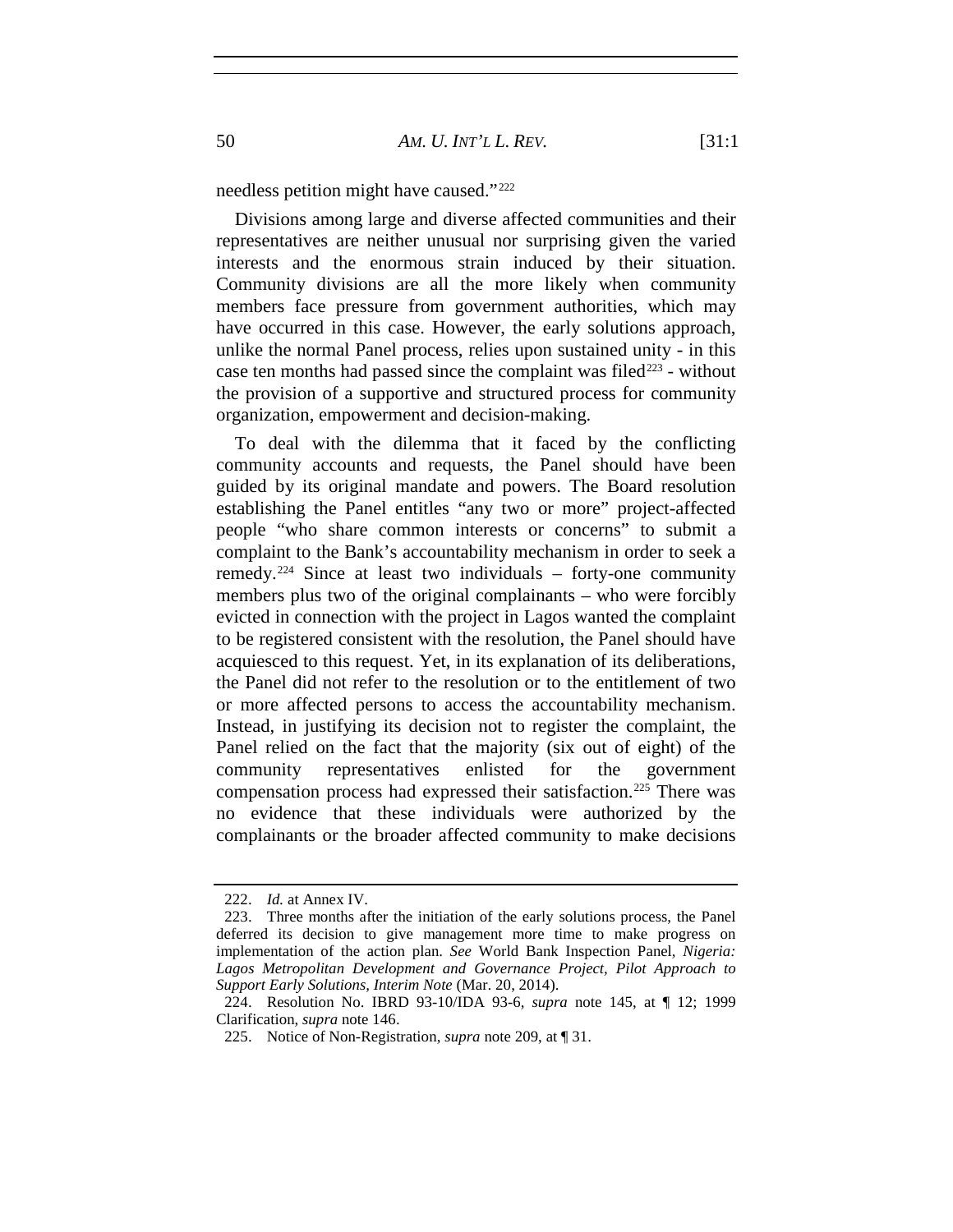needless petition might have caused."[222]

Divisions among large and diverse affected communities and their representatives are neither unusual nor surprising given the varied interests and the enormous strain induced by their situation. Community divisions are all the more likely when community members face pressure from government authorities, which may have occurred in this case. However, the early solutions approach, unlike the normal Panel process, relies upon sustained unity - in this case ten months had passed since the complaint was filed[223] - without the provision of a supportive and structured process for community organization, empowerment and decision-making.

To deal with the dilemma that it faced by the conflicting community accounts and requests, the Panel should have been guided by its original mandate and powers. The Board resolution establishing the Panel entitles "any two or more" project-affected people "who share common interests or concerns" to submit a complaint to the Bank's accountability mechanism in order to seek a remedy.[224] Since at least two individuals – forty-one community members plus two of the original complainants – who were forcibly evicted in connection with the project in Lagos wanted the complaint to be registered consistent with the resolution, the Panel should have acquiesced to this request. Yet, in its explanation of its deliberations, the Panel did not refer to the resolution or to the entitlement of two or more affected persons to access the accountability mechanism. Instead, in justifying its decision not to register the complaint, the Panel relied on the fact that the majority (six out of eight) of the community representatives enlisted for the government compensation process had expressed their satisfaction.[225] There was no evidence that these individuals were authorized by the complainants or the broader affected community to make decisions

---

222. *Id.* at Annex IV.

223. Three months after the initiation of the early solutions process, the Panel deferred its decision to give management more time to make progress on implementation of the action plan. *See* World Bank Inspection Panel, *Nigeria: Lagos Metropolitan Development and Governance Project, Pilot Approach to Support Early Solutions, Interim Note* (Mar. 20, 2014).

224. Resolution No. IBRD 93-10/IDA 93-6, *supra* note 145, at ¶ 12; 1999 Clarification, *supra* note 146.

225. Notice of Non-Registration, *supra* note 209, at ¶ 31.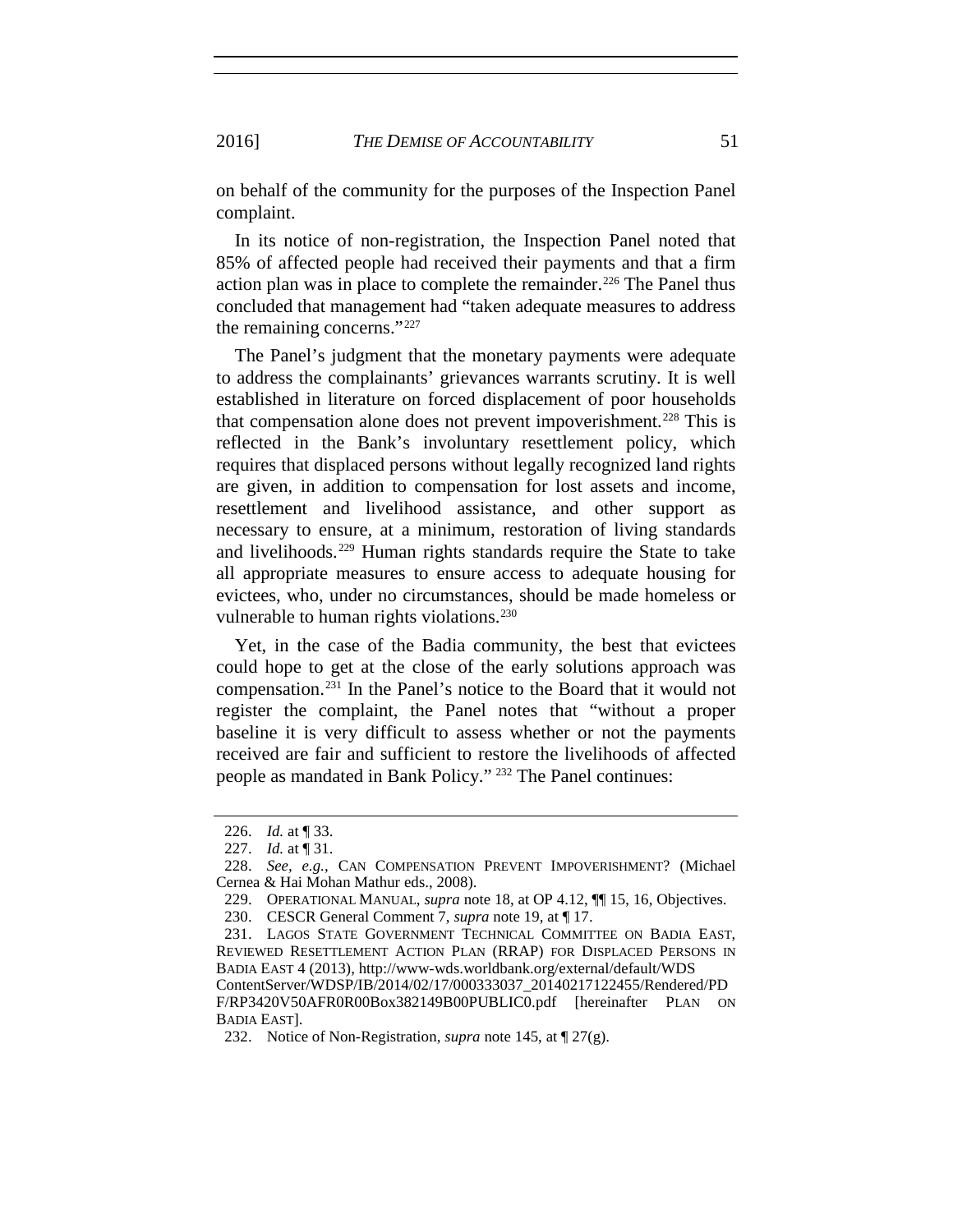on behalf of the community for the purposes of the Inspection Panel complaint.

In its notice of non-registration, the Inspection Panel noted that 85% of affected people had received their payments and that a firm action plan was in place to complete the remainder.[226] The Panel thus concluded that management had "taken adequate measures to address the remaining concerns."[227]

The Panel's judgment that the monetary payments were adequate to address the complainants' grievances warrants scrutiny. It is well established in literature on forced displacement of poor households that compensation alone does not prevent impoverishment.[228] This is reflected in the Bank's involuntary resettlement policy, which requires that displaced persons without legally recognized land rights are given, in addition to compensation for lost assets and income, resettlement and livelihood assistance, and other support as necessary to ensure, at a minimum, restoration of living standards and livelihoods.[229] Human rights standards require the State to take all appropriate measures to ensure access to adequate housing for evictees, who, under no circumstances, should be made homeless or vulnerable to human rights violations.[230]

Yet, in the case of the Badia community, the best that evictees could hope to get at the close of the early solutions approach was compensation.[231] In the Panel's notice to the Board that it would not register the complaint, the Panel notes that "without a proper baseline it is very difficult to assess whether or not the payments received are fair and sufficient to restore the livelihoods of affected people as mandated in Bank Policy." [232] The Panel continues:

---

226. *Id.* at ¶ 33.

227. *Id.* at ¶ 31.

228. *See, e.g.*, CAN COMPENSATION PREVENT IMPOVERISHMENT? (Michael Cernea & Hai Mohan Mathur eds., 2008).

229. OPERATIONAL MANUAL, *supra* note 18, at OP 4.12, ¶¶ 15, 16, Objectives.

230. CESCR General Comment 7, *supra* note 19, at ¶ 17.

231. LAGOS STATE GOVERNMENT TECHNICAL COMMITTEE ON BADIA EAST, REVIEWED RESETTLEMENT ACTION PLAN (RRAP) FOR DISPLACED PERSONS IN BADIA EAST 4 (2013), http://www-wds.worldbank.org/external/default/WDSContentServer/WDSP/IB/2014/02/17/000333037_20140217122455/Rendered/PDF/RP3420V50AFR0R00Box382149B00PUBLIC0.pdf [hereinafter PLAN ON BADIA EAST].

232. Notice of Non-Registration, *supra* note 145, at ¶ 27(g).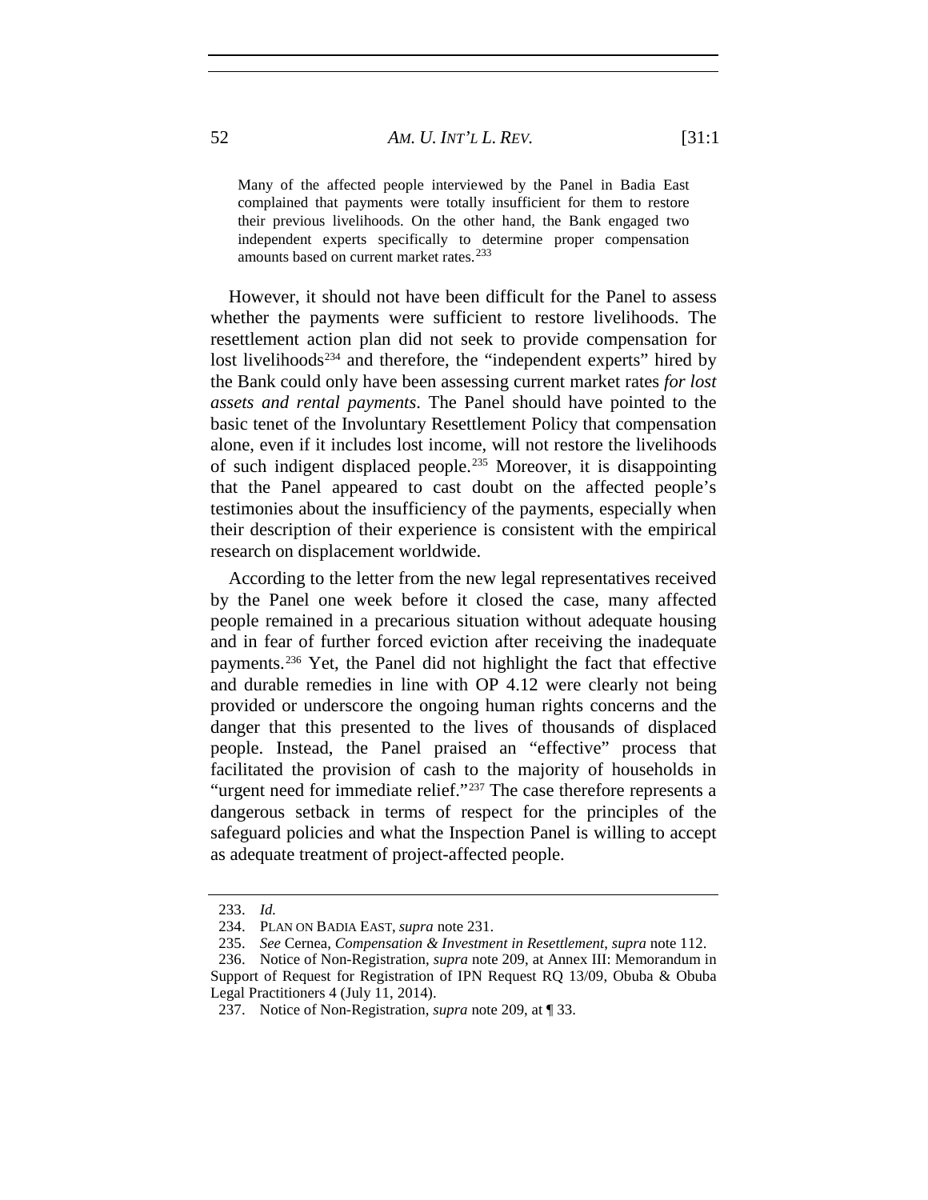> Many of the affected people interviewed by the Panel in Badia East complained that payments were totally insufficient for them to restore their previous livelihoods. On the other hand, the Bank engaged two independent experts specifically to determine proper compensation amounts based on current market rates.[233]

However, it should not have been difficult for the Panel to assess whether the payments were sufficient to restore livelihoods. The resettlement action plan did not seek to provide compensation for lost livelihoods[234] and therefore, the "independent experts" hired by the Bank could only have been assessing current market rates *for lost assets and rental payments*. The Panel should have pointed to the basic tenet of the Involuntary Resettlement Policy that compensation alone, even if it includes lost income, will not restore the livelihoods of such indigent displaced people.[235] Moreover, it is disappointing that the Panel appeared to cast doubt on the affected people's testimonies about the insufficiency of the payments, especially when their description of their experience is consistent with the empirical research on displacement worldwide.

According to the letter from the new legal representatives received by the Panel one week before it closed the case, many affected people remained in a precarious situation without adequate housing and in fear of further forced eviction after receiving the inadequate payments.[236] Yet, the Panel did not highlight the fact that effective and durable remedies in line with OP 4.12 were clearly not being provided or underscore the ongoing human rights concerns and the danger that this presented to the lives of thousands of displaced people. Instead, the Panel praised an "effective" process that facilitated the provision of cash to the majority of households in "urgent need for immediate relief."[237] The case therefore represents a dangerous setback in terms of respect for the principles of the safeguard policies and what the Inspection Panel is willing to accept as adequate treatment of project-affected people.

---

233. *Id.*

234. PLAN ON BADIA EAST, *supra* note 231.

235. *See* Cernea, *Compensation & Investment in Resettlement*, *supra* note 112.

236. Notice of Non-Registration, *supra* note 209, at Annex III: Memorandum in Support of Request for Registration of IPN Request RQ 13/09, Obuba & Obuba Legal Practitioners 4 (July 11, 2014).

237. Notice of Non-Registration, *supra* note 209, at ¶ 33.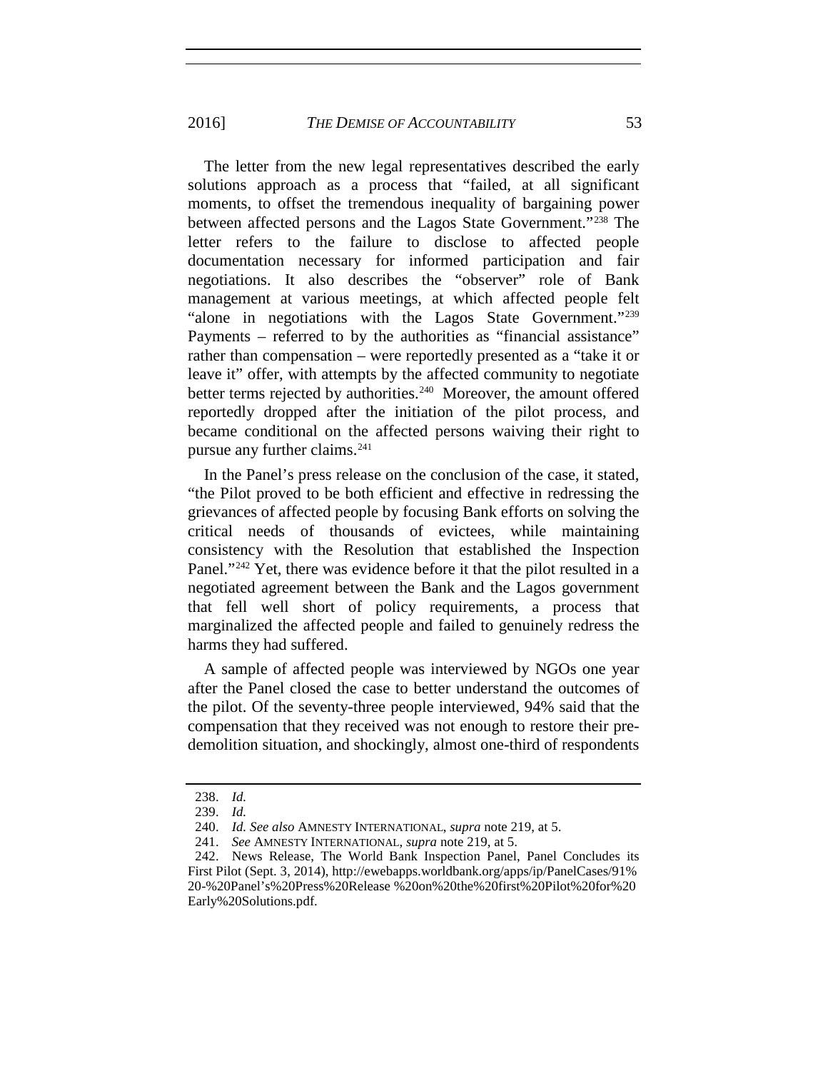The letter from the new legal representatives described the early solutions approach as a process that "failed, at all significant moments, to offset the tremendous inequality of bargaining power between affected persons and the Lagos State Government."[238] The letter refers to the failure to disclose to affected people documentation necessary for informed participation and fair negotiations. It also describes the "observer" role of Bank management at various meetings, at which affected people felt "alone in negotiations with the Lagos State Government."[239] Payments – referred to by the authorities as "financial assistance" rather than compensation – were reportedly presented as a "take it or leave it" offer, with attempts by the affected community to negotiate better terms rejected by authorities.[240] Moreover, the amount offered reportedly dropped after the initiation of the pilot process, and became conditional on the affected persons waiving their right to pursue any further claims.[241]

In the Panel's press release on the conclusion of the case, it stated, "the Pilot proved to be both efficient and effective in redressing the grievances of affected people by focusing Bank efforts on solving the critical needs of thousands of evictees, while maintaining consistency with the Resolution that established the Inspection Panel."[242] Yet, there was evidence before it that the pilot resulted in a negotiated agreement between the Bank and the Lagos government that fell well short of policy requirements, a process that marginalized the affected people and failed to genuinely redress the harms they had suffered.

A sample of affected people was interviewed by NGOs one year after the Panel closed the case to better understand the outcomes of the pilot. Of the seventy-three people interviewed, 94% said that the compensation that they received was not enough to restore their pre-demolition situation, and shockingly, almost one-third of respondents

---

238. *Id.*

239. *Id.*

240. *Id. See also* AMNESTY INTERNATIONAL, *supra* note 219, at 5.

241. *See* AMNESTY INTERNATIONAL, *supra* note 219, at 5.

242. News Release, The World Bank Inspection Panel, Panel Concludes its First Pilot (Sept. 3, 2014), http://ewebapps.worldbank.org/apps/ip/PanelCases/91%20-%20Panel's%20Press%20Release %20on%20the%20first%20Pilot%20for%20Early%20Solutions.pdf.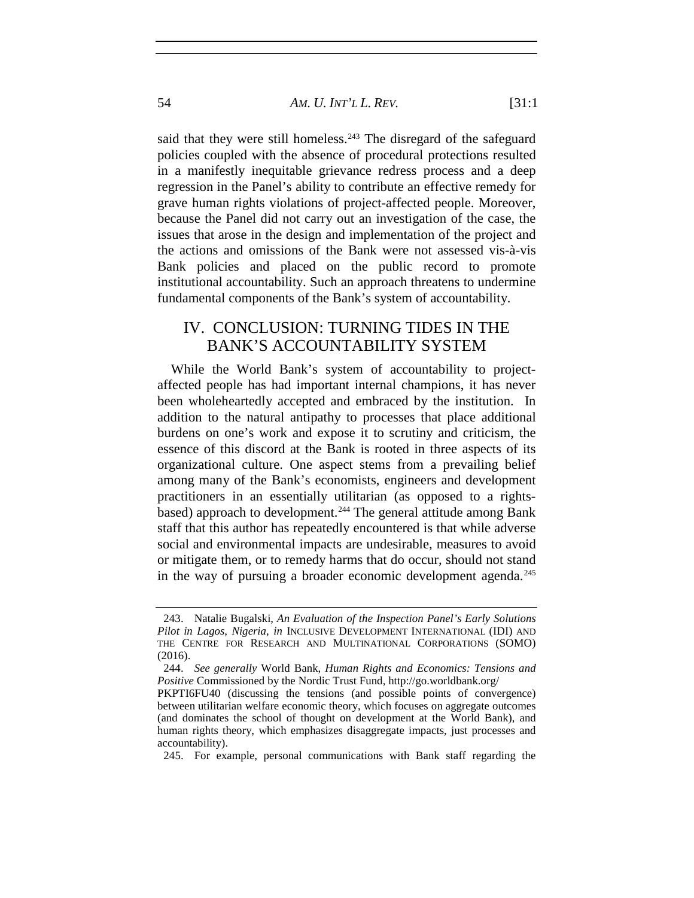said that they were still homeless.[243] The disregard of the safeguard policies coupled with the absence of procedural protections resulted in a manifestly inequitable grievance redress process and a deep regression in the Panel's ability to contribute an effective remedy for grave human rights violations of project-affected people. Moreover, because the Panel did not carry out an investigation of the case, the issues that arose in the design and implementation of the project and the actions and omissions of the Bank were not assessed vis-à-vis Bank policies and placed on the public record to promote institutional accountability. Such an approach threatens to undermine fundamental components of the Bank's system of accountability.

## IV. CONCLUSION: TURNING TIDES IN THE BANK'S ACCOUNTABILITY SYSTEM

While the World Bank's system of accountability to project-affected people has had important internal champions, it has never been wholeheartedly accepted and embraced by the institution. In addition to the natural antipathy to processes that place additional burdens on one's work and expose it to scrutiny and criticism, the essence of this discord at the Bank is rooted in three aspects of its organizational culture. One aspect stems from a prevailing belief among many of the Bank's economists, engineers and development practitioners in an essentially utilitarian (as opposed to a rights-based) approach to development.[244] The general attitude among Bank staff that this author has repeatedly encountered is that while adverse social and environmental impacts are undesirable, measures to avoid or mitigate them, or to remedy harms that do occur, should not stand in the way of pursuing a broader economic development agenda.[245]

---

243. Natalie Bugalski, *An Evaluation of the Inspection Panel's Early Solutions Pilot in Lagos, Nigeria*, *in* INCLUSIVE DEVELOPMENT INTERNATIONAL (IDI) AND THE CENTRE FOR RESEARCH AND MULTINATIONAL CORPORATIONS (SOMO) (2016).

244. *See generally* World Bank, *Human Rights and Economics: Tensions and Positive* Commissioned by the Nordic Trust Fund, http://go.worldbank.org/PKPTI6FU40 (discussing the tensions (and possible points of convergence) between utilitarian welfare economic theory, which focuses on aggregate outcomes (and dominates the school of thought on development at the World Bank), and human rights theory, which emphasizes disaggregate impacts, just processes and accountability).

245. For example, personal communications with Bank staff regarding the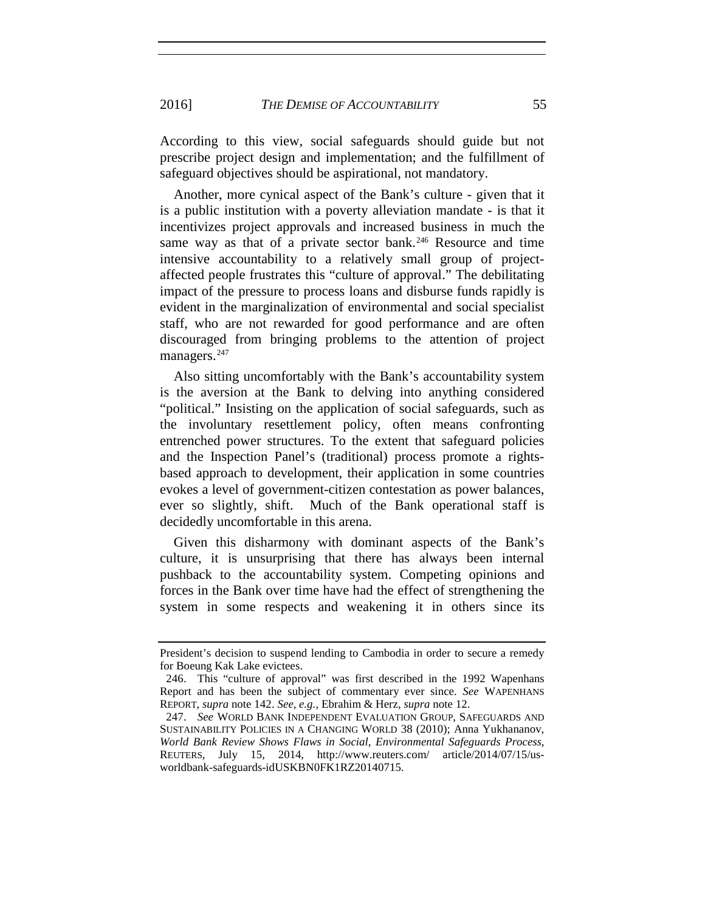According to this view, social safeguards should guide but not prescribe project design and implementation; and the fulfillment of safeguard objectives should be aspirational, not mandatory.

Another, more cynical aspect of the Bank's culture - given that it is a public institution with a poverty alleviation mandate - is that it incentivizes project approvals and increased business in much the same way as that of a private sector bank.[246] Resource and time intensive accountability to a relatively small group of project-affected people frustrates this "culture of approval." The debilitating impact of the pressure to process loans and disburse funds rapidly is evident in the marginalization of environmental and social specialist staff, who are not rewarded for good performance and are often discouraged from bringing problems to the attention of project managers.[247]

Also sitting uncomfortably with the Bank's accountability system is the aversion at the Bank to delving into anything considered "political." Insisting on the application of social safeguards, such as the involuntary resettlement policy, often means confronting entrenched power structures. To the extent that safeguard policies and the Inspection Panel's (traditional) process promote a rights-based approach to development, their application in some countries evokes a level of government-citizen contestation as power balances, ever so slightly, shift. Much of the Bank operational staff is decidedly uncomfortable in this arena.

Given this disharmony with dominant aspects of the Bank's culture, it is unsurprising that there has always been internal pushback to the accountability system. Competing opinions and forces in the Bank over time have had the effect of strengthening the system in some respects and weakening it in others since its

---

President's decision to suspend lending to Cambodia in order to secure a remedy for Boeung Kak Lake evictees.

246. This "culture of approval" was first described in the 1992 Wapenhans Report and has been the subject of commentary ever since. *See* WAPENHANS REPORT, *supra* note 142. *See, e.g.,* Ebrahim & Herz, *supra* note 12.

247. *See* WORLD BANK INDEPENDENT EVALUATION GROUP, SAFEGUARDS AND SUSTAINABILITY POLICIES IN A CHANGING WORLD 38 (2010); Anna Yukhananov, *World Bank Review Shows Flaws in Social, Environmental Safeguards Process*, REUTERS, July 15, 2014, http://www.reuters.com/ article/2014/07/15/us-worldbank-safeguards-idUSKBN0FK1RZ20140715.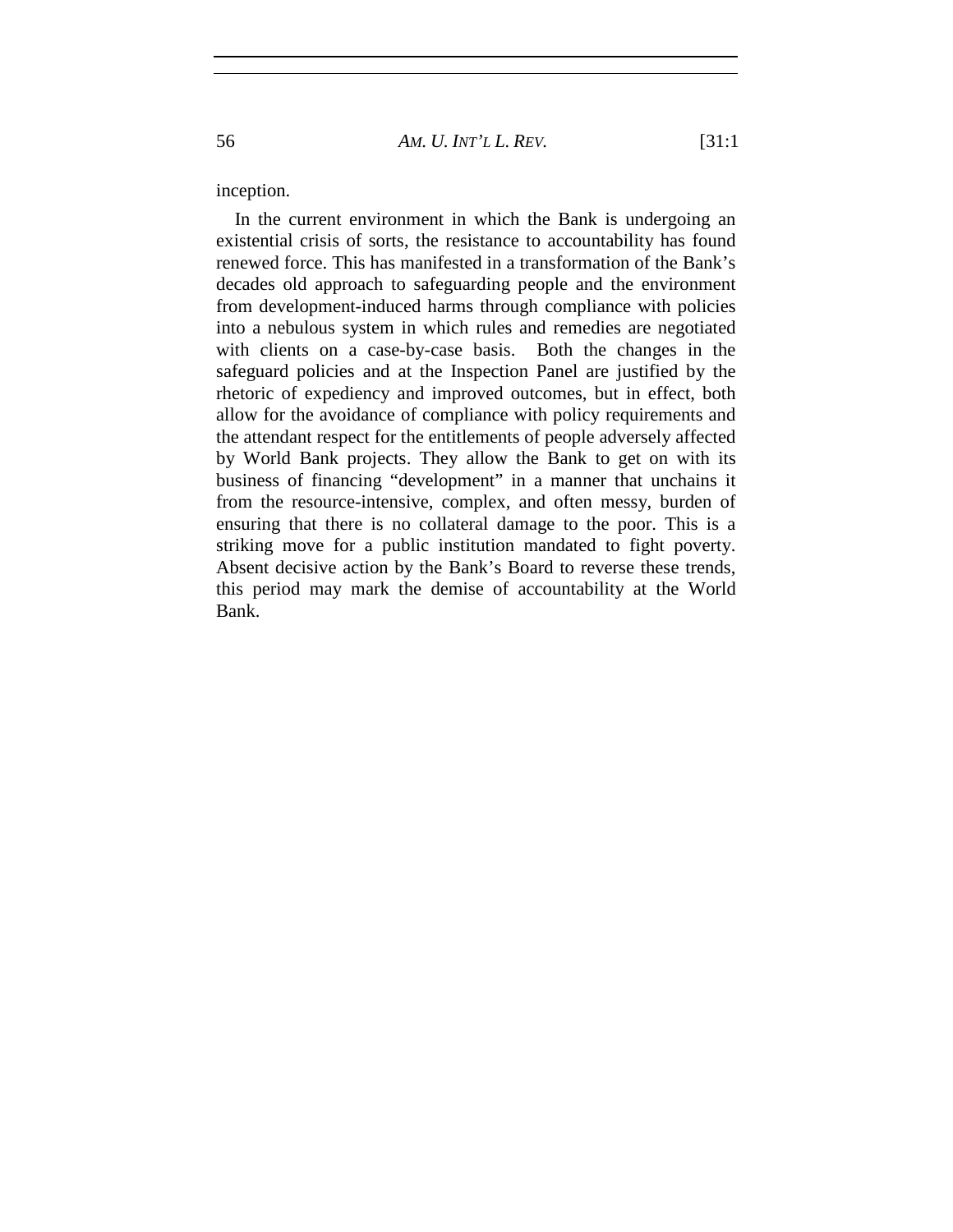inception.

In the current environment in which the Bank is undergoing an existential crisis of sorts, the resistance to accountability has found renewed force. This has manifested in a transformation of the Bank's decades old approach to safeguarding people and the environment from development-induced harms through compliance with policies into a nebulous system in which rules and remedies are negotiated with clients on a case-by-case basis. Both the changes in the safeguard policies and at the Inspection Panel are justified by the rhetoric of expediency and improved outcomes, but in effect, both allow for the avoidance of compliance with policy requirements and the attendant respect for the entitlements of people adversely affected by World Bank projects. They allow the Bank to get on with its business of financing "development" in a manner that unchains it from the resource-intensive, complex, and often messy, burden of ensuring that there is no collateral damage to the poor. This is a striking move for a public institution mandated to fight poverty. Absent decisive action by the Bank's Board to reverse these trends, this period may mark the demise of accountability at the World Bank.